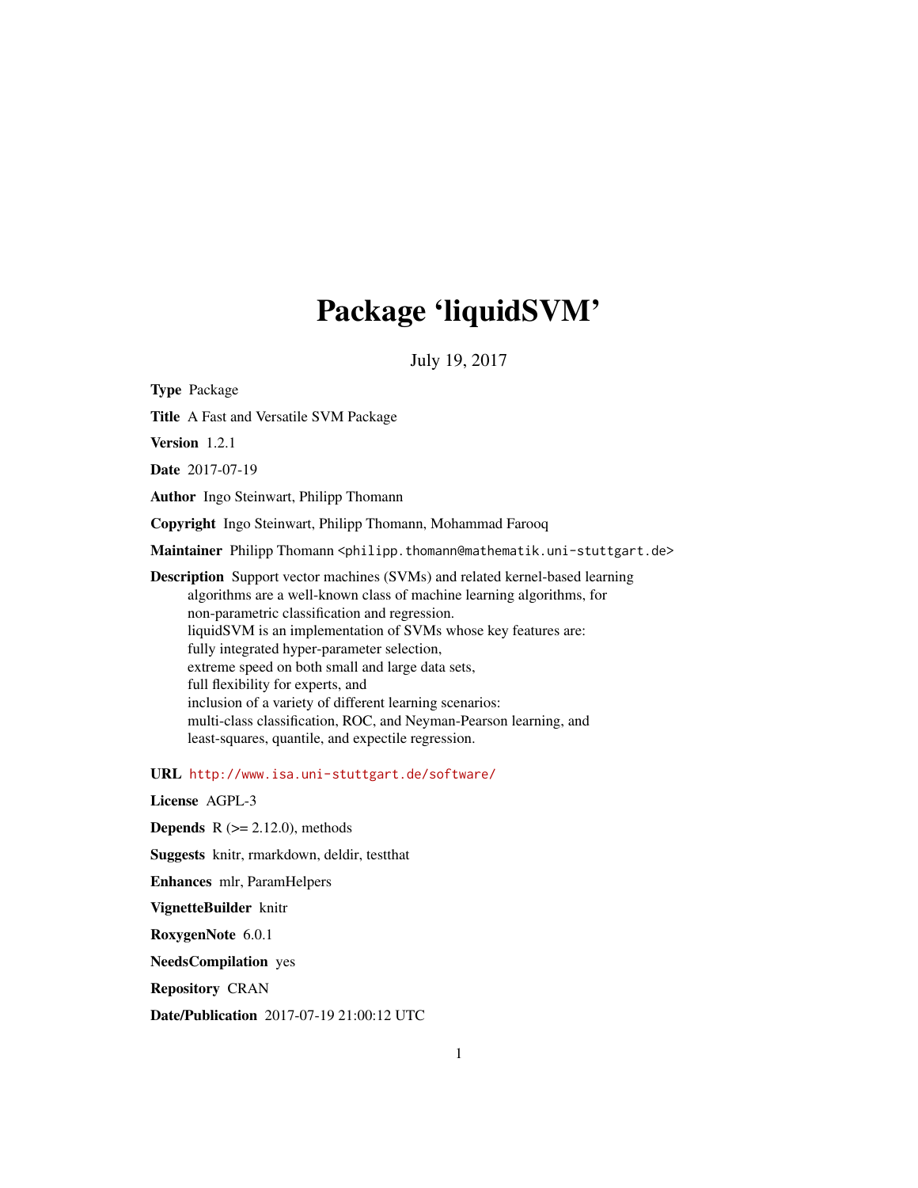# Package 'liquidSVM'

July 19, 2017

**Type** Package

**Title** A Fast and Versatile SVM Package

**Version** 1.2.1

**Date** 2017-07-19

**Author** Ingo Steinwart, Philipp Thomann

**Copyright** Ingo Steinwart, Philipp Thomann, Mohammad Farooq

**Maintainer** Philipp Thomann <philipp.thomann@mathematik.uni-stuttgart.de>

**Description** Support vector machines (SVMs) and related kernel-based learning algorithms are a well-known class of machine learning algorithms, for non-parametric classification and regression. liquidSVM is an implementation of SVMs whose key features are: fully integrated hyper-parameter selection, extreme speed on both small and large data sets, full flexibility for experts, and inclusion of a variety of different learning scenarios: multi-class classification, ROC, and Neyman-Pearson learning, and least-squares, quantile, and expectile regression.

**URL** http://www.isa.uni-stuttgart.de/software/

**License** AGPL-3

**Depends** R (>= 2.12.0), methods

**Suggests** knitr, rmarkdown, deldir, testthat

**Enhances** mlr, ParamHelpers

**VignetteBuilder** knitr

**RoxygenNote** 6.0.1

**NeedsCompilation** yes

**Repository** CRAN

**Date/Publication** 2017-07-19 21:00:12 UTC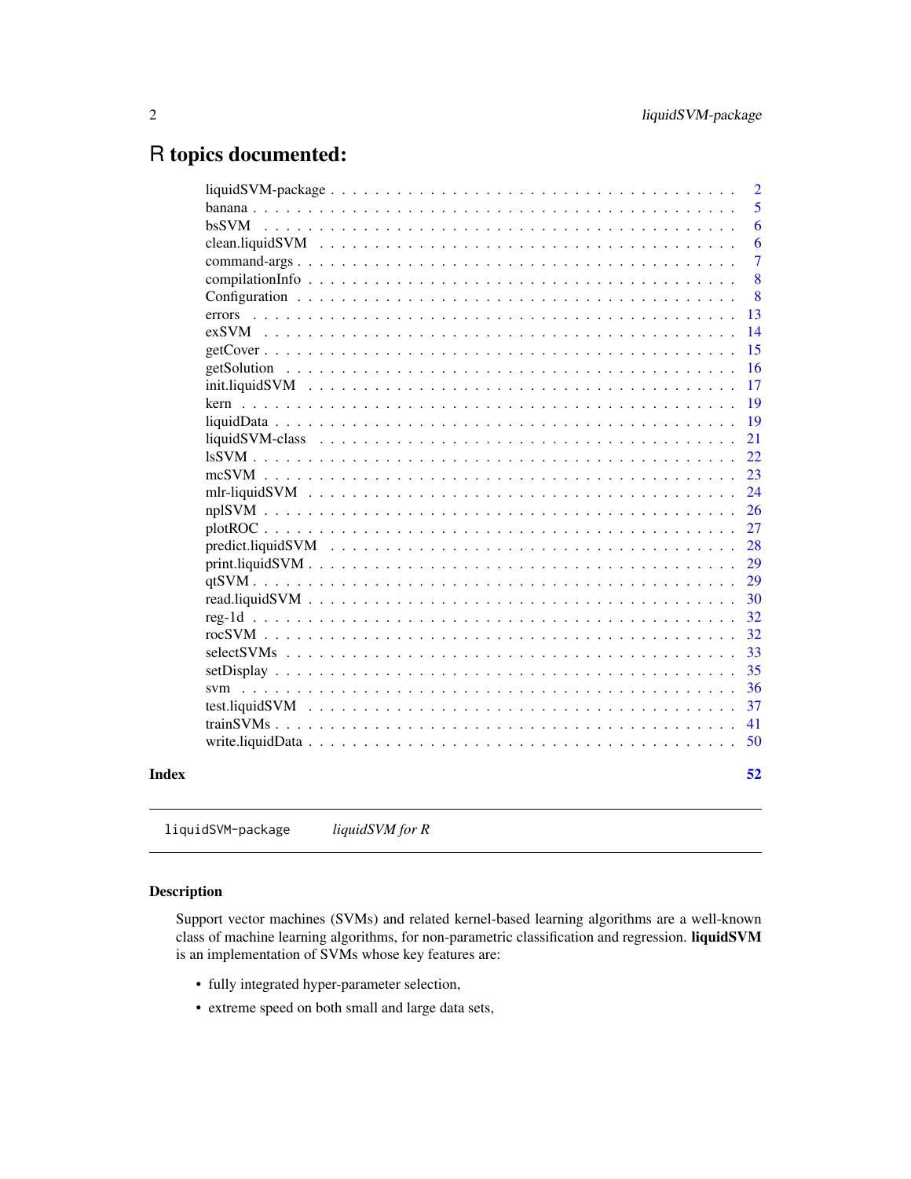# R topics documented:

| | |
|---|---|
| liquidSVM-package | 2 |
| banana | 5 |
| bsSVM | 6 |
| clean.liquidSVM | 6 |
| command-args | 7 |
| compilationInfo | 8 |
| Configuration | 8 |
| errors | 13 |
| exSVM | 14 |
| getCover | 15 |
| getSolution | 16 |
| init.liquidSVM | 17 |
| kern | 19 |
| liquidData | 19 |
| liquidSVM-class | 21 |
| lsSVM | 22 |
| mcSVM | 23 |
| mlr-liquidSVM | 24 |
| nplSVM | 26 |
| plotROC | 27 |
| predict.liquidSVM | 28 |
| print.liquidSVM | 29 |
| qtSVM | 29 |
| read.liquidSVM | 30 |
| reg-1d | 32 |
| rocSVM | 32 |
| selectSVMs | 33 |
| setDisplay | 35 |
| svm | 36 |
| test.liquidSVM | 37 |
| trainSVMs | 41 |
| write.liquidData | 50 |

**Index** **52**

---

`liquidSVM-package` *liquidSVM for R*

---

## Description

Support vector machines (SVMs) and related kernel-based learning algorithms are a well-known class of machine learning algorithms, for non-parametric classification and regression. **liquidSVM** is an implementation of SVMs whose key features are:

- fully integrated hyper-parameter selection,
- extreme speed on both small and large data sets,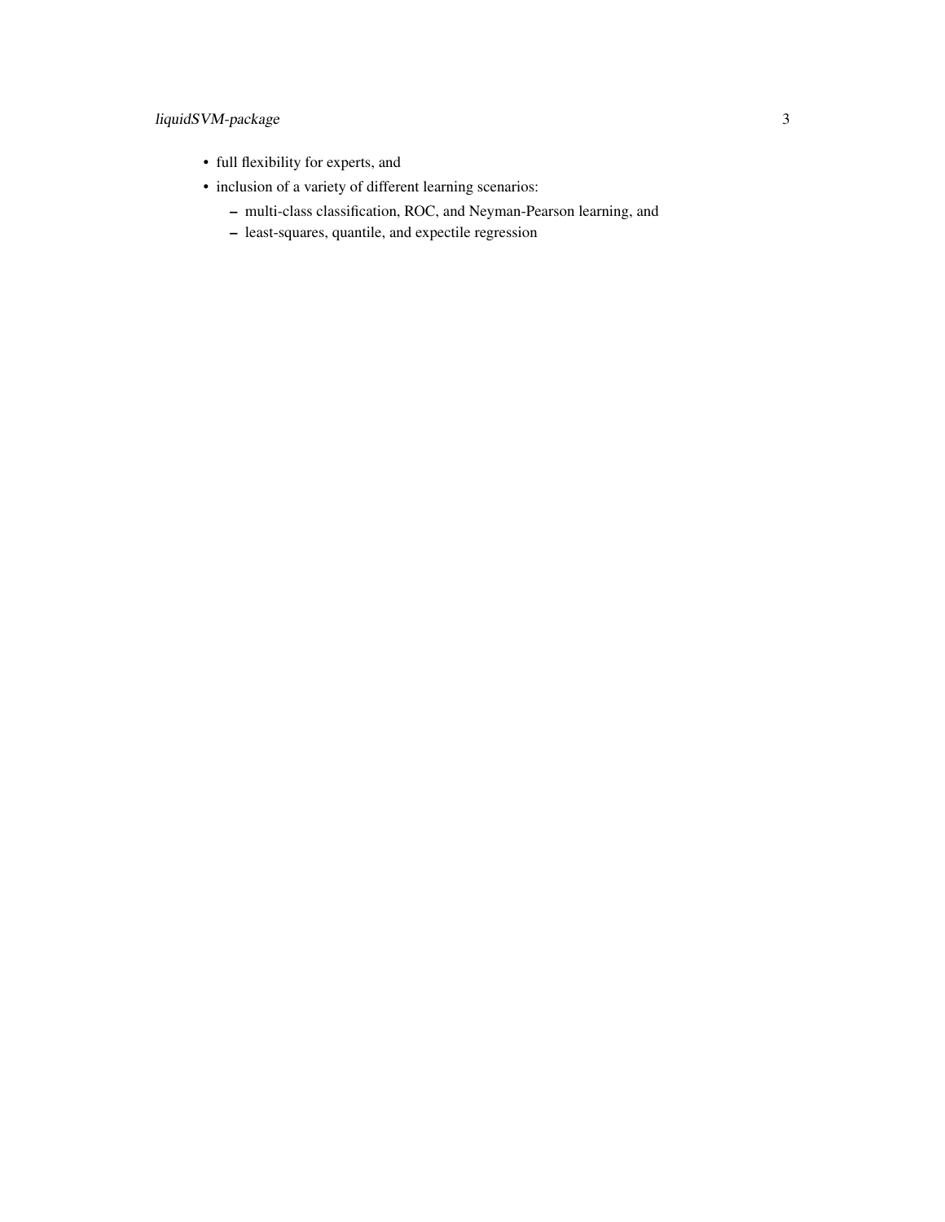- full flexibility for experts, and
- inclusion of a variety of different learning scenarios:
  - multi-class classification, ROC, and Neyman-Pearson learning, and
  - least-squares, quantile, and expectile regression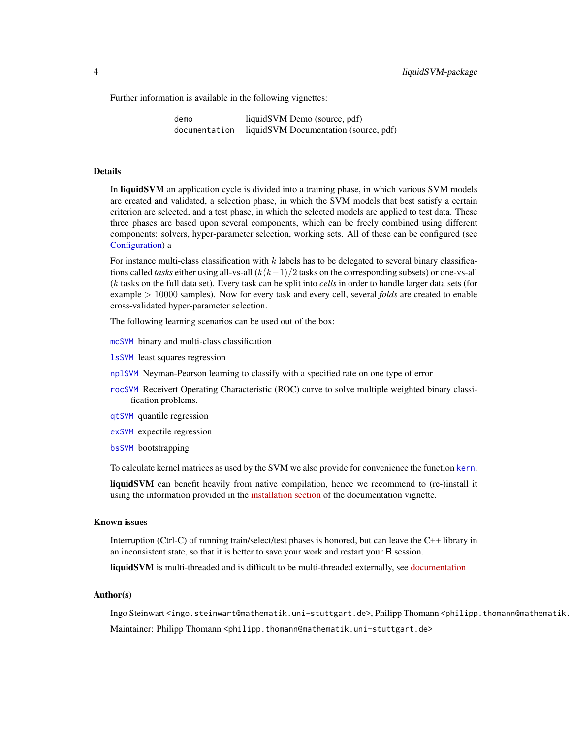Further information is available in the following vignettes:

| | |
|---|---|
| `demo` | liquidSVM Demo (source, pdf) |
| `documentation` | liquidSVM Documentation (source, pdf) |

## Details

In **liquidSVM** an application cycle is divided into a training phase, in which various SVM models are created and validated, a selection phase, in which the SVM models that best satisfy a certain criterion are selected, and a test phase, in which the selected models are applied to test data. These three phases are based upon several components, which can be freely combined using different components: solvers, hyper-parameter selection, working sets. All of these can be configured (see Configuration) a

For instance multi-class classification with $k$ labels has to be delegated to several binary classifications called *tasks* either using all-vs-all ($k(k-1)/2$ tasks on the corresponding subsets) or one-vs-all ($k$ tasks on the full data set). Every task can be split into *cells* in order to handle larger data sets (for example $> 10000$ samples). Now for every task and every cell, several *folds* are created to enable cross-validated hyper-parameter selection.

The following learning scenarios can be used out of the box:

- `mcSVM` binary and multi-class classification
- `lsSVM` least squares regression
- `nplSVM` Neyman-Pearson learning to classify with a specified rate on one type of error
- `rocSVM` Receivert Operating Characteristic (ROC) curve to solve multiple weighted binary classification problems.
- `qtSVM` quantile regression
- `exSVM` expectile regression
- `bsSVM` bootstrapping

To calculate kernel matrices as used by the SVM we also provide for convenience the function `kern`.

**liquidSVM** can benefit heavily from native compilation, hence we recommend to (re-)install it using the information provided in the installation section of the documentation vignette.

## Known issues

Interruption (Ctrl-C) of running train/select/test phases is honored, but can leave the C++ library in an inconsistent state, so that it is better to save your work and restart your R session.

**liquidSVM** is multi-threaded and is difficult to be multi-threaded externally, see documentation

## Author(s)

Ingo Steinwart <ingo.steinwart@mathematik.uni-stuttgart.de>, Philipp Thomann <philipp.thomann@mathematik.

Maintainer: Philipp Thomann <philipp.thomann@mathematik.uni-stuttgart.de>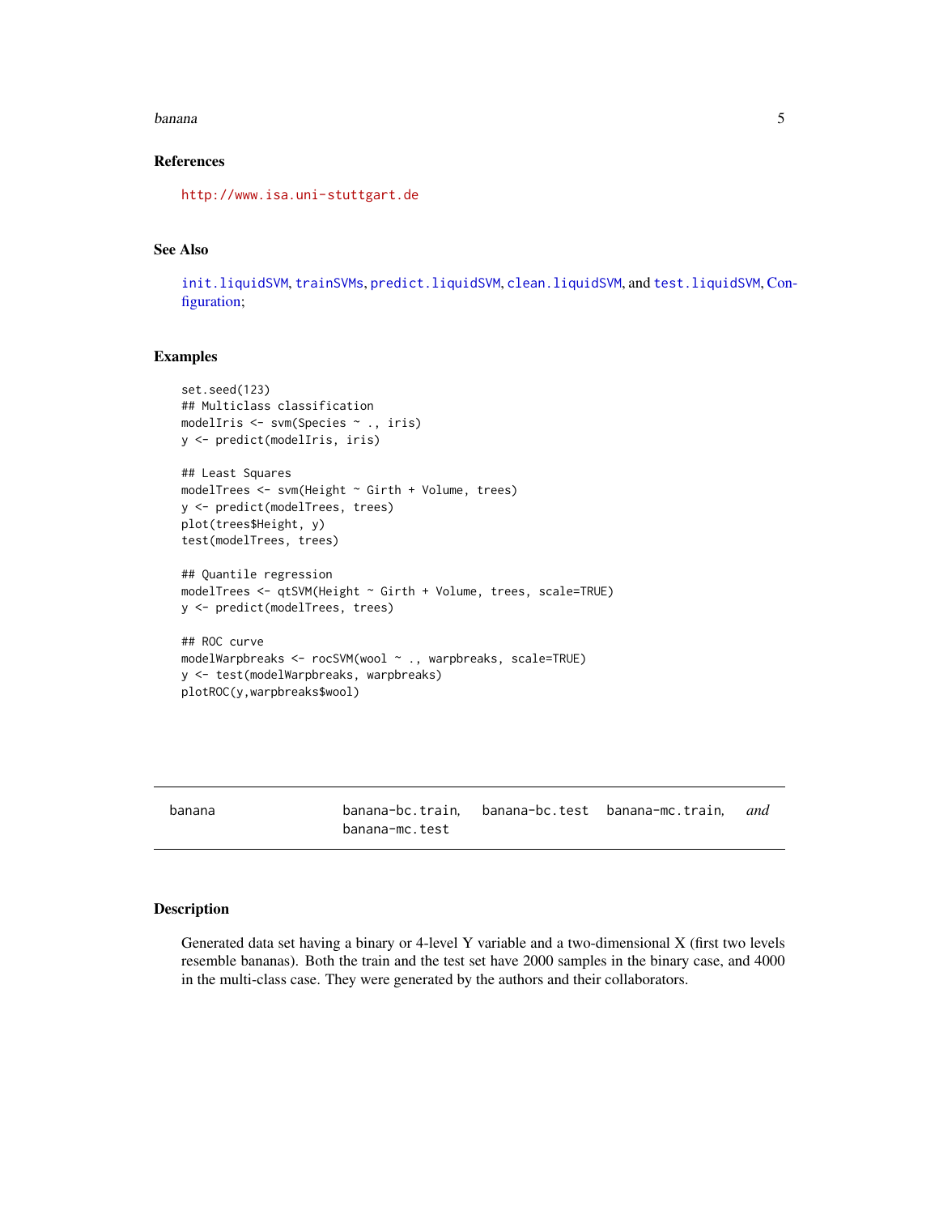## References

http://www.isa.uni-stuttgart.de

## See Also

init.liquidSVM, trainSVMs, predict.liquidSVM, clean.liquidSVM, and test.liquidSVM, Configuration;

## Examples

```
set.seed(123)
## Multiclass classification
modelIris <- svm(Species ~ ., iris)
y <- predict(modelIris, iris)

## Least Squares
modelTrees <- svm(Height ~ Girth + Volume, trees)
y <- predict(modelTrees, trees)
plot(trees$Height, y)
test(modelTrees, trees)

## Quantile regression
modelTrees <- qtSVM(Height ~ Girth + Volume, trees, scale=TRUE)
y <- predict(modelTrees, trees)

## ROC curve
modelWarpbreaks <- rocSVM(wool ~ ., warpbreaks, scale=TRUE)
y <- test(modelWarpbreaks, warpbreaks)
plotROC(y,warpbreaks$wool)
```

---

# banana — banana-bc.train, banana-bc.test banana-mc.train, *and* banana-mc.test

---

## Description

Generated data set having a binary or 4-level Y variable and a two-dimensional X (first two levels resemble bananas). Both the train and the test set have 2000 samples in the binary case, and 4000 in the multi-class case. They were generated by the authors and their collaborators.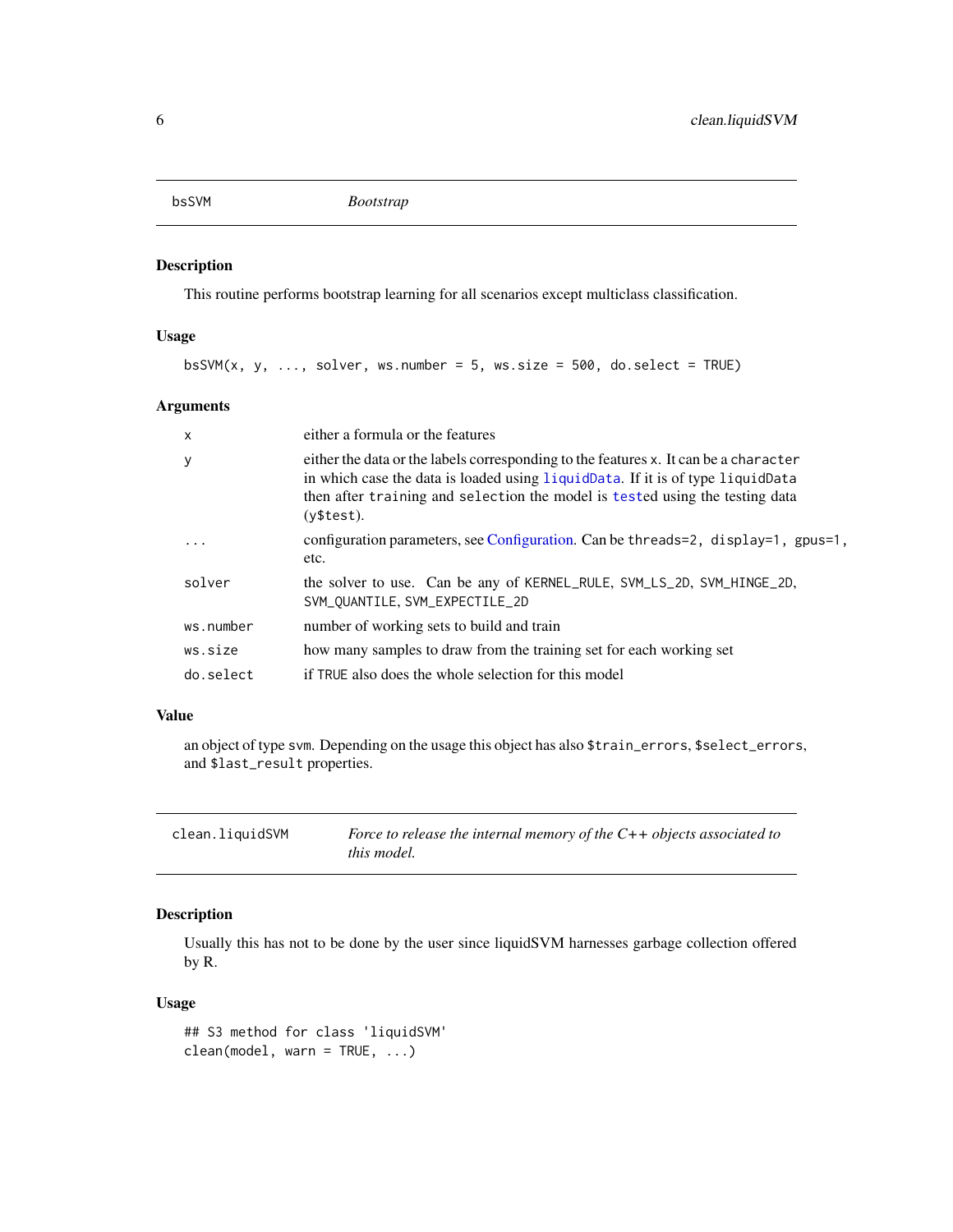## bsSVM *Bootstrap*

### Description

This routine performs bootstrap learning for all scenarios except multiclass classification.

### Usage

```
bsSVM(x, y, ..., solver, ws.number = 5, ws.size = 500, do.select = TRUE)
```

### Arguments

| | |
|---|---|
| x | either a formula or the features |
| y | either the data or the labels corresponding to the features `x`. It can be a `character` in which case the data is loaded using `liquidData`. If it is of type `liquidData` then after training and selection the model is `test`ed using the testing data (`y$test`). |
| ... | configuration parameters, see Configuration. Can be `threads=2, display=1, gpus=1,` etc. |
| solver | the solver to use. Can be any of `KERNEL_RULE`, `SVM_LS_2D`, `SVM_HINGE_2D`, `SVM_QUANTILE`, `SVM_EXPECTILE_2D` |
| ws.number | number of working sets to build and train |
| ws.size | how many samples to draw from the training set for each working set |
| do.select | if `TRUE` also does the whole selection for this model |

### Value

an object of type `svm`. Depending on the usage this object has also `$train_errors`, `$select_errors`, and `$last_result` properties.

## clean.liquidSVM *Force to release the internal memory of the C++ objects associated to this model.*

### Description

Usually this has not to be done by the user since liquidSVM harnesses garbage collection offered by R.

### Usage

```
## S3 method for class 'liquidSVM'
clean(model, warn = TRUE, ...)
```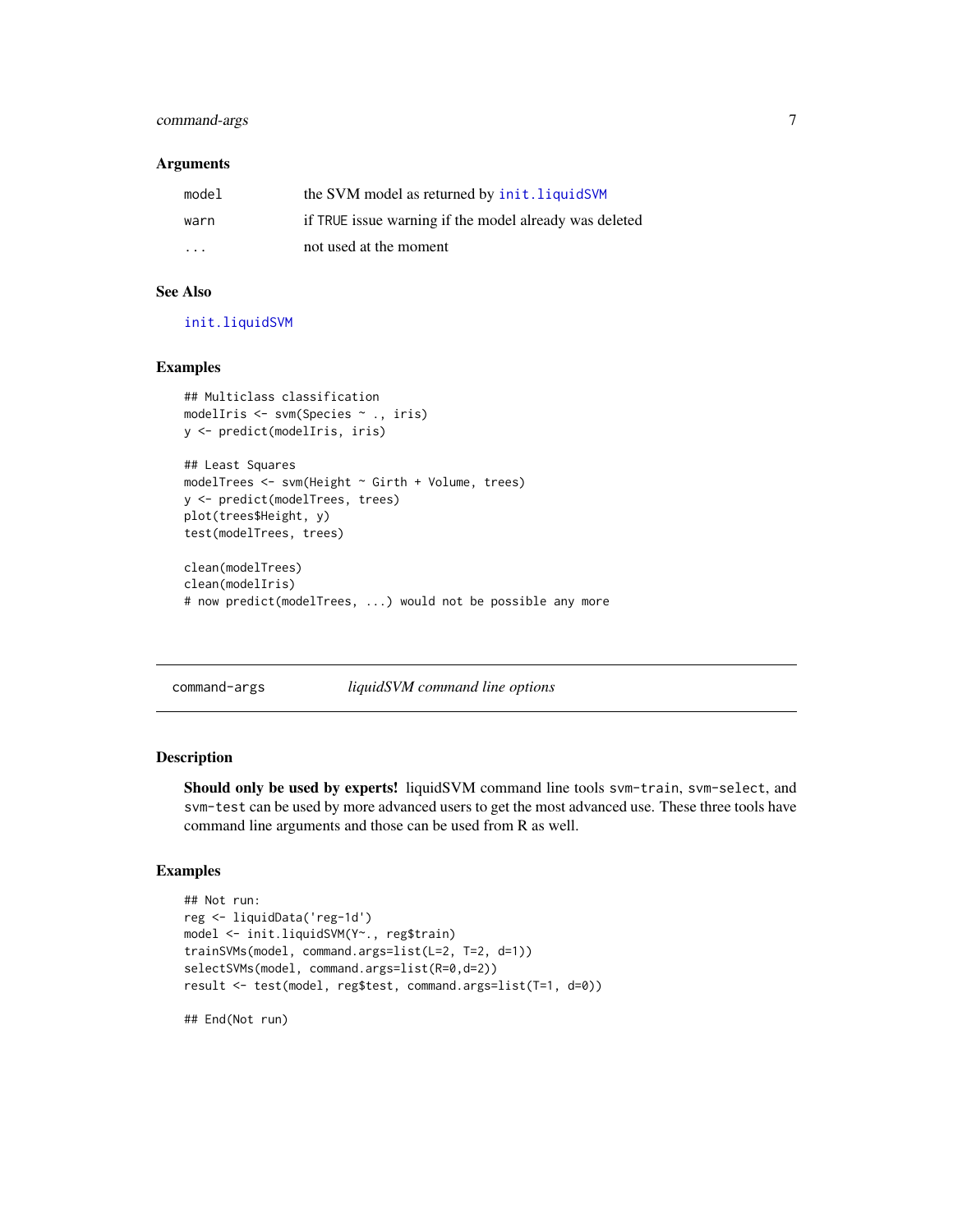### Arguments

| | |
|---|---|
| model | the SVM model as returned by init.liquidSVM |
| warn | if TRUE issue warning if the model already was deleted |
| ... | not used at the moment |

### See Also

init.liquidSVM

### Examples

```
## Multiclass classification
modelIris <- svm(Species ~ ., iris)
y <- predict(modelIris, iris)

## Least Squares
modelTrees <- svm(Height ~ Girth + Volume, trees)
y <- predict(modelTrees, trees)
plot(trees$Height, y)
test(modelTrees, trees)

clean(modelTrees)
clean(modelIris)
# now predict(modelTrees, ...) would not be possible any more
```

---

## command-args    *liquidSVM command line options*

---

### Description

**Should only be used by experts!** liquidSVM command line tools svm-train, svm-select, and svm-test can be used by more advanced users to get the most advanced use. These three tools have command line arguments and those can be used from R as well.

### Examples

```
## Not run:
reg <- liquidData('reg-1d')
model <- init.liquidSVM(Y~., reg$train)
trainSVMs(model, command.args=list(L=2, T=2, d=1))
selectSVMs(model, command.args=list(R=0,d=2))
result <- test(model, reg$test, command.args=list(T=1, d=0))

## End(Not run)
```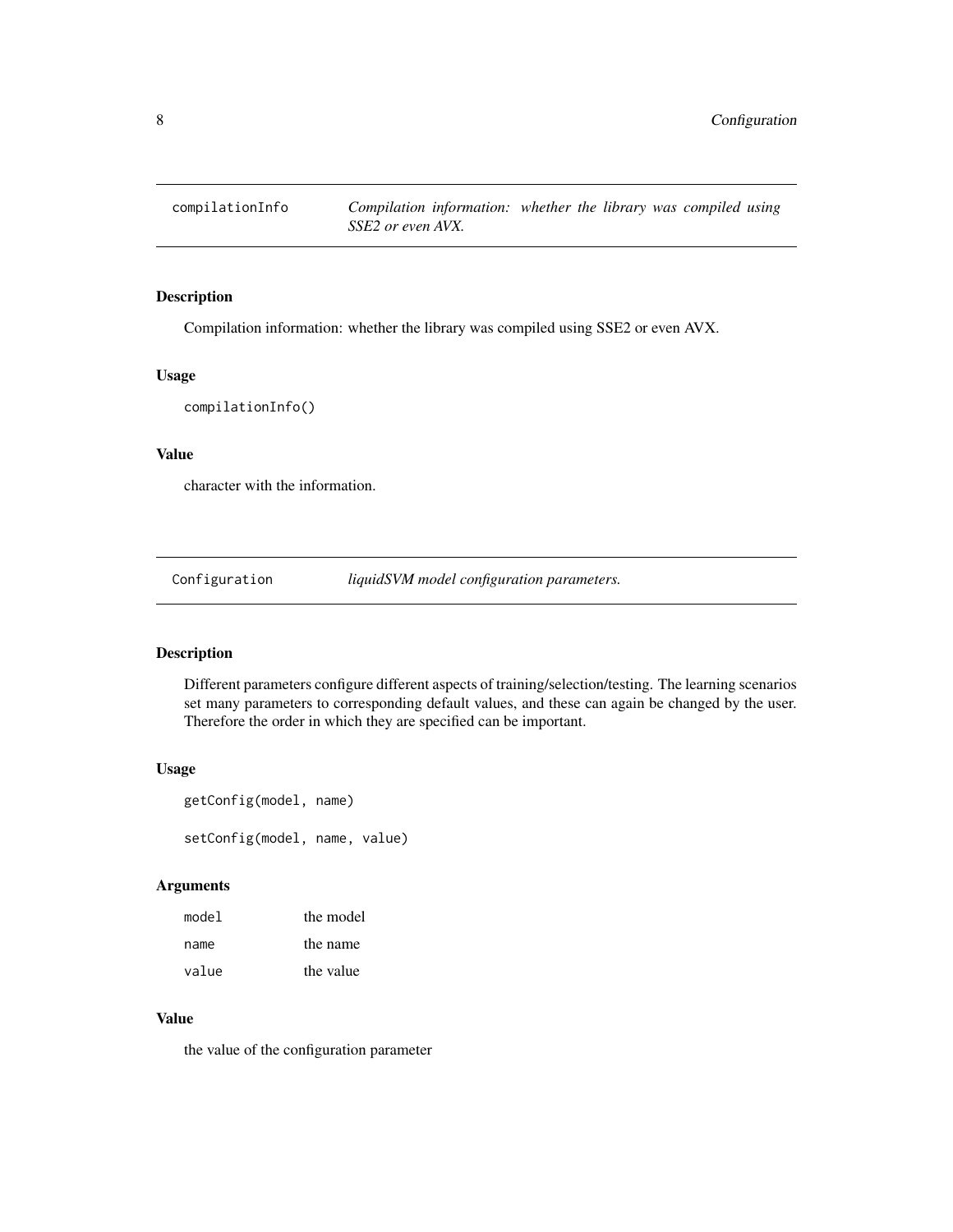## compilationInfo — *Compilation information: whether the library was compiled using SSE2 or even AVX.*

### Description

Compilation information: whether the library was compiled using SSE2 or even AVX.

### Usage

```
compilationInfo()
```

### Value

character with the information.

## Configuration — *liquidSVM model configuration parameters.*

### Description

Different parameters configure different aspects of training/selection/testing. The learning scenarios set many parameters to corresponding default values, and these can again be changed by the user. Therefore the order in which they are specified can be important.

### Usage

```
getConfig(model, name)

setConfig(model, name, value)
```

### Arguments

| | |
|---|---|
| `model` | the model |
| `name` | the name |
| `value` | the value |

### Value

the value of the configuration parameter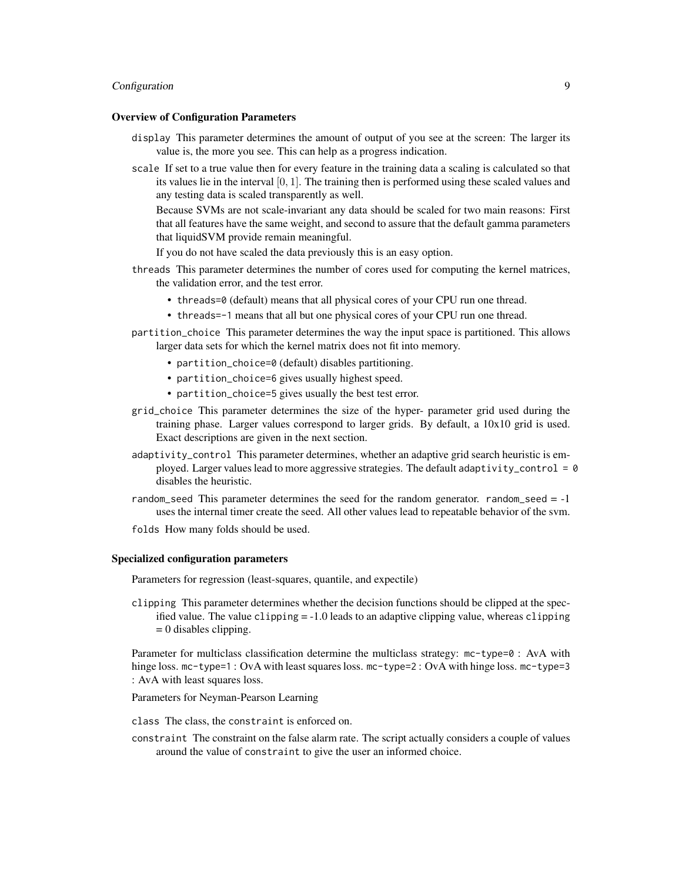### Overview of Configuration Parameters

`display` This parameter determines the amount of output of you see at the screen: The larger its value is, the more you see. This can help as a progress indication.

`scale` If set to a true value then for every feature in the training data a scaling is calculated so that its values lie in the interval $[0, 1]$. The training then is performed using these scaled values and any testing data is scaled transparently as well.

Because SVMs are not scale-invariant any data should be scaled for two main reasons: First that all features have the same weight, and second to assure that the default gamma parameters that liquidSVM provide remain meaningful.

If you do not have scaled the data previously this is an easy option.

`threads` This parameter determines the number of cores used for computing the kernel matrices, the validation error, and the test error.

- `threads=0` (default) means that all physical cores of your CPU run one thread.
- `threads=-1` means that all but one physical cores of your CPU run one thread.

`partition_choice` This parameter determines the way the input space is partitioned. This allows larger data sets for which the kernel matrix does not fit into memory.

- `partition_choice=0` (default) disables partitioning.
- `partition_choice=6` gives usually highest speed.
- `partition_choice=5` gives usually the best test error.

`grid_choice` This parameter determines the size of the hyper- parameter grid used during the training phase. Larger values correspond to larger grids. By default, a 10x10 grid is used. Exact descriptions are given in the next section.

`adaptivity_control` This parameter determines, whether an adaptive grid search heuristic is employed. Larger values lead to more aggressive strategies. The default `adaptivity_control = 0` disables the heuristic.

`random_seed` This parameter determines the seed for the random generator. `random_seed` = -1 uses the internal timer create the seed. All other values lead to repeatable behavior of the svm.

`folds` How many folds should be used.

### Specialized configuration parameters

Parameters for regression (least-squares, quantile, and expectile)

`clipping` This parameter determines whether the decision functions should be clipped at the specified value. The value `clipping` = -1.0 leads to an adaptive clipping value, whereas `clipping` = 0 disables clipping.

Parameter for multiclass classification determine the multiclass strategy: `mc-type=0` : AvA with hinge loss. `mc-type=1` : OvA with least squares loss. `mc-type=2` : OvA with hinge loss. `mc-type=3` : AvA with least squares loss.

Parameters for Neyman-Pearson Learning

`class` The class, the `constraint` is enforced on.

`constraint` The constraint on the false alarm rate. The script actually considers a couple of values around the value of `constraint` to give the user an informed choice.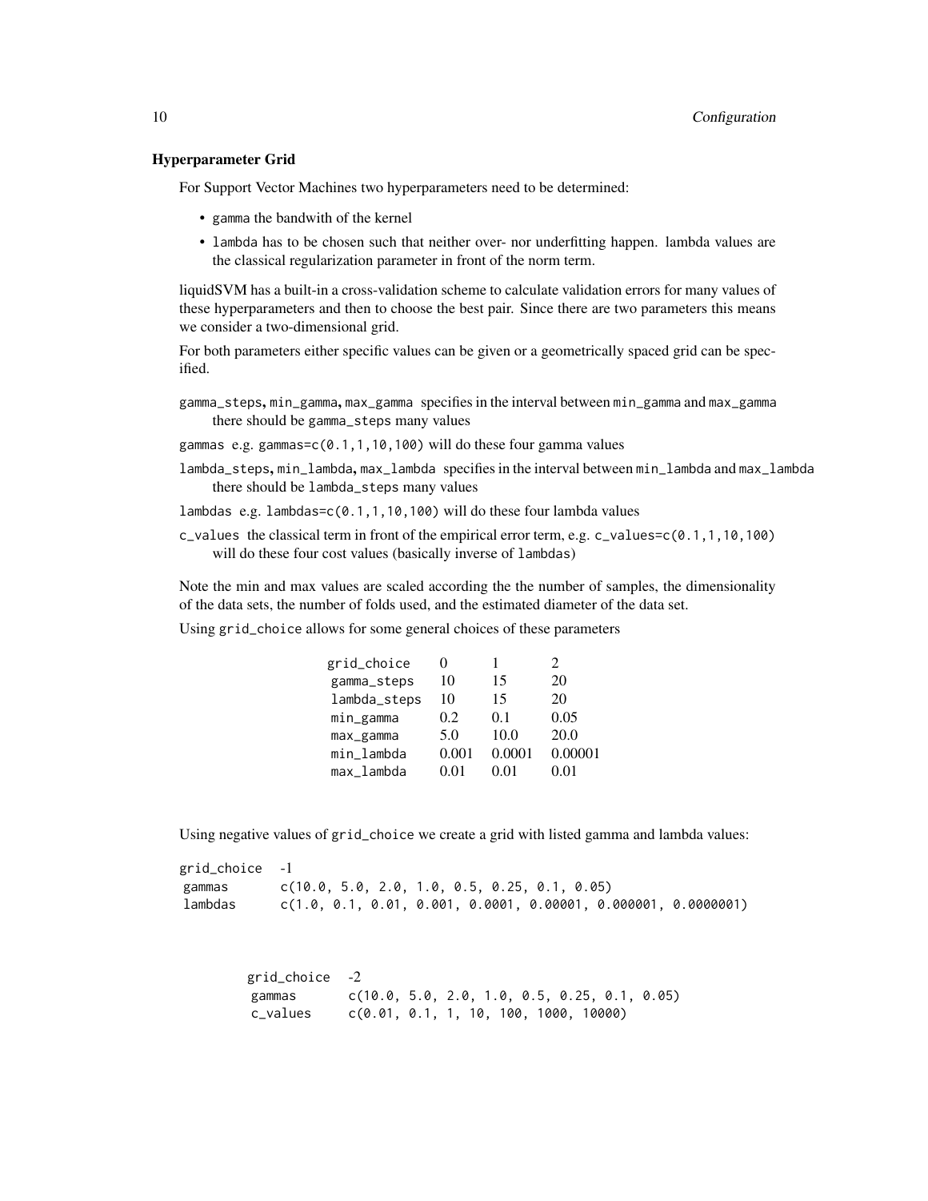### Hyperparameter Grid

For Support Vector Machines two hyperparameters need to be determined:

- `gamma` the bandwith of the kernel
- `lambda` has to be chosen such that neither over- nor underfitting happen. lambda values are the classical regularization parameter in front of the norm term.

liquidSVM has a built-in a cross-validation scheme to calculate validation errors for many values of these hyperparameters and then to choose the best pair. Since there are two parameters this means we consider a two-dimensional grid.

For both parameters either specific values can be given or a geometrically spaced grid can be specified.

`gamma_steps`, `min_gamma`, `max_gamma` specifies in the interval between `min_gamma` and `max_gamma` there should be `gamma_steps` many values

`gammas` e.g. `gammas=c(0.1,1,10,100)` will do these four gamma values

`lambda_steps`, `min_lambda`, `max_lambda` specifies in the interval between `min_lambda` and `max_lambda` there should be `lambda_steps` many values

`lambdas` e.g. `lambdas=c(0.1,1,10,100)` will do these four lambda values

`c_values` the classical term in front of the empirical error term, e.g. `c_values=c(0.1,1,10,100)` will do these four cost values (basically inverse of `lambdas`)

Note the min and max values are scaled according the the number of samples, the dimensionality of the data sets, the number of folds used, and the estimated diameter of the data set.

Using `grid_choice` allows for some general choices of these parameters

| grid_choice | 0 | 1 | 2 |
|---|---|---|---|
| gamma_steps | 10 | 15 | 20 |
| lambda_steps | 10 | 15 | 20 |
| min_gamma | 0.2 | 0.1 | 0.05 |
| max_gamma | 5.0 | 10.0 | 20.0 |
| min_lambda | 0.001 | 0.0001 | 0.00001 |
| max_lambda | 0.01 | 0.01 | 0.01 |

Using negative values of `grid_choice` we create a grid with listed gamma and lambda values:

```
grid_choice  -1
 gammas       c(10.0, 5.0, 2.0, 1.0, 0.5, 0.25, 0.1, 0.05)
 lambdas      c(1.0, 0.1, 0.01, 0.001, 0.0001, 0.00001, 0.000001, 0.0000001)
```

```
grid_choice  -2
 gammas       c(10.0, 5.0, 2.0, 1.0, 0.5, 0.25, 0.1, 0.05)
 c_values     c(0.01, 0.1, 1, 10, 100, 1000, 10000)
```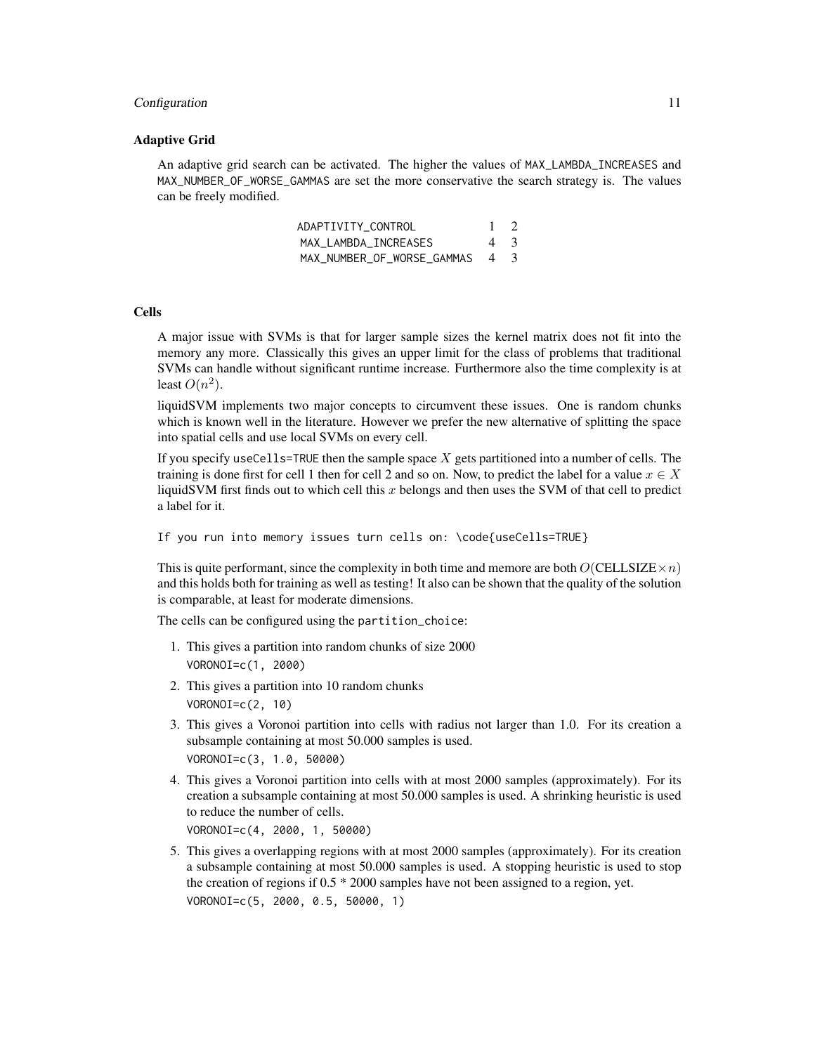### Adaptive Grid

An adaptive grid search can be activated. The higher the values of MAX_LAMBDA_INCREASES and MAX_NUMBER_OF_WORSE_GAMMAS are set the more conservative the search strategy is. The values can be freely modified.

```
ADAPTIVITY_CONTROL          1  2
 MAX_LAMBDA_INCREASES        4  3
 MAX_NUMBER_OF_WORSE_GAMMAS  4  3
```

### Cells

A major issue with SVMs is that for larger sample sizes the kernel matrix does not fit into the memory any more. Classically this gives an upper limit for the class of problems that traditional SVMs can handle without significant runtime increase. Furthermore also the time complexity is at least $O(n^2)$.

liquidSVM implements two major concepts to circumvent these issues. One is random chunks which is known well in the literature. However we prefer the new alternative of splitting the space into spatial cells and use local SVMs on every cell.

If you specify useCells=TRUE then the sample space $X$ gets partitioned into a number of cells. The training is done first for cell 1 then for cell 2 and so on. Now, to predict the label for a value $x \in X$ liquidSVM first finds out to which cell this $x$ belongs and then uses the SVM of that cell to predict a label for it.

```
If you run into memory issues turn cells on: \code{useCells=TRUE}
```

This is quite performant, since the complexity in both time and memore are both $O(\text{CELLSIZE} \times n)$ and this holds both for training as well as testing! It also can be shown that the quality of the solution is comparable, at least for moderate dimensions.

The cells can be configured using the partition_choice:

1. This gives a partition into random chunks of size 2000
   VORONOI=c(1, 2000)
2. This gives a partition into 10 random chunks
   VORONOI=c(2, 10)
3. This gives a Voronoi partition into cells with radius not larger than 1.0. For its creation a subsample containing at most 50.000 samples is used.
   VORONOI=c(3, 1.0, 50000)
4. This gives a Voronoi partition into cells with at most 2000 samples (approximately). For its creation a subsample containing at most 50.000 samples is used. A shrinking heuristic is used to reduce the number of cells.
   VORONOI=c(4, 2000, 1, 50000)
5. This gives a overlapping regions with at most 2000 samples (approximately). For its creation a subsample containing at most 50.000 samples is used. A stopping heuristic is used to stop the creation of regions if 0.5 * 2000 samples have not been assigned to a region, yet.
   VORONOI=c(5, 2000, 0.5, 50000, 1)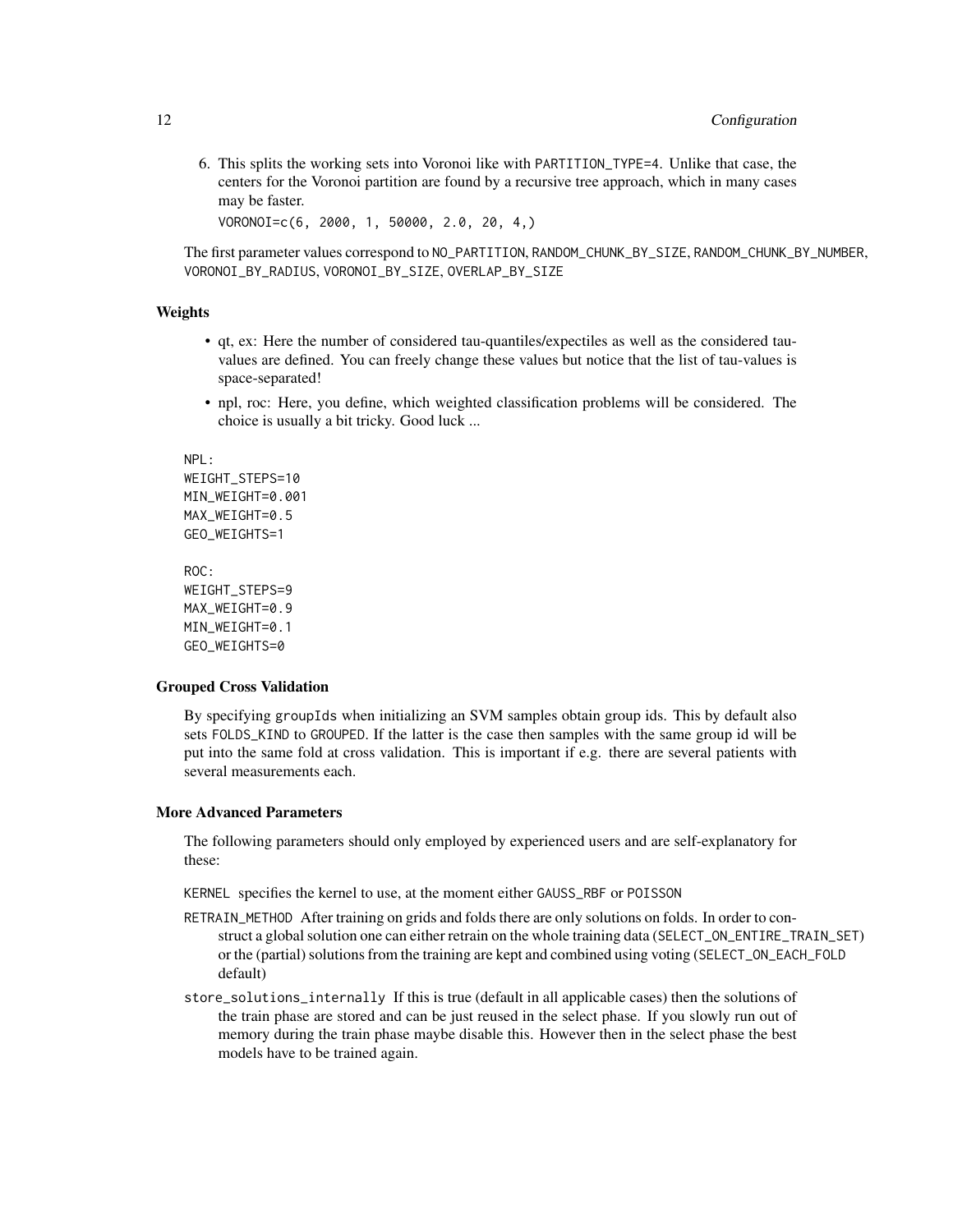6. This splits the working sets into Voronoi like with `PARTITION_TYPE=4`. Unlike that case, the centers for the Voronoi partition are found by a recursive tree approach, which in many cases may be faster.

   `VORONOI=c(6, 2000, 1, 50000, 2.0, 20, 4,)`

The first parameter values correspond to `NO_PARTITION`, `RANDOM_CHUNK_BY_SIZE`, `RANDOM_CHUNK_BY_NUMBER`, `VORONOI_BY_RADIUS`, `VORONOI_BY_SIZE`, `OVERLAP_BY_SIZE`

### Weights

- qt, ex: Here the number of considered tau-quantiles/expectiles as well as the considered tau-values are defined. You can freely change these values but notice that the list of tau-values is space-separated!
- npl, roc: Here, you define, which weighted classification problems will be considered. The choice is usually a bit tricky. Good luck ...

```
NPL:
WEIGHT_STEPS=10
MIN_WEIGHT=0.001
MAX_WEIGHT=0.5
GEO_WEIGHTS=1

ROC:
WEIGHT_STEPS=9
MAX_WEIGHT=0.9
MIN_WEIGHT=0.1
GEO_WEIGHTS=0
```

### Grouped Cross Validation

By specifying `groupIds` when initializing an SVM samples obtain group ids. This by default also sets `FOLDS_KIND` to `GROUPED`. If the latter is the case then samples with the same group id will be put into the same fold at cross validation. This is important if e.g. there are several patients with several measurements each.

### More Advanced Parameters

The following parameters should only employed by experienced users and are self-explanatory for these:

`KERNEL` specifies the kernel to use, at the moment either `GAUSS_RBF` or `POISSON`

`RETRAIN_METHOD` After training on grids and folds there are only solutions on folds. In order to construct a global solution one can either retrain on the whole training data (`SELECT_ON_ENTIRE_TRAIN_SET`) or the (partial) solutions from the training are kept and combined using voting (`SELECT_ON_EACH_FOLD` default)

`store_solutions_internally` If this is true (default in all applicable cases) then the solutions of the train phase are stored and can be just reused in the select phase. If you slowly run out of memory during the train phase maybe disable this. However then in the select phase the best models have to be trained again.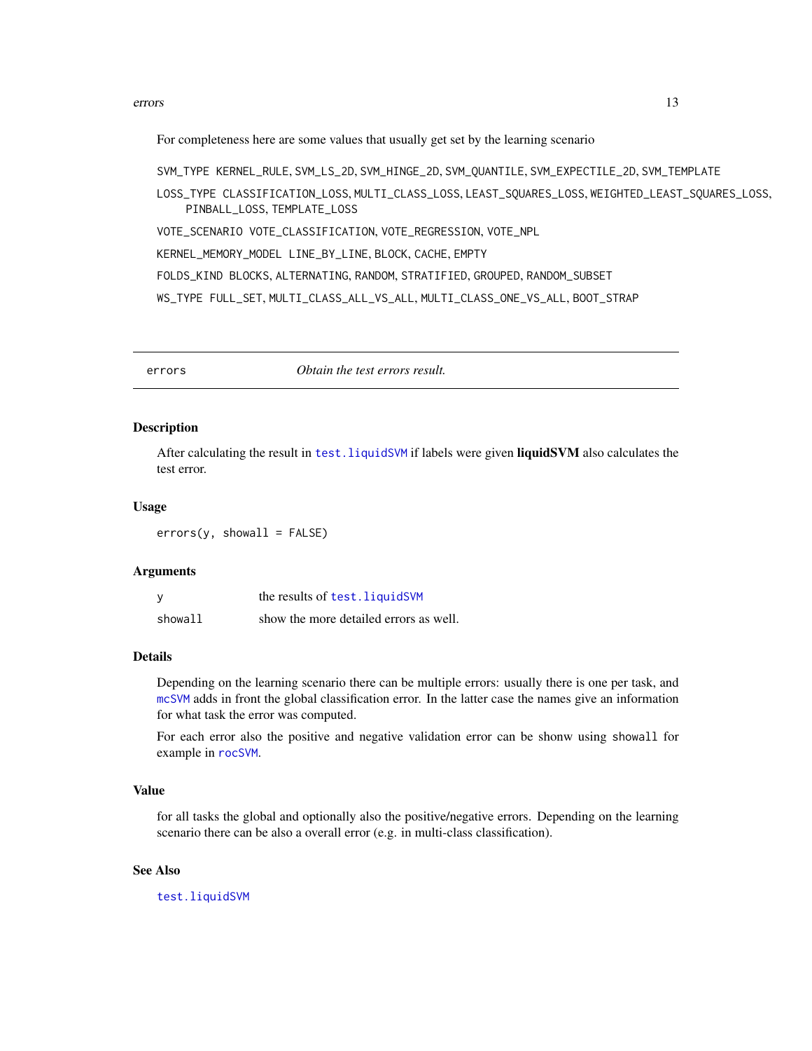For completeness here are some values that usually get set by the learning scenario

SVM_TYPE KERNEL_RULE, SVM_LS_2D, SVM_HINGE_2D, SVM_QUANTILE, SVM_EXPECTILE_2D, SVM_TEMPLATE

LOSS_TYPE CLASSIFICATION_LOSS, MULTI_CLASS_LOSS, LEAST_SQUARES_LOSS, WEIGHTED_LEAST_SQUARES_LOSS, PINBALL_LOSS, TEMPLATE_LOSS

VOTE_SCENARIO VOTE_CLASSIFICATION, VOTE_REGRESSION, VOTE_NPL

KERNEL_MEMORY_MODEL LINE_BY_LINE, BLOCK, CACHE, EMPTY

FOLDS_KIND BLOCKS, ALTERNATING, RANDOM, STRATIFIED, GROUPED, RANDOM_SUBSET

WS_TYPE FULL_SET, MULTI_CLASS_ALL_VS_ALL, MULTI_CLASS_ONE_VS_ALL, BOOT_STRAP

---

## errors — *Obtain the test errors result.*

### Description

After calculating the result in test.liquidSVM if labels were given **liquidSVM** also calculates the test error.

### Usage

```
errors(y, showall = FALSE)
```

### Arguments

| | |
|---|---|
| y | the results of test.liquidSVM |
| showall | show the more detailed errors as well. |

### Details

Depending on the learning scenario there can be multiple errors: usually there is one per task, and mcSVM adds in front the global classification error. In the latter case the names give an information for what task the error was computed.

For each error also the positive and negative validation error can be shonw using showall for example in rocSVM.

### Value

for all tasks the global and optionally also the positive/negative errors. Depending on the learning scenario there can be also a overall error (e.g. in multi-class classification).

### See Also

test.liquidSVM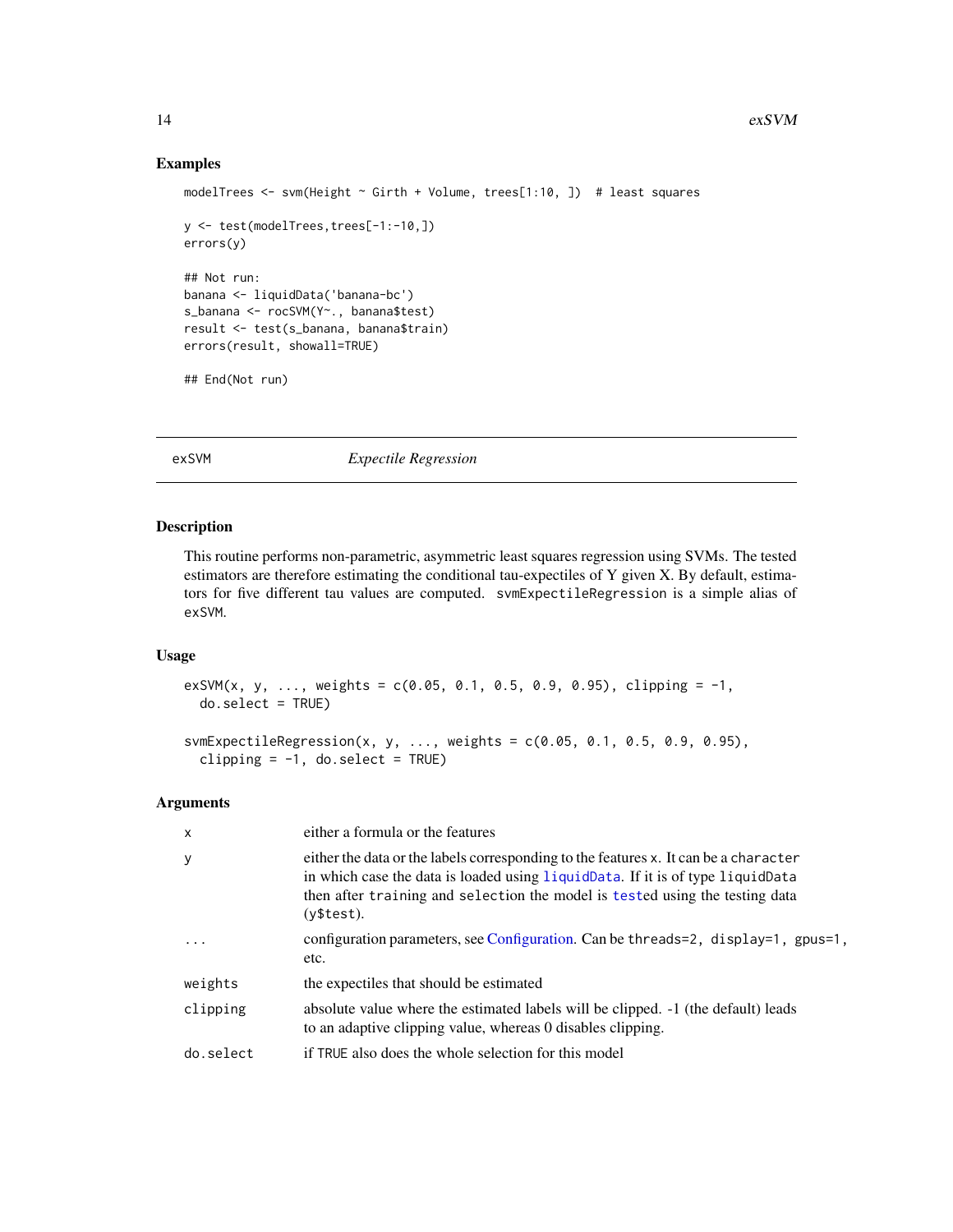## Examples

```
modelTrees <- svm(Height ~ Girth + Volume, trees[1:10, ])  # least squares

y <- test(modelTrees,trees[-1:-10,])
errors(y)

## Not run:
banana <- liquidData('banana-bc')
s_banana <- rocSVM(Y~., banana$test)
result <- test(s_banana, banana$train)
errors(result, showall=TRUE)

## End(Not run)
```

---

# exSVM *Expectile Regression*

---

## Description

This routine performs non-parametric, asymmetric least squares regression using SVMs. The tested estimators are therefore estimating the conditional tau-expectiles of Y given X. By default, estimators for five different tau values are computed. `svmExpectileRegression` is a simple alias of `exSVM`.

## Usage

```
exSVM(x, y, ..., weights = c(0.05, 0.1, 0.5, 0.9, 0.95), clipping = -1,
  do.select = TRUE)

svmExpectileRegression(x, y, ..., weights = c(0.05, 0.1, 0.5, 0.9, 0.95),
  clipping = -1, do.select = TRUE)
```

## Arguments

| | |
|---|---|
| `x` | either a formula or the features |
| `y` | either the data or the labels corresponding to the features `x`. It can be a `character` in which case the data is loaded using `liquidData`. If it is of type `liquidData` then after `training` and `selection` the model is `test`ed using the testing data (`y$test`). |
| `...` | configuration parameters, see Configuration. Can be `threads=2, display=1, gpus=1,` etc. |
| `weights` | the expectiles that should be estimated |
| `clipping` | absolute value where the estimated labels will be clipped. -1 (the default) leads to an adaptive clipping value, whereas 0 disables clipping. |
| `do.select` | if `TRUE` also does the whole selection for this model |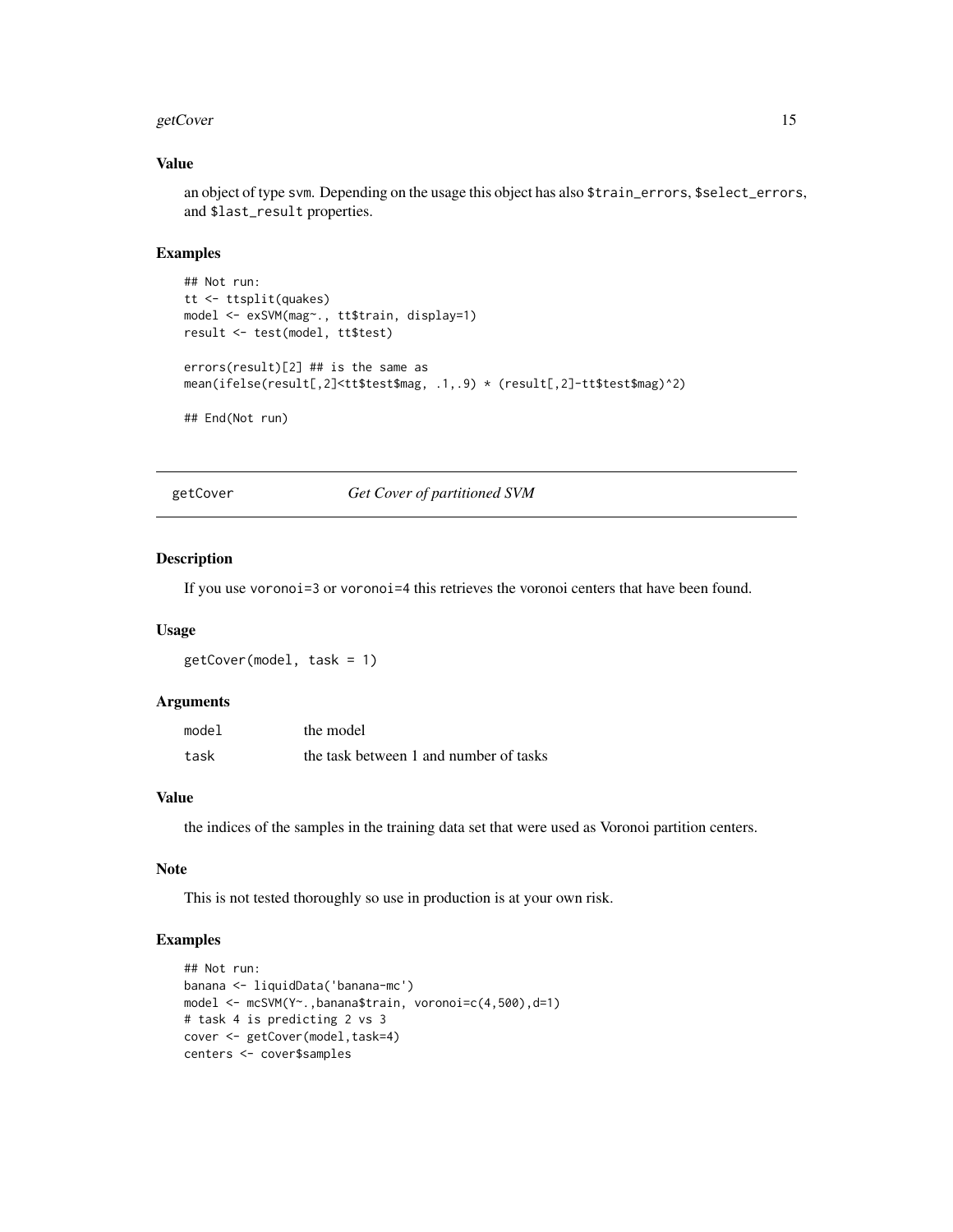### Value

an object of type svm. Depending on the usage this object has also `$train_errors`, `$select_errors`, and `$last_result` properties.

### Examples

```
## Not run:
tt <- ttsplit(quakes)
model <- exSVM(mag~., tt$train, display=1)
result <- test(model, tt$test)

errors(result)[2] ## is the same as
mean(ifelse(result[,2]<tt$test$mag, .1,.9) * (result[,2]-tt$test$mag)^2)

## End(Not run)
```

---

## getCover — *Get Cover of partitioned SVM*

### Description

If you use `voronoi=3` or `voronoi=4` this retrieves the voronoi centers that have been found.

### Usage

```
getCover(model, task = 1)
```

### Arguments

| | |
|---|---|
| `model` | the model |
| `task` | the task between 1 and number of tasks |

### Value

the indices of the samples in the training data set that were used as Voronoi partition centers.

### Note

This is not tested thoroughly so use in production is at your own risk.

### Examples

```
## Not run:
banana <- liquidData('banana-mc')
model <- mcSVM(Y~.,banana$train, voronoi=c(4,500),d=1)
# task 4 is predicting 2 vs 3
cover <- getCover(model,task=4)
centers <- cover$samples
```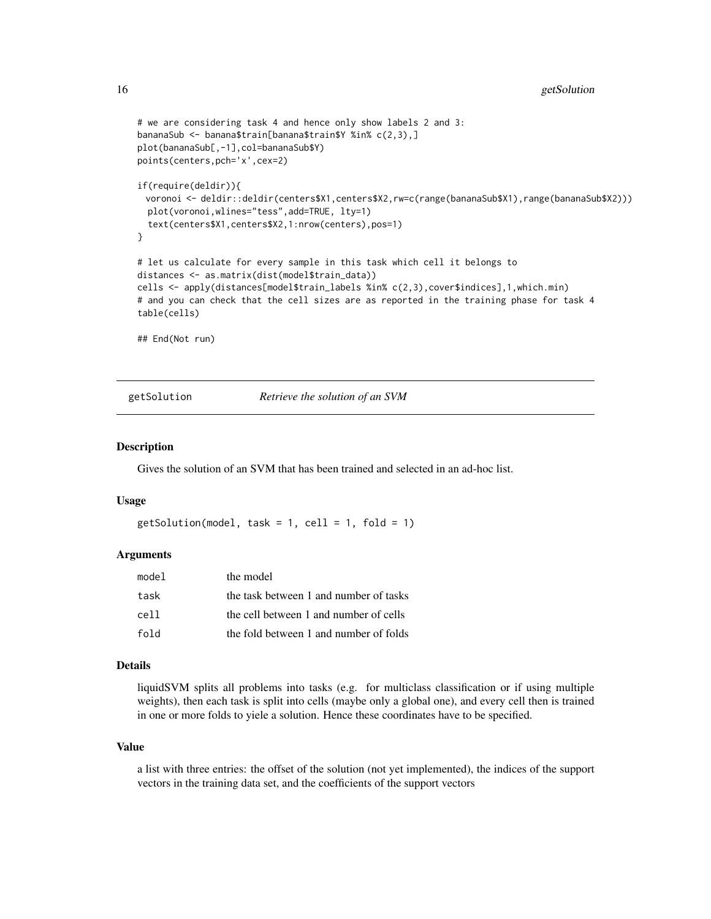```
# we are considering task 4 and hence only show labels 2 and 3:
bananaSub <- banana$train[banana$train$Y %in% c(2,3),]
plot(bananaSub[,-1],col=bananaSub$Y)
points(centers,pch='x',cex=2)

if(require(deldir)){
  voronoi <- deldir::deldir(centers$X1,centers$X2,rw=c(range(bananaSub$X1),range(bananaSub$X2)))
  plot(voronoi,wlines="tess",add=TRUE, lty=1)
  text(centers$X1,centers$X2,1:nrow(centers),pos=1)
}

# let us calculate for every sample in this task which cell it belongs to
distances <- as.matrix(dist(model$train_data))
cells <- apply(distances[model$train_labels %in% c(2,3),cover$indices],1,which.min)
# and you can check that the cell sizes are as reported in the training phase for task 4
table(cells)

## End(Not run)
```

---

## getSolution *Retrieve the solution of an SVM*

### Description

Gives the solution of an SVM that has been trained and selected in an ad-hoc list.

### Usage

```
getSolution(model, task = 1, cell = 1, fold = 1)
```

### Arguments

| | |
|---|---|
| `model` | the model |
| `task` | the task between 1 and number of tasks |
| `cell` | the cell between 1 and number of cells |
| `fold` | the fold between 1 and number of folds |

### Details

liquidSVM splits all problems into tasks (e.g. for multiclass classification or if using multiple weights), then each task is split into cells (maybe only a global one), and every cell then is trained in one or more folds to yiele a solution. Hence these coordinates have to be specified.

### Value

a list with three entries: the offset of the solution (not yet implemented), the indices of the support vectors in the training data set, and the coefficients of the support vectors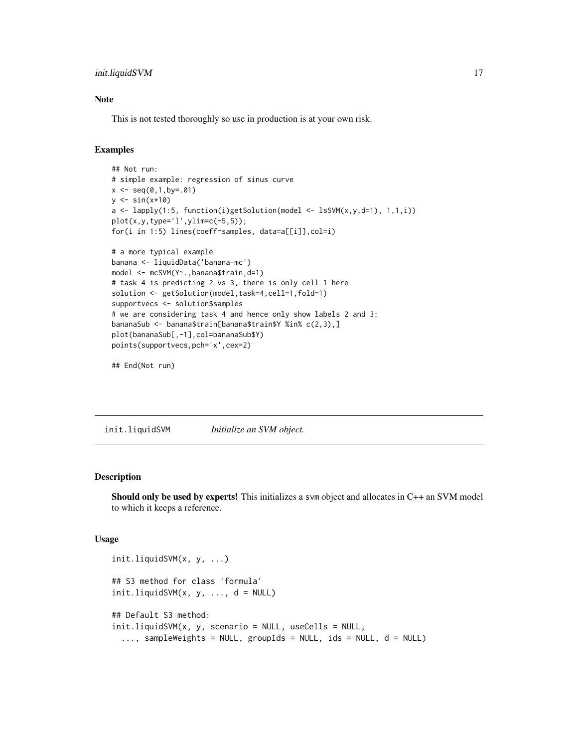### Note

This is not tested thoroughly so use in production is at your own risk.

### Examples

```
## Not run:
# simple example: regression of sinus curve
x <- seq(0,1,by=.01)
y <- sin(x*10)
a <- lapply(1:5, function(i)getSolution(model <- lsSVM(x,y,d=1), 1,1,i))
plot(x,y,type='l',ylim=c(-5,5));
for(i in 1:5) lines(coeff~samples, data=a[[i]],col=i)

# a more typical example
banana <- liquidData('banana-mc')
model <- mcSVM(Y~.,banana$train,d=1)
# task 4 is predicting 2 vs 3, there is only cell 1 here
solution <- getSolution(model,task=4,cell=1,fold=1)
supportvecs <- solution$samples
# we are considering task 4 and hence only show labels 2 and 3:
bananaSub <- banana$train[banana$train$Y %in% c(2,3),]
plot(bananaSub[,-1],col=bananaSub$Y)
points(supportvecs,pch='x',cex=2)

## End(Not run)
```

---

## init.liquidSVM *Initialize an SVM object.*

---

### Description

**Should only be used by experts!** This initializes a svm object and allocates in C++ an SVM model to which it keeps a reference.

### Usage

```
init.liquidSVM(x, y, ...)

## S3 method for class 'formula'
init.liquidSVM(x, y, ..., d = NULL)

## Default S3 method:
init.liquidSVM(x, y, scenario = NULL, useCells = NULL,
  ..., sampleWeights = NULL, groupIds = NULL, ids = NULL, d = NULL)
```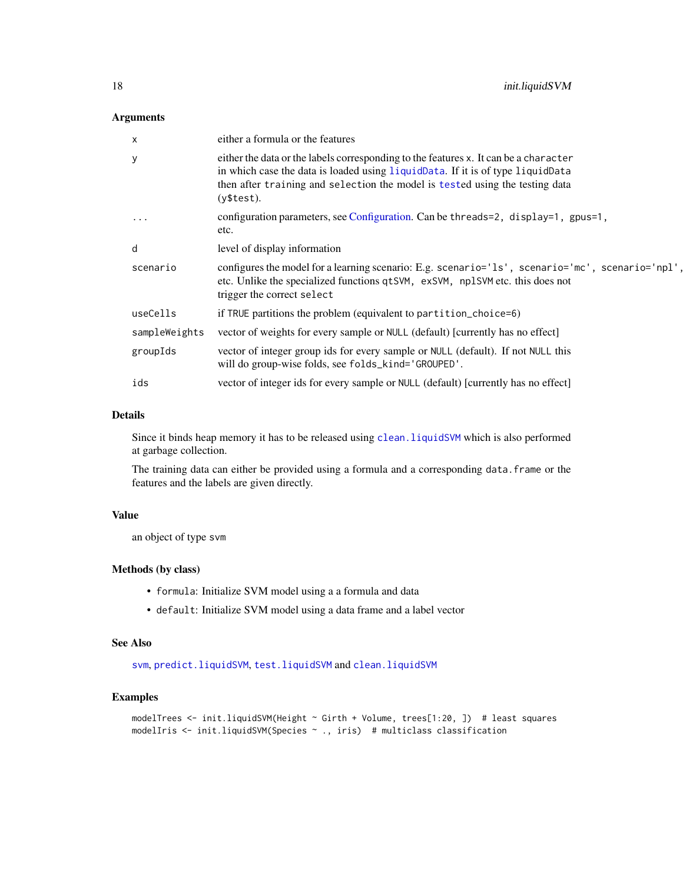### Arguments

| | |
|---|---|
| `x` | either a formula or the features |
| `y` | either the data or the labels corresponding to the features `x`. It can be a `character` in which case the data is loaded using `liquidData`. If it is of type `liquidData` then after `training` and `selection` the model is `test`ed using the testing data (`y$test`). |
| `...` | configuration parameters, see Configuration. Can be `threads=2, display=1, gpus=1,` etc. |
| `d` | level of display information |
| `scenario` | configures the model for a learning scenario: E.g. `scenario='ls', scenario='mc', scenario='npl',` etc. Unlike the specialized functions `qtSVM, exSVM, nplSVM` etc. this does not trigger the correct `select` |
| `useCells` | if `TRUE` partitions the problem (equivalent to `partition_choice=6`) |
| `sampleWeights` | vector of weights for every sample or `NULL` (default) [currently has no effect] |
| `groupIds` | vector of integer group ids for every sample or `NULL` (default). If not `NULL` this will do group-wise folds, see `folds_kind='GROUPED'`. |
| `ids` | vector of integer ids for every sample or `NULL` (default) [currently has no effect] |

### Details

Since it binds heap memory it has to be released using `clean.liquidSVM` which is also performed at garbage collection.

The training data can either be provided using a formula and a corresponding `data.frame` or the features and the labels are given directly.

### Value

an object of type `svm`

### Methods (by class)

- `formula`: Initialize SVM model using a a formula and data
- `default`: Initialize SVM model using a data frame and a label vector

### See Also

`svm`, `predict.liquidSVM`, `test.liquidSVM` and `clean.liquidSVM`

### Examples

```
modelTrees <- init.liquidSVM(Height ~ Girth + Volume, trees[1:20, ])  # least squares
modelIris <- init.liquidSVM(Species ~ ., iris)  # multiclass classification
```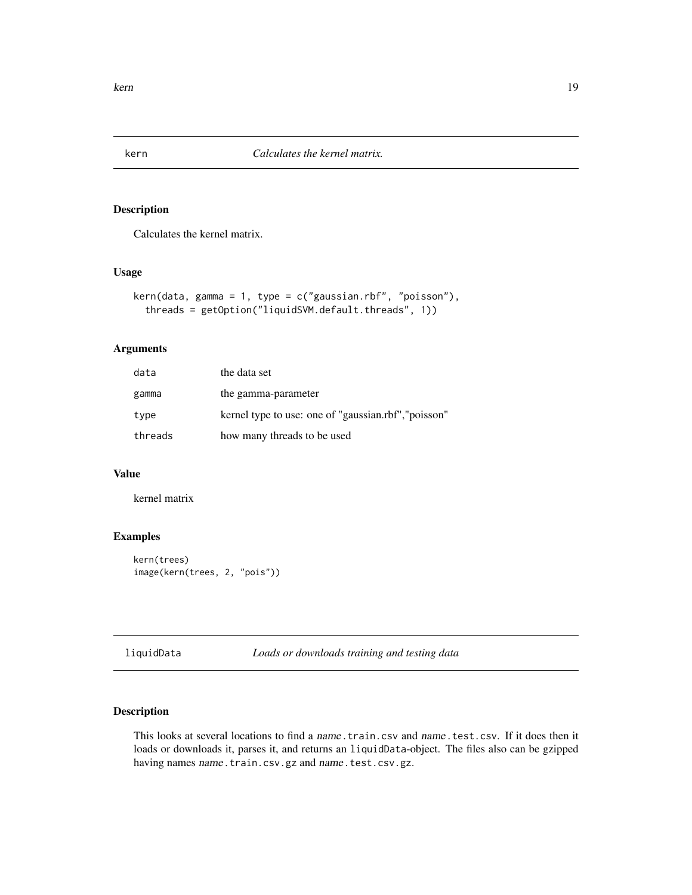## kern — *Calculates the kernel matrix.*

### Description

Calculates the kernel matrix.

### Usage

```
kern(data, gamma = 1, type = c("gaussian.rbf", "poisson"),
  threads = getOption("liquidSVM.default.threads", 1))
```

### Arguments

| | |
|---|---|
| data | the data set |
| gamma | the gamma-parameter |
| type | kernel type to use: one of "gaussian.rbf","poisson" |
| threads | how many threads to be used |

### Value

kernel matrix

### Examples

```
kern(trees)
image(kern(trees, 2, "pois"))
```

## liquidData — *Loads or downloads training and testing data*

### Description

This looks at several locations to find a *name*.train.csv and *name*.test.csv. If it does then it loads or downloads it, parses it, and returns an liquidData-object. The files also can be gzipped having names *name*.train.csv.gz and *name*.test.csv.gz.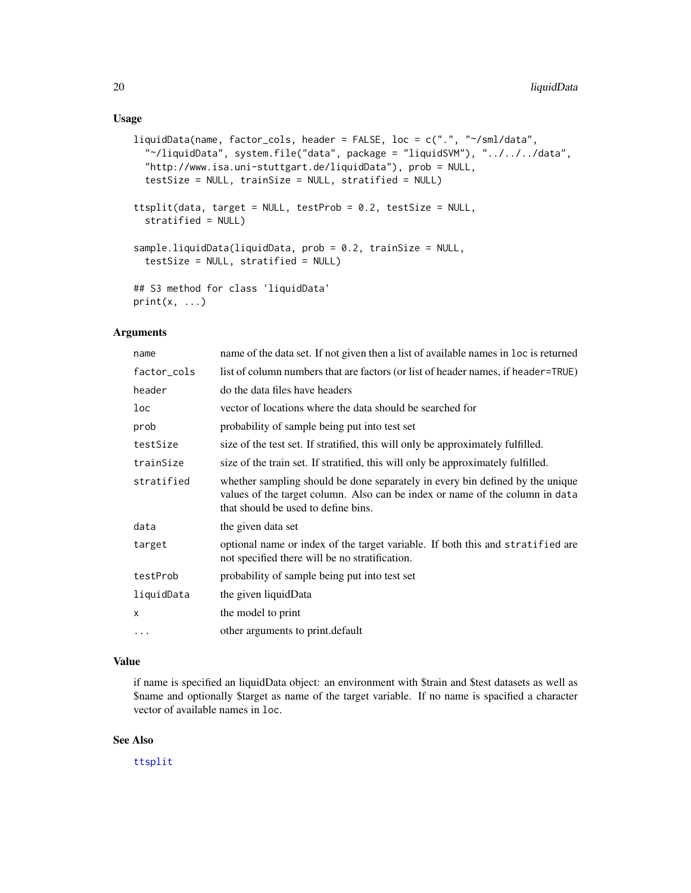## Usage

```
liquidData(name, factor_cols, header = FALSE, loc = c(".", "~/sml/data",
  "~/liquidData", system.file("data", package = "liquidSVM"), "../../../data",
  "http://www.isa.uni-stuttgart.de/liquidData"), prob = NULL,
  testSize = NULL, trainSize = NULL, stratified = NULL)

ttsplit(data, target = NULL, testProb = 0.2, testSize = NULL,
  stratified = NULL)

sample.liquidData(liquidData, prob = 0.2, trainSize = NULL,
  testSize = NULL, stratified = NULL)

## S3 method for class 'liquidData'
print(x, ...)
```

## Arguments

| | |
|---|---|
| `name` | name of the data set. If not given then a list of available names in `loc` is returned |
| `factor_cols` | list of column numbers that are factors (or list of header names, if `header=TRUE`) |
| `header` | do the data files have headers |
| `loc` | vector of locations where the data should be searched for |
| `prob` | probability of sample being put into test set |
| `testSize` | size of the test set. If stratified, this will only be approximately fulfilled. |
| `trainSize` | size of the train set. If stratified, this will only be approximately fulfilled. |
| `stratified` | whether sampling should be done separately in every bin defined by the unique values of the target column. Also can be index or name of the column in `data` that should be used to define bins. |
| `data` | the given data set |
| `target` | optional name or index of the target variable. If both this and `stratified` are not specified there will be no stratification. |
| `testProb` | probability of sample being put into test set |
| `liquidData` | the given liquidData |
| `x` | the model to print |
| `...` | other arguments to print.default |

## Value

if name is specified an liquidData object: an environment with $train and $test datasets as well as $name and optionally $target as name of the target variable. If no name is spacified a character vector of available names in `loc`.

## See Also

`ttsplit`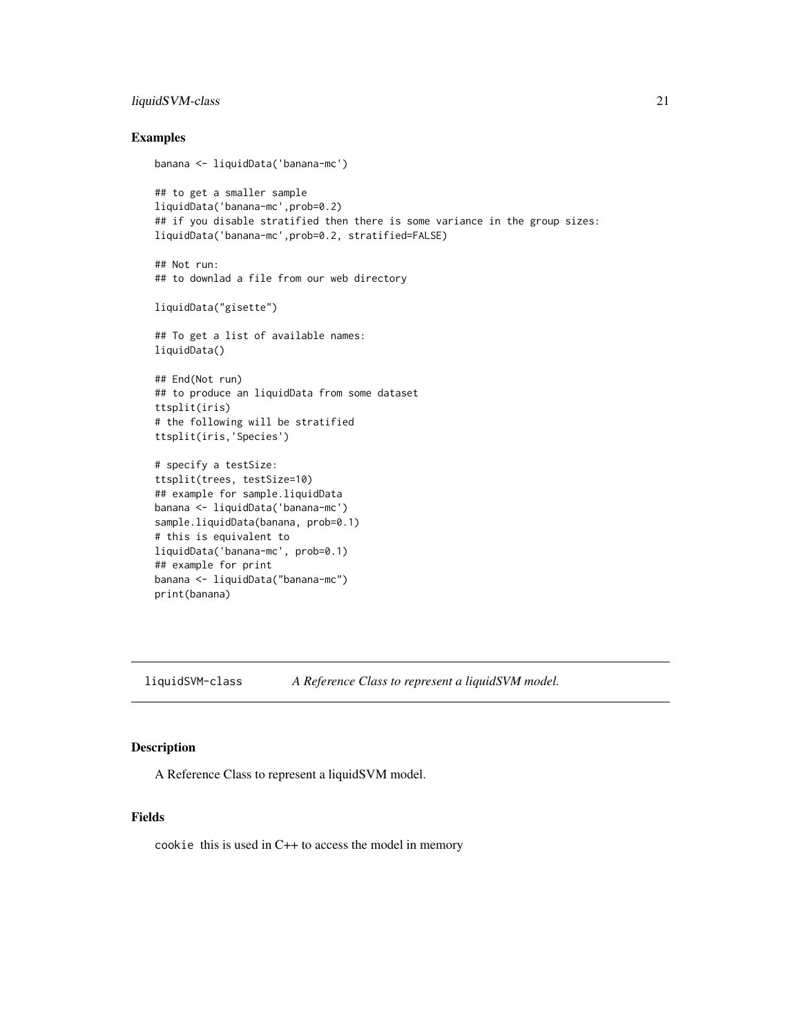## Examples

```
banana <- liquidData('banana-mc')

## to get a smaller sample
liquidData('banana-mc',prob=0.2)
## if you disable stratified then there is some variance in the group sizes:
liquidData('banana-mc',prob=0.2, stratified=FALSE)

## Not run:
## to downlad a file from our web directory

liquidData("gisette")

## To get a list of available names:
liquidData()

## End(Not run)
## to produce an liquidData from some dataset
ttsplit(iris)
# the following will be stratified
ttsplit(iris,'Species')

# specify a testSize:
ttsplit(trees, testSize=10)
## example for sample.liquidData
banana <- liquidData('banana-mc')
sample.liquidData(banana, prob=0.1)
# this is equivalent to
liquidData('banana-mc', prob=0.1)
## example for print
banana <- liquidData("banana-mc")
print(banana)
```

# liquidSVM-class — *A Reference Class to represent a liquidSVM model.*

## Description

A Reference Class to represent a liquidSVM model.

## Fields

`cookie` this is used in C++ to access the model in memory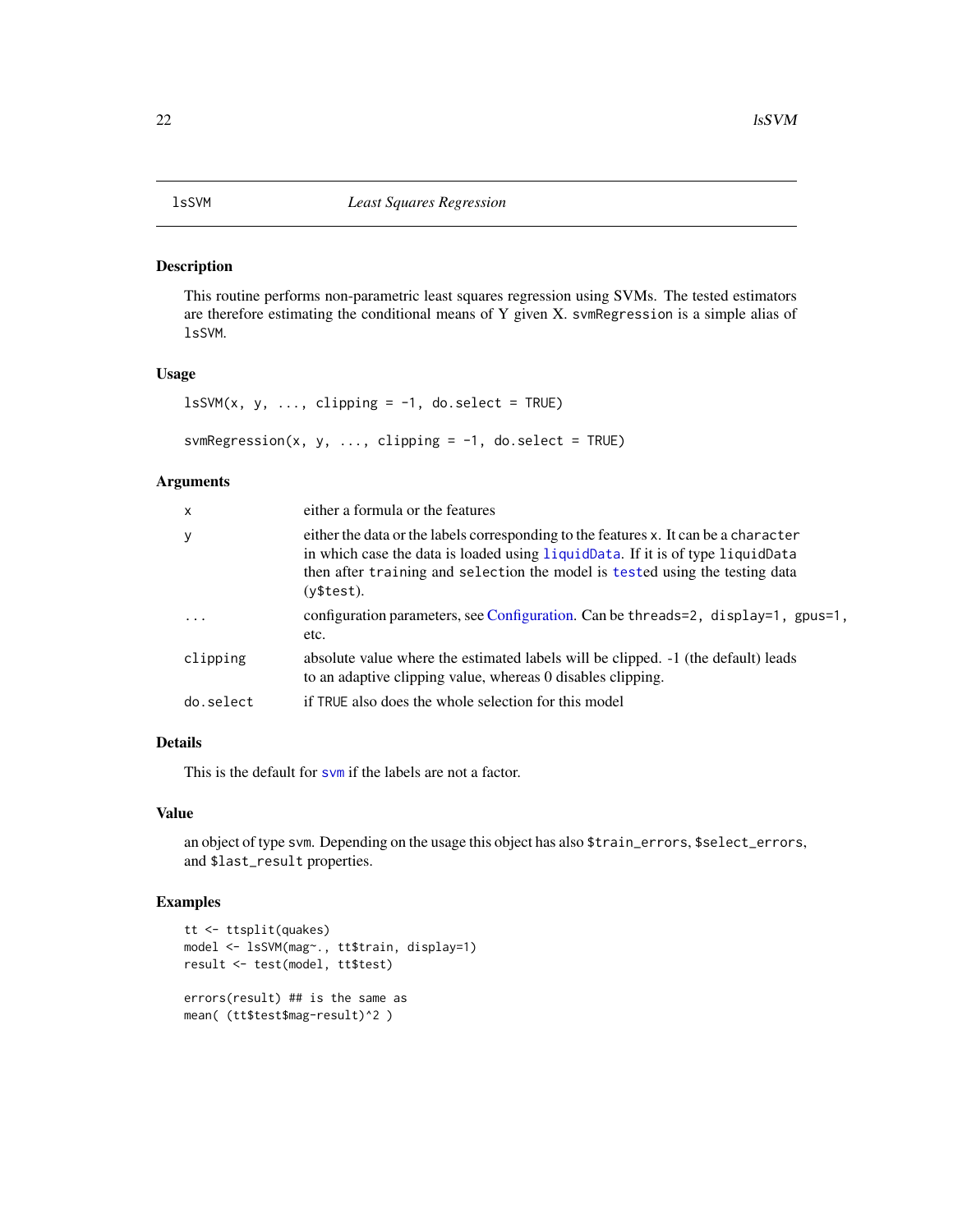# lsSVM — *Least Squares Regression*

## Description

This routine performs non-parametric least squares regression using SVMs. The tested estimators are therefore estimating the conditional means of Y given X. `svmRegression` is a simple alias of `lsSVM`.

## Usage

```
lsSVM(x, y, ..., clipping = -1, do.select = TRUE)

svmRegression(x, y, ..., clipping = -1, do.select = TRUE)
```

## Arguments

| Argument | Description |
|---|---|
| `x` | either a formula or the features |
| `y` | either the data or the labels corresponding to the features `x`. It can be a `character` in which case the data is loaded using `liquidData`. If it is of type `liquidData` then after `training` and `selection` the model is `test`ed using the testing data (`y$test`). |
| `...` | configuration parameters, see Configuration. Can be `threads=2, display=1, gpus=1,` etc. |
| `clipping` | absolute value where the estimated labels will be clipped. -1 (the default) leads to an adaptive clipping value, whereas 0 disables clipping. |
| `do.select` | if `TRUE` also does the whole selection for this model |

## Details

This is the default for `svm` if the labels are not a factor.

## Value

an object of type `svm`. Depending on the usage this object has also `$train_errors`, `$select_errors`, and `$last_result` properties.

## Examples

```
tt <- ttsplit(quakes)
model <- lsSVM(mag~., tt$train, display=1)
result <- test(model, tt$test)

errors(result) ## is the same as
mean( (tt$test$mag-result)^2 )
```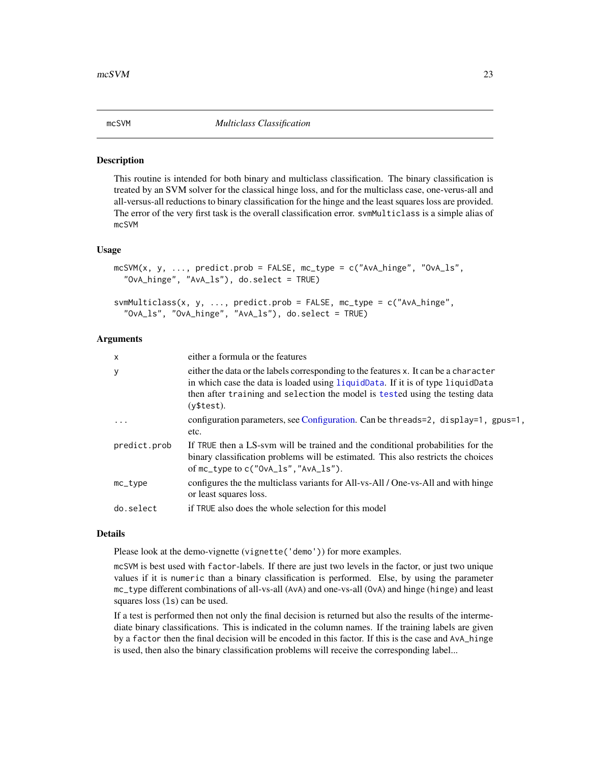`mcSVM` *Multiclass Classification*

## Description

This routine is intended for both binary and multiclass classification. The binary classification is treated by an SVM solver for the classical hinge loss, and for the multiclass case, one-verus-all and all-versus-all reductions to binary classification for the hinge and the least squares loss are provided. The error of the very first task is the overall classification error. `svmMulticlass` is a simple alias of `mcSVM`

## Usage

```
mcSVM(x, y, ..., predict.prob = FALSE, mc_type = c("AvA_hinge", "OvA_ls",
  "OvA_hinge", "AvA_ls"), do.select = TRUE)

svmMulticlass(x, y, ..., predict.prob = FALSE, mc_type = c("AvA_hinge",
  "OvA_ls", "OvA_hinge", "AvA_ls"), do.select = TRUE)
```

## Arguments

| | |
|---|---|
| `x` | either a formula or the features |
| `y` | either the data or the labels corresponding to the features `x`. It can be a `character` in which case the data is loaded using `liquidData`. If it is of type `liquidData` then after `training` and `selection` the model is `test`ed using the testing data (`y$test`). |
| `...` | configuration parameters, see Configuration. Can be `threads=2, display=1, gpus=1,` etc. |
| `predict.prob` | If `TRUE` then a LS-svm will be trained and the conditional probabilities for the binary classification problems will be estimated. This also restricts the choices of `mc_type` to `c("OvA_ls","AvA_ls")`. |
| `mc_type` | configures the the multiclass variants for All-vs-All / One-vs-All and with hinge or least squares loss. |
| `do.select` | if `TRUE` also does the whole selection for this model |

## Details

Please look at the demo-vignette (`vignette('demo')`) for more examples.

`mcSVM` is best used with `factor`-labels. If there are just two levels in the factor, or just two unique values if it is `numeric` than a binary classification is performed. Else, by using the parameter `mc_type` different combinations of all-vs-all (`AvA`) and one-vs-all (`OvA`) and hinge (`hinge`) and least squares loss (`ls`) can be used.

If a test is performed then not only the final decision is returned but also the results of the intermediate binary classifications. This is indicated in the column names. If the training labels are given by a `factor` then the final decision will be encoded in this factor. If this is the case and `AvA_hinge` is used, then also the binary classification problems will receive the corresponding label...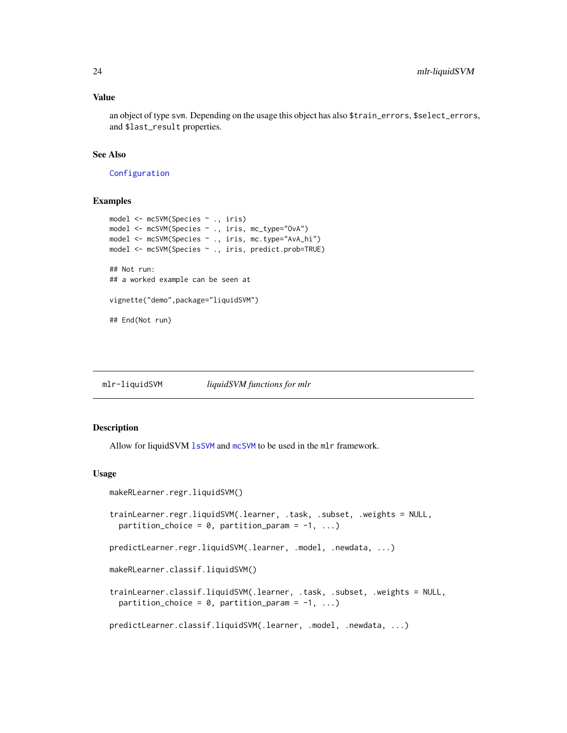### Value

an object of type svm. Depending on the usage this object has also $train_errors, $select_errors, and $last_result properties.

### See Also

Configuration

### Examples

```
model <- mcSVM(Species ~ ., iris)
model <- mcSVM(Species ~ ., iris, mc_type="OvA")
model <- mcSVM(Species ~ ., iris, mc.type="AvA_hi")
model <- mcSVM(Species ~ ., iris, predict.prob=TRUE)

## Not run:
## a worked example can be seen at

vignette("demo",package="liquidSVM")

## End(Not run)
```

---

## mlr-liquidSVM *liquidSVM functions for mlr*

### Description

Allow for liquidSVM lsSVM and mcSVM to be used in the mlr framework.

### Usage

```
makeRLearner.regr.liquidSVM()

trainLearner.regr.liquidSVM(.learner, .task, .subset, .weights = NULL,
  partition_choice = 0, partition_param = -1, ...)

predictLearner.regr.liquidSVM(.learner, .model, .newdata, ...)

makeRLearner.classif.liquidSVM()

trainLearner.classif.liquidSVM(.learner, .task, .subset, .weights = NULL,
  partition_choice = 0, partition_param = -1, ...)

predictLearner.classif.liquidSVM(.learner, .model, .newdata, ...)
```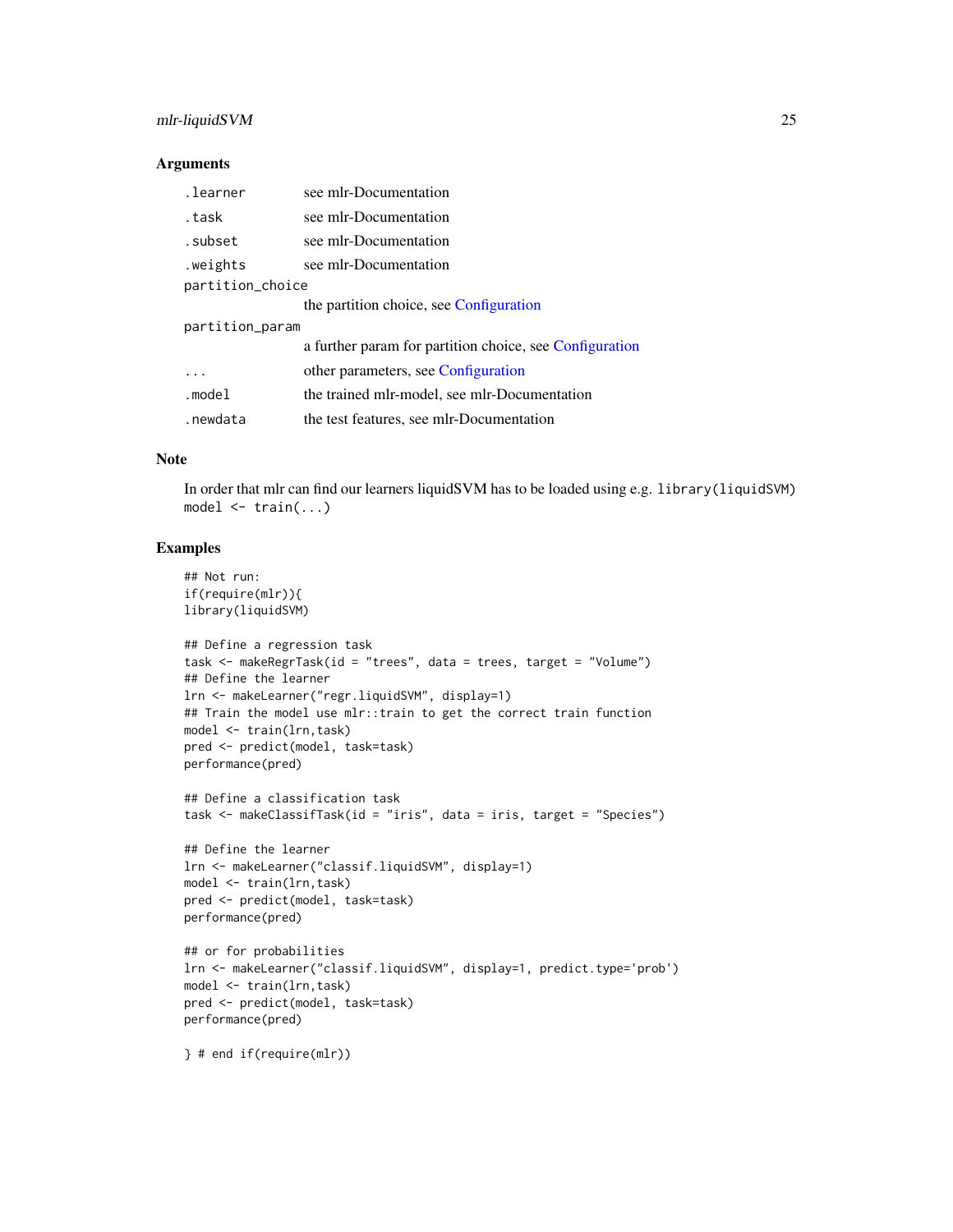### Arguments

| | |
|---|---|
| `.learner` | see mlr-Documentation |
| `.task` | see mlr-Documentation |
| `.subset` | see mlr-Documentation |
| `.weights` | see mlr-Documentation |
| `partition_choice` | the partition choice, see Configuration |
| `partition_param` | a further param for partition choice, see Configuration |
| `...` | other parameters, see Configuration |
| `.model` | the trained mlr-model, see mlr-Documentation |
| `.newdata` | the test features, see mlr-Documentation |

### Note

In order that mlr can find our learners liquidSVM has to be loaded using e.g. `library(liquidSVM)` `model <- train(...)`

### Examples

```
## Not run:
if(require(mlr)){
library(liquidSVM)

## Define a regression task
task <- makeRegrTask(id = "trees", data = trees, target = "Volume")
## Define the learner
lrn <- makeLearner("regr.liquidSVM", display=1)
## Train the model use mlr::train to get the correct train function
model <- train(lrn,task)
pred <- predict(model, task=task)
performance(pred)

## Define a classification task
task <- makeClassifTask(id = "iris", data = iris, target = "Species")

## Define the learner
lrn <- makeLearner("classif.liquidSVM", display=1)
model <- train(lrn,task)
pred <- predict(model, task=task)
performance(pred)

## or for probabilities
lrn <- makeLearner("classif.liquidSVM", display=1, predict.type='prob')
model <- train(lrn,task)
pred <- predict(model, task=task)
performance(pred)

} # end if(require(mlr))
```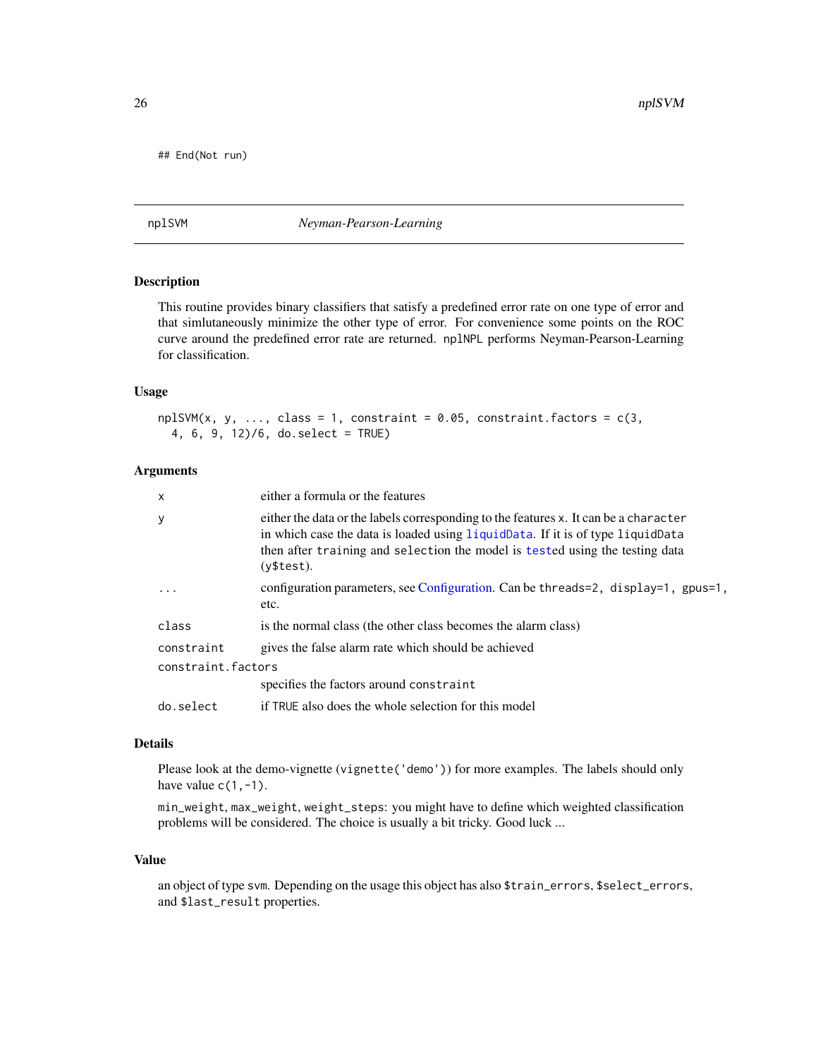```
## End(Not run)
```

## nplSVM — *Neyman-Pearson-Learning*

### Description

This routine provides binary classifiers that satisfy a predefined error rate on one type of error and that simlutaneously minimize the other type of error. For convenience some points on the ROC curve around the predefined error rate are returned. `nplNPL` performs Neyman-Pearson-Learning for classification.

### Usage

```
nplSVM(x, y, ..., class = 1, constraint = 0.05, constraint.factors = c(3,
  4, 6, 9, 12)/6, do.select = TRUE)
```

### Arguments

| Argument | Description |
|---|---|
| `x` | either a formula or the features |
| `y` | either the data or the labels corresponding to the features `x`. It can be a `character` in which case the data is loaded using `liquidData`. If it is of type `liquidData` then after `training` and `selection` the model is `test`ed using the testing data (`y$test`). |
| `...` | configuration parameters, see Configuration. Can be `threads=2, display=1, gpus=1,` etc. |
| `class` | is the normal class (the other class becomes the alarm class) |
| `constraint` | gives the false alarm rate which should be achieved |
| `constraint.factors` | specifies the factors around `constraint` |
| `do.select` | if `TRUE` also does the whole selection for this model |

### Details

Please look at the demo-vignette (`vignette('demo')`) for more examples. The labels should only have value `c(1,-1)`.

`min_weight`, `max_weight`, `weight_steps`: you might have to define which weighted classification problems will be considered. The choice is usually a bit tricky. Good luck ...

### Value

an object of type `svm`. Depending on the usage this object has also `$train_errors`, `$select_errors`, and `$last_result` properties.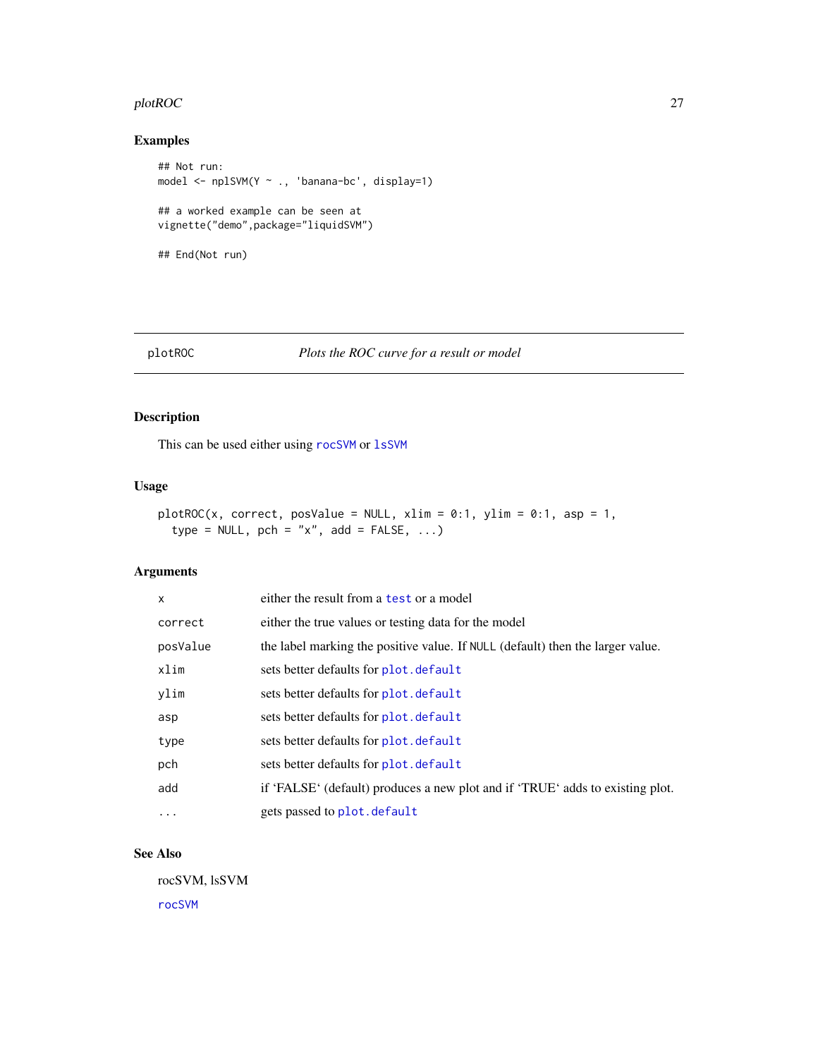## Examples

```
## Not run:
model <- nplSVM(Y ~ ., 'banana-bc', display=1)

## a worked example can be seen at
vignette("demo",package="liquidSVM")

## End(Not run)
```

---

## plotROC — *Plots the ROC curve for a result or model*

### Description

This can be used either using rocSVM or lsSVM

### Usage

```
plotROC(x, correct, posValue = NULL, xlim = 0:1, ylim = 0:1, asp = 1,
  type = NULL, pch = "x", add = FALSE, ...)
```

### Arguments

| | |
|---|---|
| x | either the result from a test or a model |
| correct | either the true values or testing data for the model |
| posValue | the label marking the positive value. If NULL (default) then the larger value. |
| xlim | sets better defaults for plot.default |
| ylim | sets better defaults for plot.default |
| asp | sets better defaults for plot.default |
| type | sets better defaults for plot.default |
| pch | sets better defaults for plot.default |
| add | if 'FALSE' (default) produces a new plot and if 'TRUE' adds to existing plot. |
| ... | gets passed to plot.default |

### See Also

rocSVM, lsSVM

rocSVM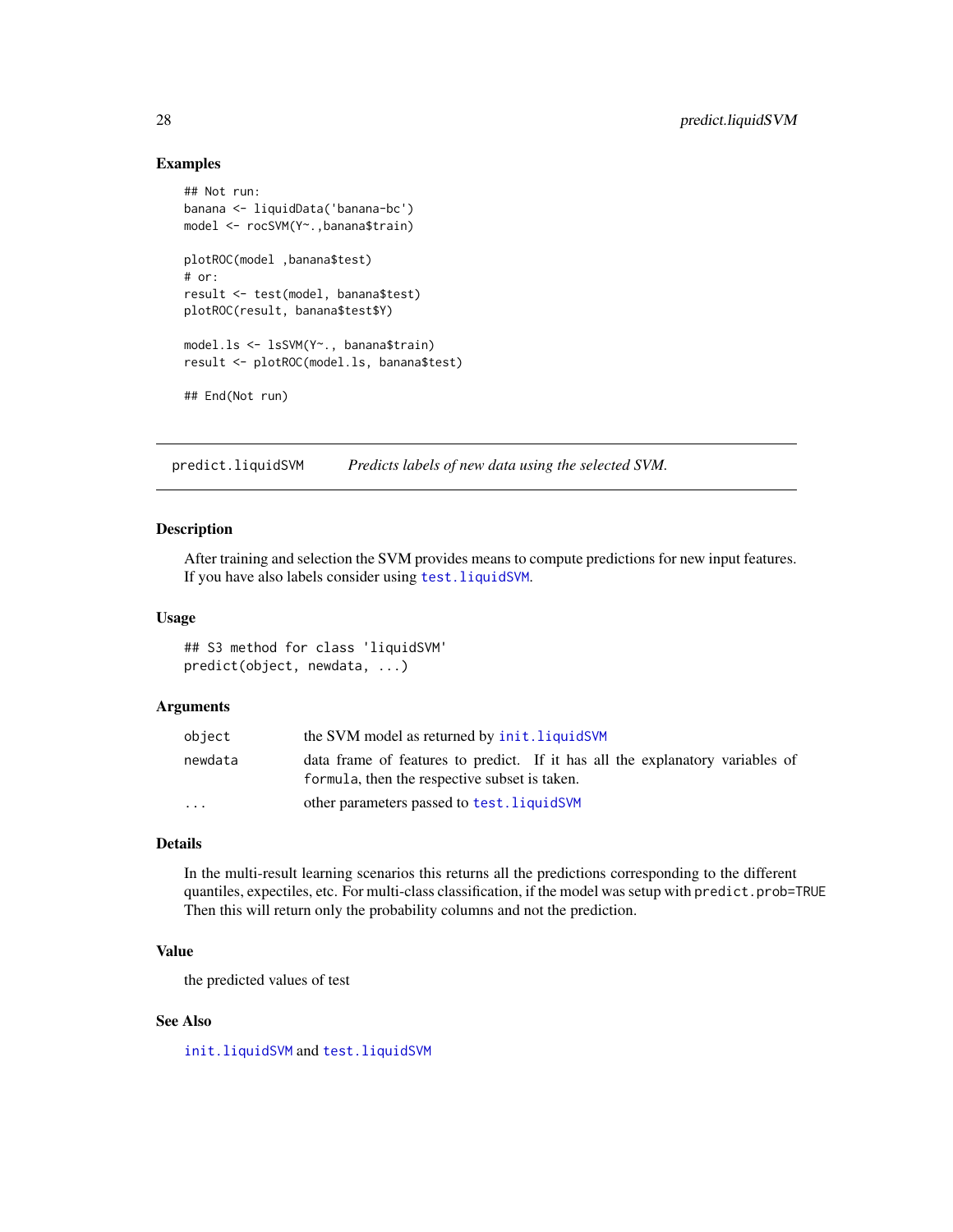## Examples

```
## Not run:
banana <- liquidData('banana-bc')
model <- rocSVM(Y~.,banana$train)

plotROC(model ,banana$test)
# or:
result <- test(model, banana$test)
plotROC(result, banana$test$Y)

model.ls <- lsSVM(Y~., banana$train)
result <- plotROC(model.ls, banana$test)

## End(Not run)
```

---

`predict.liquidSVM` *Predicts labels of new data using the selected SVM.*

---

### Description

After training and selection the SVM provides means to compute predictions for new input features. If you have also labels consider using `test.liquidSVM`.

### Usage

```
## S3 method for class 'liquidSVM'
predict(object, newdata, ...)
```

### Arguments

| | |
|---|---|
| `object` | the SVM model as returned by `init.liquidSVM` |
| `newdata` | data frame of features to predict. If it has all the explanatory variables of `formula`, then the respective subset is taken. |
| `...` | other parameters passed to `test.liquidSVM` |

### Details

In the multi-result learning scenarios this returns all the predictions corresponding to the different quantiles, expectiles, etc. For multi-class classification, if the model was setup with `predict.prob=TRUE` Then this will return only the probability columns and not the prediction.

### Value

the predicted values of test

### See Also

`init.liquidSVM` and `test.liquidSVM`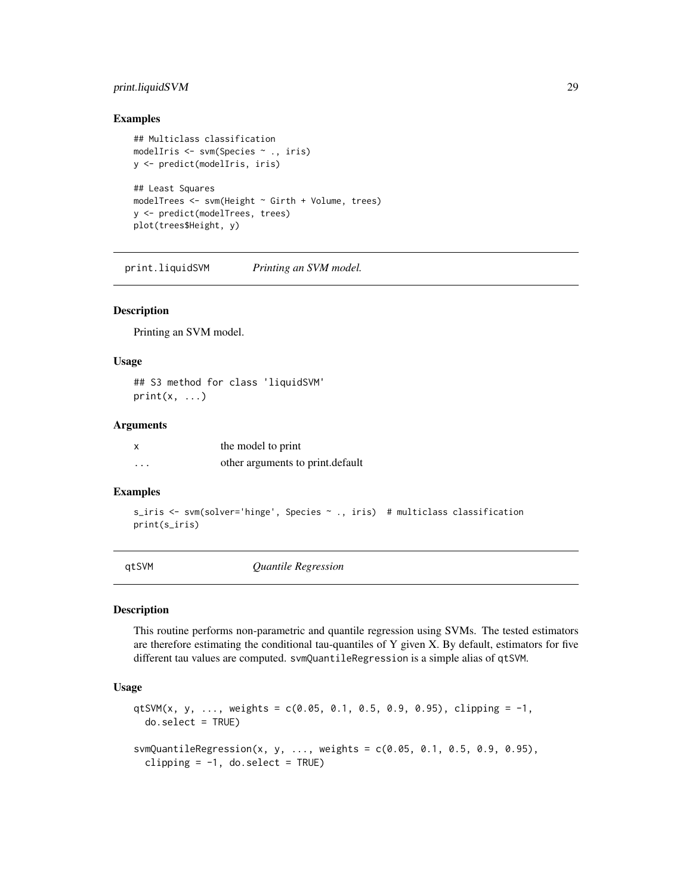## Examples

```
## Multiclass classification
modelIris <- svm(Species ~ ., iris)
y <- predict(modelIris, iris)

## Least Squares
modelTrees <- svm(Height ~ Girth + Volume, trees)
y <- predict(modelTrees, trees)
plot(trees$Height, y)
```

---

# print.liquidSVM *Printing an SVM model.*

---

## Description

Printing an SVM model.

## Usage

```
## S3 method for class 'liquidSVM'
print(x, ...)
```

## Arguments

| | |
|---|---|
| x | the model to print |
| ... | other arguments to print.default |

## Examples

```
s_iris <- svm(solver='hinge', Species ~ ., iris)  # multiclass classification
print(s_iris)
```

---

# qtSVM *Quantile Regression*

---

## Description

This routine performs non-parametric and quantile regression using SVMs. The tested estimators are therefore estimating the conditional tau-quantiles of Y given X. By default, estimators for five different tau values are computed. `svmQuantileRegression` is a simple alias of `qtSVM`.

## Usage

```
qtSVM(x, y, ..., weights = c(0.05, 0.1, 0.5, 0.9, 0.95), clipping = -1,
  do.select = TRUE)

svmQuantileRegression(x, y, ..., weights = c(0.05, 0.1, 0.5, 0.9, 0.95),
  clipping = -1, do.select = TRUE)
```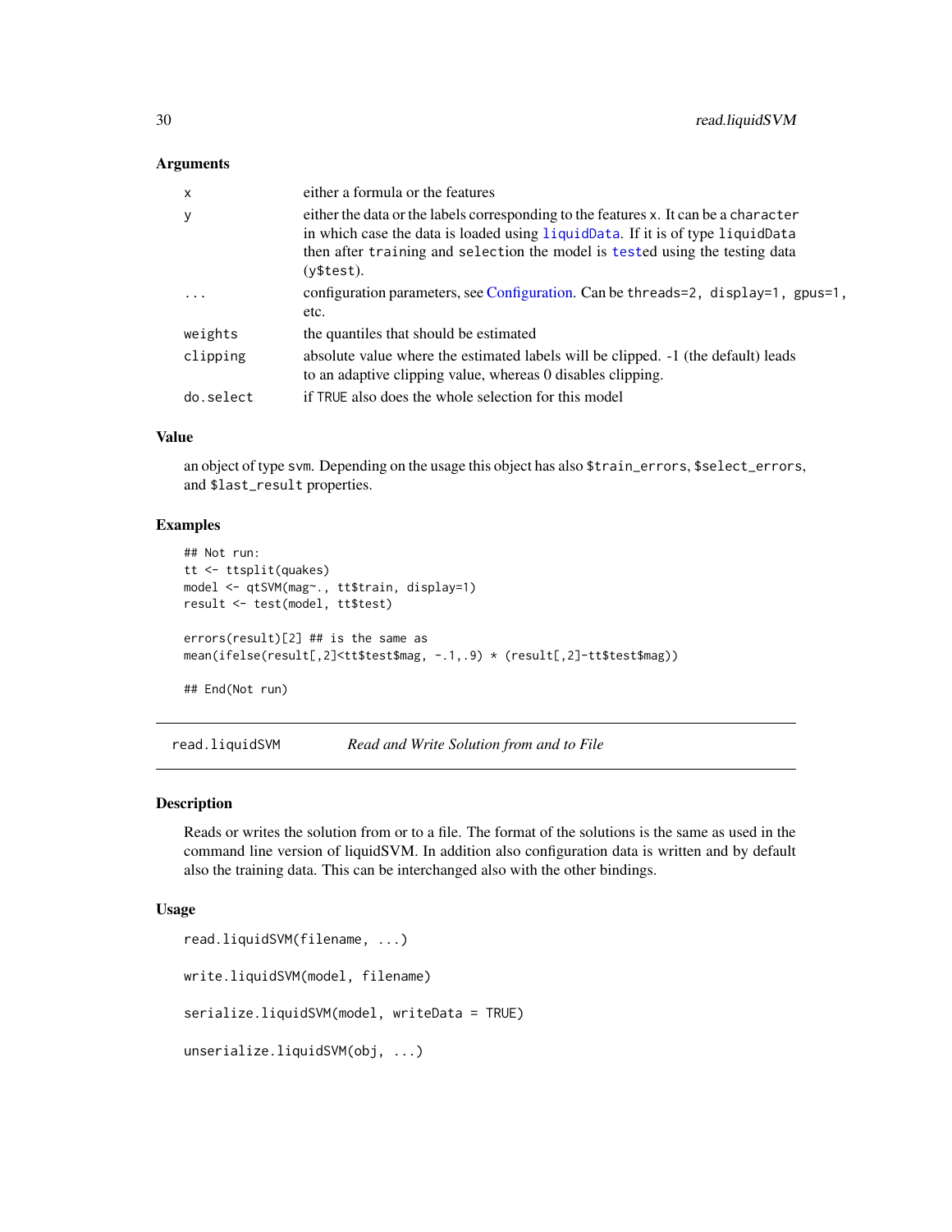### Arguments

| | |
|---|---|
| x | either a formula or the features |
| y | either the data or the labels corresponding to the features x. It can be a character in which case the data is loaded using liquidData. If it is of type liquidData then after training and selection the model is tested using the testing data (y$test). |
| ... | configuration parameters, see Configuration. Can be threads=2, display=1, gpus=1, etc. |
| weights | the quantiles that should be estimated |
| clipping | absolute value where the estimated labels will be clipped. -1 (the default) leads to an adaptive clipping value, whereas 0 disables clipping. |
| do.select | if TRUE also does the whole selection for this model |

### Value

an object of type svm. Depending on the usage this object has also $train_errors, $select_errors, and $last_result properties.

### Examples

```
## Not run:
tt <- ttsplit(quakes)
model <- qtSVM(mag~., tt$train, display=1)
result <- test(model, tt$test)

errors(result)[2] ## is the same as
mean(ifelse(result[,2]<tt$test$mag, -.1,.9) * (result[,2]-tt$test$mag))

## End(Not run)
```

---

## read.liquidSVM *Read and Write Solution from and to File*

### Description

Reads or writes the solution from or to a file. The format of the solutions is the same as used in the command line version of liquidSVM. In addition also configuration data is written and by default also the training data. This can be interchanged also with the other bindings.

### Usage

```
read.liquidSVM(filename, ...)

write.liquidSVM(model, filename)

serialize.liquidSVM(model, writeData = TRUE)

unserialize.liquidSVM(obj, ...)
```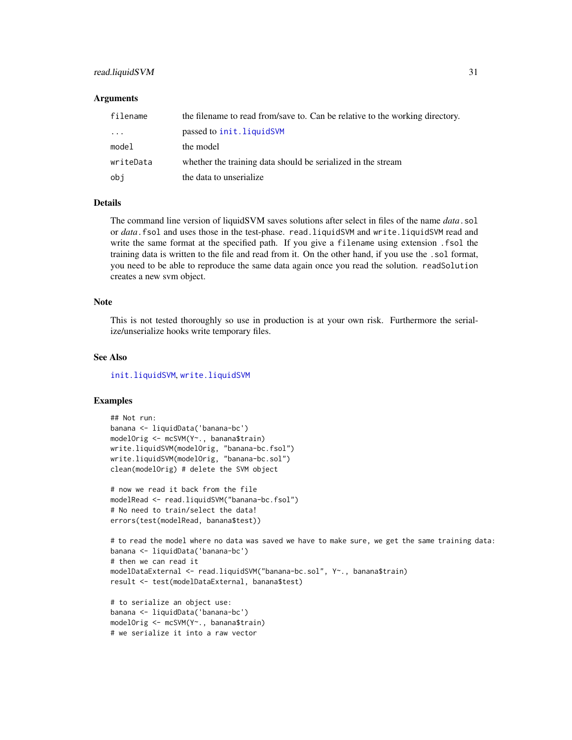### Arguments

| | |
|---|---|
| `filename` | the filename to read from/save to. Can be relative to the working directory. |
| `...` | passed to `init.liquidSVM` |
| `model` | the model |
| `writeData` | whether the training data should be serialized in the stream |
| `obj` | the data to unserialize |

### Details

The command line version of liquidSVM saves solutions after select in files of the name *data*`.sol` or *data*`.fsol` and uses those in the test-phase. `read.liquidSVM` and `write.liquidSVM` read and write the same format at the specified path. If you give a `filename` using extension `.fsol` the training data is written to the file and read from it. On the other hand, if you use the `.sol` format, you need to be able to reproduce the same data again once you read the solution. `readSolution` creates a new svm object.

### Note

This is not tested thoroughly so use in production is at your own risk. Furthermore the serialize/unserialize hooks write temporary files.

### See Also

`init.liquidSVM`, `write.liquidSVM`

### Examples

```
## Not run:
banana <- liquidData('banana-bc')
modelOrig <- mcSVM(Y~., banana$train)
write.liquidSVM(modelOrig, "banana-bc.fsol")
write.liquidSVM(modelOrig, "banana-bc.sol")
clean(modelOrig) # delete the SVM object

# now we read it back from the file
modelRead <- read.liquidSVM("banana-bc.fsol")
# No need to train/select the data!
errors(test(modelRead, banana$test))

# to read the model where no data was saved we have to make sure, we get the same training data:
banana <- liquidData('banana-bc')
# then we can read it
modelDataExternal <- read.liquidSVM("banana-bc.sol", Y~., banana$train)
result <- test(modelDataExternal, banana$test)

# to serialize an object use:
banana <- liquidData('banana-bc')
modelOrig <- mcSVM(Y~., banana$train)
# we serialize it into a raw vector
```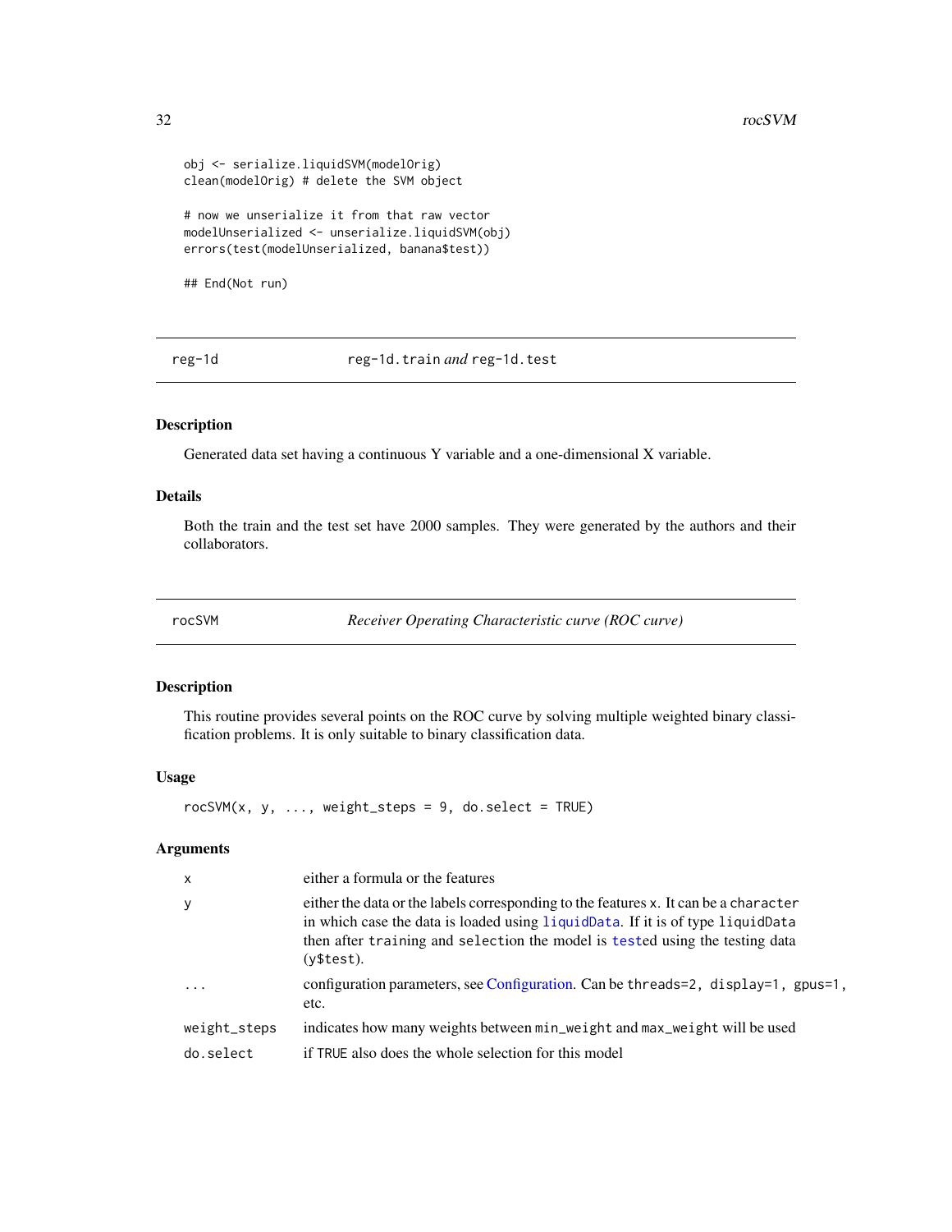```
obj <- serialize.liquidSVM(modelOrig)
clean(modelOrig) # delete the SVM object

# now we unserialize it from that raw vector
modelUnserialized <- unserialize.liquidSVM(obj)
errors(test(modelUnserialized, banana$test))

## End(Not run)
```

## reg-1d — reg-1d.train *and* reg-1d.test

### Description

Generated data set having a continuous Y variable and a one-dimensional X variable.

### Details

Both the train and the test set have 2000 samples. They were generated by the authors and their collaborators.

## rocSVM — *Receiver Operating Characteristic curve (ROC curve)*

### Description

This routine provides several points on the ROC curve by solving multiple weighted binary classification problems. It is only suitable to binary classification data.

### Usage

```
rocSVM(x, y, ..., weight_steps = 9, do.select = TRUE)
```

### Arguments

| | |
|---|---|
| x | either a formula or the features |
| y | either the data or the labels corresponding to the features x. It can be a character in which case the data is loaded using liquidData. If it is of type liquidData then after training and selection the model is tested using the testing data (y$test). |
| ... | configuration parameters, see Configuration. Can be threads=2, display=1, gpus=1, etc. |
| weight_steps | indicates how many weights between min_weight and max_weight will be used |
| do.select | if TRUE also does the whole selection for this model |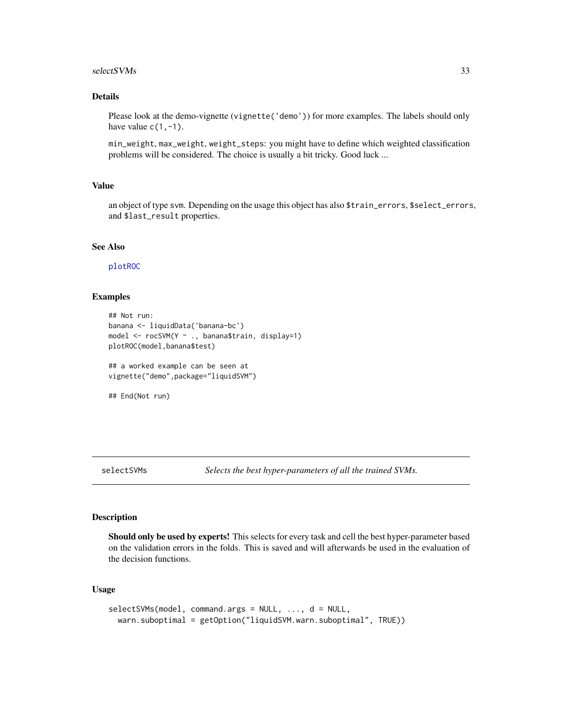### Details

Please look at the demo-vignette (`vignette('demo')`) for more examples. The labels should only have value `c(1,-1)`.

`min_weight`, `max_weight`, `weight_steps`: you might have to define which weighted classification problems will be considered. The choice is usually a bit tricky. Good luck ...

### Value

an object of type `svm`. Depending on the usage this object has also `$train_errors`, `$select_errors`, and `$last_result` properties.

### See Also

`plotROC`

### Examples

```
## Not run:
banana <- liquidData('banana-bc')
model <- rocSVM(Y ~ ., banana$train, display=1)
plotROC(model,banana$test)

## a worked example can be seen at
vignette("demo",package="liquidSVM")

## End(Not run)
```

---

## selectSVMs — *Selects the best hyper-parameters of all the trained SVMs.*

### Description

**Should only be used by experts!** This selects for every task and cell the best hyper-parameter based on the validation errors in the folds. This is saved and will afterwards be used in the evaluation of the decision functions.

### Usage

```
selectSVMs(model, command.args = NULL, ..., d = NULL,
  warn.suboptimal = getOption("liquidSVM.warn.suboptimal", TRUE))
```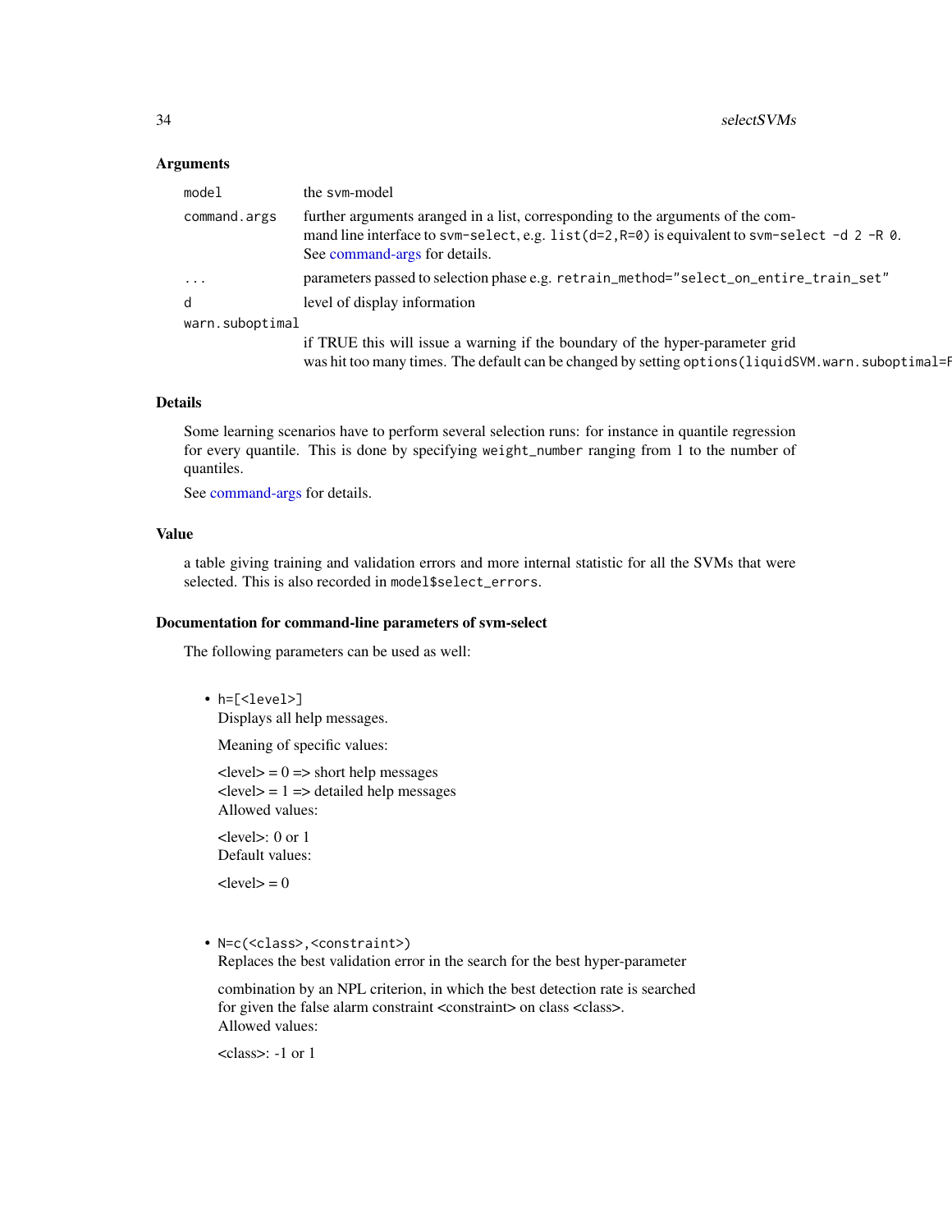### Arguments

| | |
|---|---|
| `model` | the `svm-model` |
| `command.args` | further arguments aranged in a list, corresponding to the arguments of the command line interface to `svm-select`, e.g. `list(d=2,R=0)` is equivalent to `svm-select -d 2 -R 0`. See command-args for details. |
| `...` | parameters passed to selection phase e.g. `retrain_method="select_on_entire_train_set"` |
| `d` | level of display information |
| `warn.suboptimal` | if TRUE this will issue a warning if the boundary of the hyper-parameter grid was hit too many times. The default can be changed by setting `options(liquidSVM.warn.suboptimal=F` |

### Details

Some learning scenarios have to perform several selection runs: for instance in quantile regression for every quantile. This is done by specifying `weight_number` ranging from 1 to the number of quantiles.

See command-args for details.

### Value

a table giving training and validation errors and more internal statistic for all the SVMs that were selected. This is also recorded in `model$select_errors`.

### Documentation for command-line parameters of svm-select

The following parameters can be used as well:

- `h=[<level>]`
  Displays all help messages.

  Meaning of specific values:

  <level> = 0 => short help messages
  <level> = 1 => detailed help messages
  Allowed values:

  <level>: 0 or 1
  Default values:

  <level> = 0

- `N=c(<class>,<constraint>)`
  Replaces the best validation error in the search for the best hyper-parameter

  combination by an NPL criterion, in which the best detection rate is searched for given the false alarm constraint <constraint> on class <class>.
  Allowed values:

  <class>: -1 or 1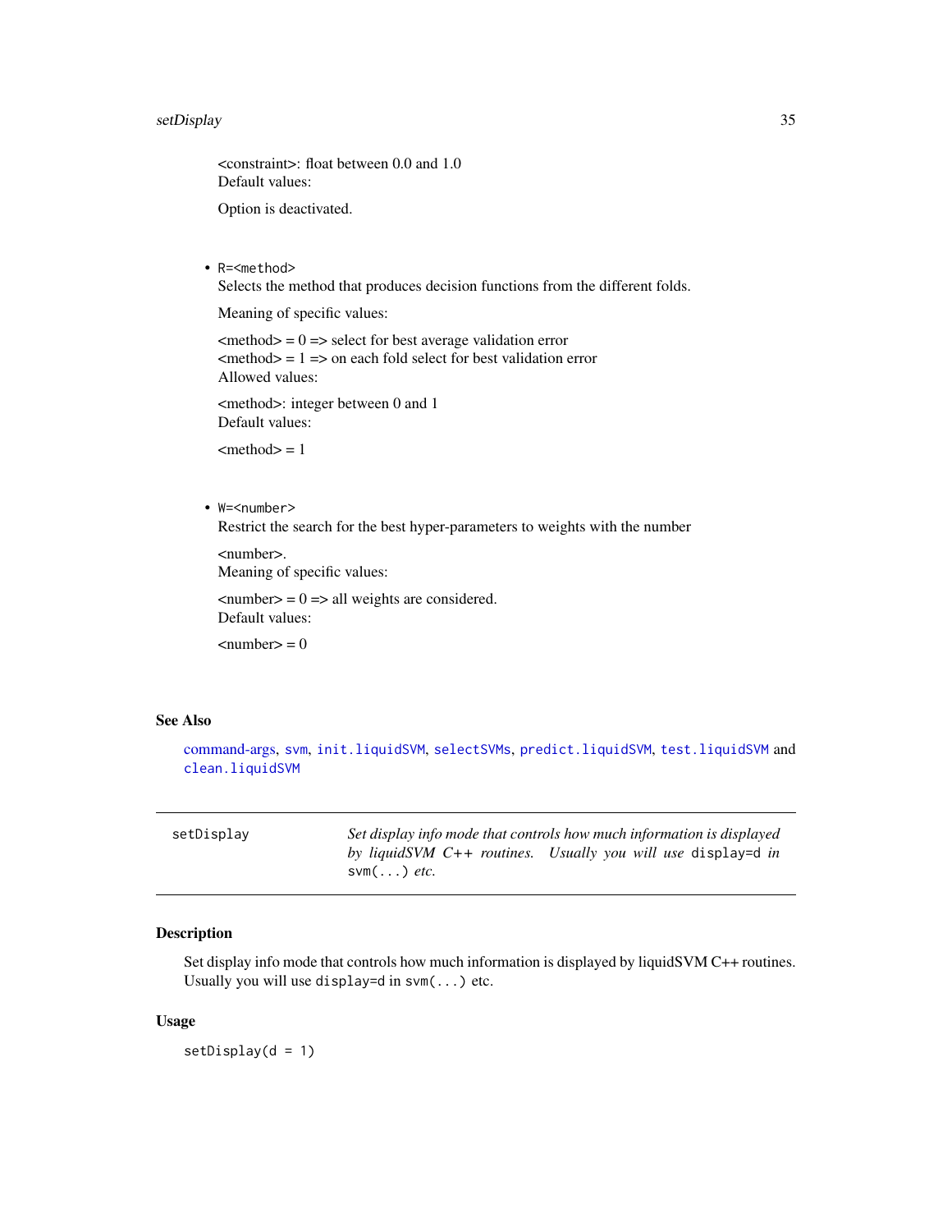<constraint>: float between 0.0 and 1.0
Default values:

Option is deactivated.

- `R=<method>`
  Selects the method that produces decision functions from the different folds.

  Meaning of specific values:

  <method> = 0 => select for best average validation error
  <method> = 1 => on each fold select for best validation error
  Allowed values:

  <method>: integer between 0 and 1
  Default values:

  <method> = 1

- `W=<number>`
  Restrict the search for the best hyper-parameters to weights with the number

  <number>.
  Meaning of specific values:

  <number> = 0 => all weights are considered.
  Default values:

  <number> = 0

### See Also

command-args, `svm`, `init.liquidSVM`, `selectSVMs`, `predict.liquidSVM`, `test.liquidSVM` and `clean.liquidSVM`

---

## setDisplay

*Set display info mode that controls how much information is displayed by liquidSVM C++ routines. Usually you will use* `display=d` *in* `svm(...)` *etc.*

---

### Description

Set display info mode that controls how much information is displayed by liquidSVM C++ routines. Usually you will use `display=d` in `svm(...)` etc.

### Usage

```
setDisplay(d = 1)
```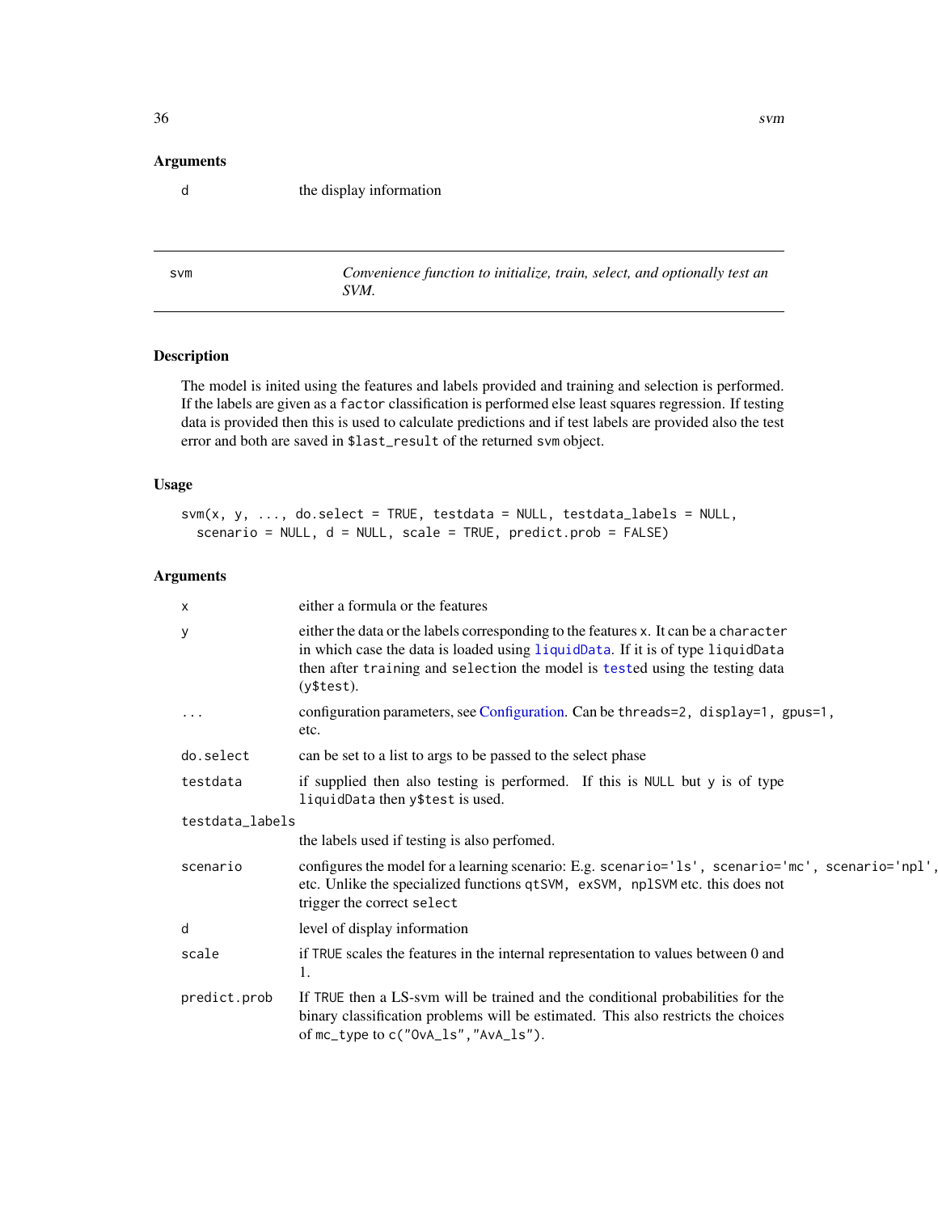## Arguments

| | |
|---|---|
| d | the display information |

---

`svm` *Convenience function to initialize, train, select, and optionally test an SVM.*

---

## Description

The model is inited using the features and labels provided and training and selection is performed. If the labels are given as a `factor` classification is performed else least squares regression. If testing data is provided then this is used to calculate predictions and if test labels are provided also the test error and both are saved in `$last_result` of the returned `svm` object.

## Usage

```
svm(x, y, ..., do.select = TRUE, testdata = NULL, testdata_labels = NULL,
  scenario = NULL, d = NULL, scale = TRUE, predict.prob = FALSE)
```

## Arguments

| | |
|---|---|
| x | either a formula or the features |
| y | either the data or the labels corresponding to the features `x`. It can be a `character` in which case the data is loaded using `liquidData`. If it is of type `liquidData` then after `training` and `selection` the model is `test`ed using the testing data (`y$test`). |
| ... | configuration parameters, see Configuration. Can be `threads=2, display=1, gpus=1,` etc. |
| do.select | can be set to a list to args to be passed to the select phase |
| testdata | if supplied then also testing is performed. If this is `NULL` but `y` is of type `liquidData` then `y$test` is used. |
| testdata_labels | the labels used if testing is also perfomed. |
| scenario | configures the model for a learning scenario: E.g. `scenario='ls', scenario='mc', scenario='npl',` etc. Unlike the specialized functions `qtSVM, exSVM, nplSVM` etc. this does not trigger the correct `select` |
| d | level of display information |
| scale | if `TRUE` scales the features in the internal representation to values between 0 and 1. |
| predict.prob | If `TRUE` then a LS-svm will be trained and the conditional probabilities for the binary classification problems will be estimated. This also restricts the choices of `mc_type` to `c("OvA_ls","AvA_ls")`. |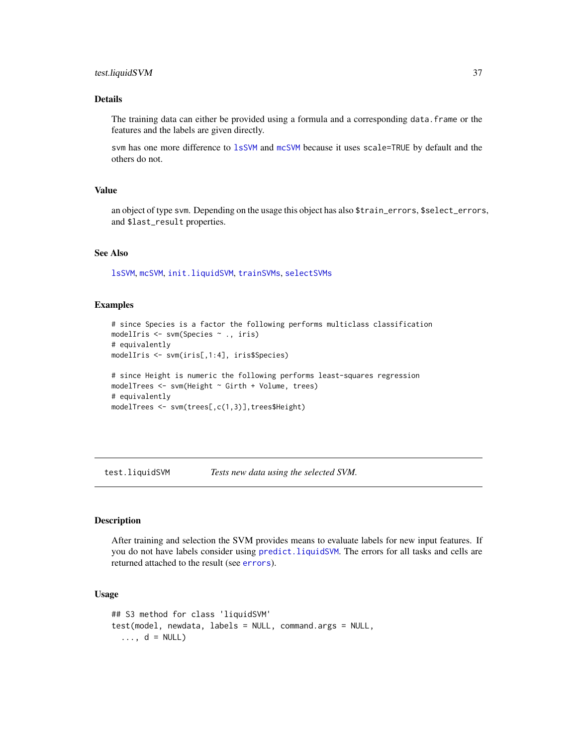## Details

The training data can either be provided using a formula and a corresponding `data.frame` or the features and the labels are given directly.

`svm` has one more difference to `lsSVM` and `mcSVM` because it uses `scale=TRUE` by default and the others do not.

## Value

an object of type `svm`. Depending on the usage this object has also `$train_errors`, `$select_errors`, and `$last_result` properties.

## See Also

`lsSVM`, `mcSVM`, `init.liquidSVM`, `trainSVMs`, `selectSVMs`

## Examples

```
# since Species is a factor the following performs multiclass classification
modelIris <- svm(Species ~ ., iris)
# equivalently
modelIris <- svm(iris[,1:4], iris$Species)

# since Height is numeric the following performs least-squares regression
modelTrees <- svm(Height ~ Girth + Volume, trees)
# equivalently
modelTrees <- svm(trees[,c(1,3)],trees$Height)
```

---

# test.liquidSVM — *Tests new data using the selected SVM.*

---

## Description

After training and selection the SVM provides means to evaluate labels for new input features. If you do not have labels consider using `predict.liquidSVM`. The errors for all tasks and cells are returned attached to the result (see `errors`).

## Usage

```
## S3 method for class 'liquidSVM'
test(model, newdata, labels = NULL, command.args = NULL,
  ..., d = NULL)
```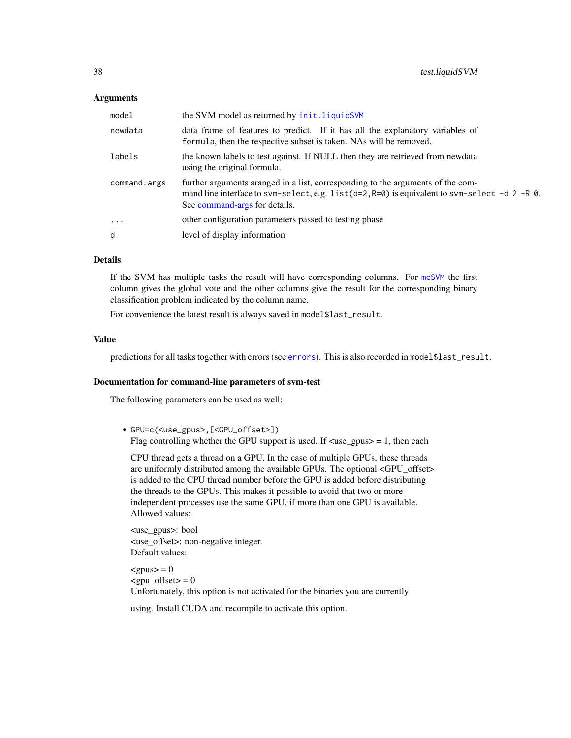### Arguments

| | |
|---|---|
| `model` | the SVM model as returned by `init.liquidSVM` |
| `newdata` | data frame of features to predict. If it has all the explanatory variables of `formula`, then the respective subset is taken. NAs will be removed. |
| `labels` | the known labels to test against. If NULL then they are retrieved from newdata using the original formula. |
| `command.args` | further arguments aranged in a list, corresponding to the arguments of the command line interface to `svm-select`, e.g. `list(d=2,R=0)` is equivalent to `svm-select -d 2 -R 0`. See command-args for details. |
| `...` | other configuration parameters passed to testing phase |
| `d` | level of display information |

### Details

If the SVM has multiple tasks the result will have corresponding columns. For `mcSVM` the first column gives the global vote and the other columns give the result for the corresponding binary classification problem indicated by the column name.

For convenience the latest result is always saved in `model$last_result`.

### Value

predictions for all tasks together with errors (see `errors`). This is also recorded in `model$last_result`.

### Documentation for command-line parameters of svm-test

The following parameters can be used as well:

- `GPU=c(<use_gpus>,[<GPU_offset>])`
  Flag controlling whether the GPU support is used. If <use_gpus> = 1, then each

  CPU thread gets a thread on a GPU. In the case of multiple GPUs, these threads are uniformly distributed among the available GPUs. The optional <GPU_offset> is added to the CPU thread number before the GPU is added before distributing the threads to the GPUs. This makes it possible to avoid that two or more independent processes use the same GPU, if more than one GPU is available.
  Allowed values:

  <use_gpus>: bool
  <use_offset>: non-negative integer.
  Default values:

  <gpus> = 0
  <gpu_offset> = 0
  Unfortunately, this option is not activated for the binaries you are currently

  using. Install CUDA and recompile to activate this option.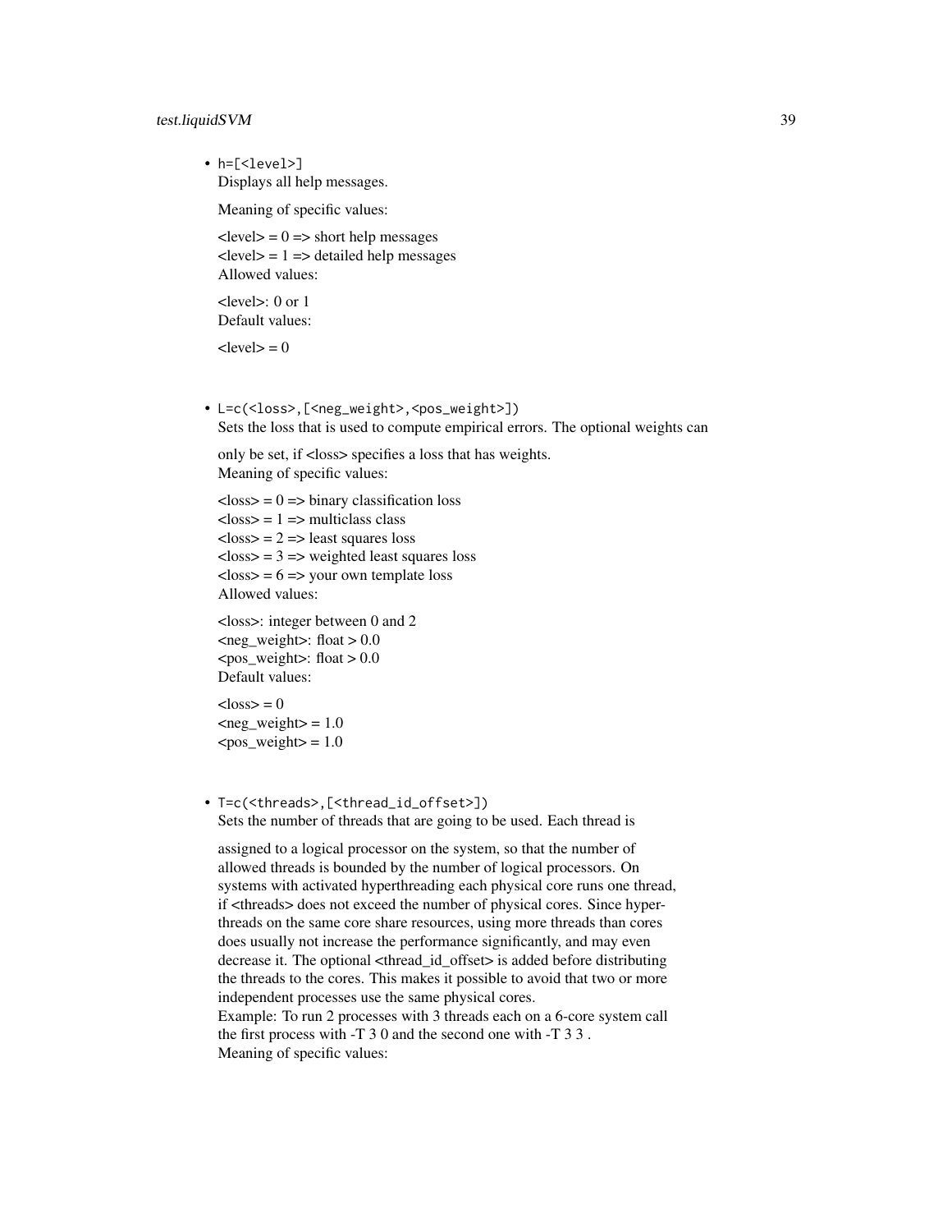- `h=[<level>]`
  Displays all help messages.

  Meaning of specific values:

  <level> = 0 => short help messages
  <level> = 1 => detailed help messages
  Allowed values:

  <level>: 0 or 1
  Default values:

  <level> = 0

- `L=c(<loss>,[<neg_weight>,<pos_weight>])`
  Sets the loss that is used to compute empirical errors. The optional weights can

  only be set, if <loss> specifies a loss that has weights.
  Meaning of specific values:

  <loss> = 0 => binary classification loss
  <loss> = 1 => multiclass class
  <loss> = 2 => least squares loss
  <loss> = 3 => weighted least squares loss
  <loss> = 6 => your own template loss
  Allowed values:

  <loss>: integer between 0 and 2
  <neg_weight>: float > 0.0
  <pos_weight>: float > 0.0
  Default values:

  <loss> = 0
  <neg_weight> = 1.0
  <pos_weight> = 1.0

- `T=c(<threads>,[<thread_id_offset>])`
  Sets the number of threads that are going to be used. Each thread is

  assigned to a logical processor on the system, so that the number of allowed threads is bounded by the number of logical processors. On systems with activated hyperthreading each physical core runs one thread, if <threads> does not exceed the number of physical cores. Since hyper-threads on the same core share resources, using more threads than cores does usually not increase the performance significantly, and may even decrease it. The optional <thread_id_offset> is added before distributing the threads to the cores. This makes it possible to avoid that two or more independent processes use the same physical cores.
  Example: To run 2 processes with 3 threads each on a 6-core system call the first process with -T 3 0 and the second one with -T 3 3 .
  Meaning of specific values: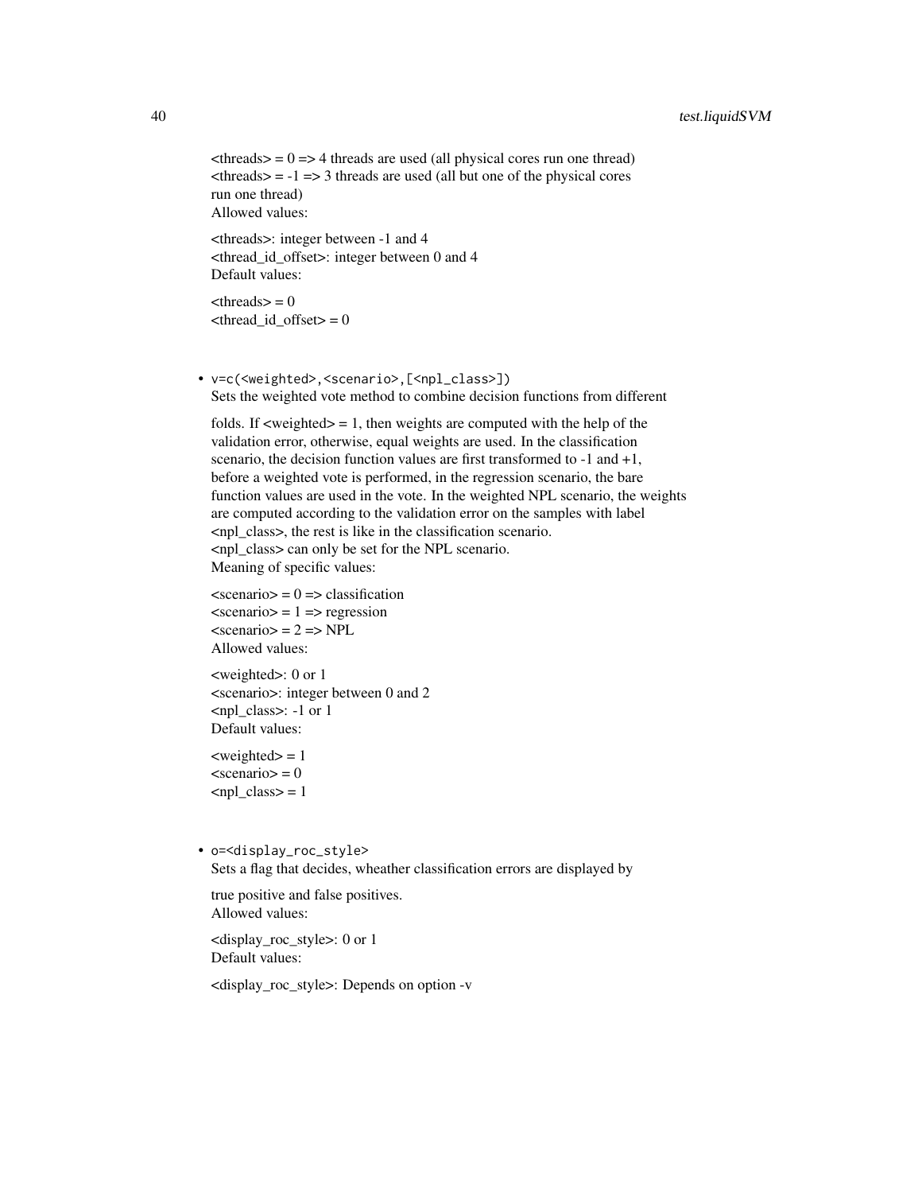<threads> = 0 => 4 threads are used (all physical cores run one thread)
<threads> = -1 => 3 threads are used (all but one of the physical cores run one thread)
Allowed values:

<threads>: integer between -1 and 4
<thread_id_offset>: integer between 0 and 4
Default values:

<threads> = 0
<thread_id_offset> = 0

- `v=c(<weighted>,<scenario>,[<npl_class>])`
  Sets the weighted vote method to combine decision functions from different

  folds. If <weighted> = 1, then weights are computed with the help of the validation error, otherwise, equal weights are used. In the classification scenario, the decision function values are first transformed to -1 and +1, before a weighted vote is performed, in the regression scenario, the bare function values are used in the vote. In the weighted NPL scenario, the weights are computed according to the validation error on the samples with label <npl_class>, the rest is like in the classification scenario.
  <npl_class> can only be set for the NPL scenario.
  Meaning of specific values:

  <scenario> = 0 => classification
  <scenario> = 1 => regression
  <scenario> = 2 => NPL
  Allowed values:

  <weighted>: 0 or 1
  <scenario>: integer between 0 and 2
  <npl_class>: -1 or 1
  Default values:

  <weighted> = 1
  <scenario> = 0
  <npl_class> = 1

- `o=<display_roc_style>`
  Sets a flag that decides, wheather classification errors are displayed by

  true positive and false positives.
  Allowed values:

  <display_roc_style>: 0 or 1
  Default values:

  <display_roc_style>: Depends on option -v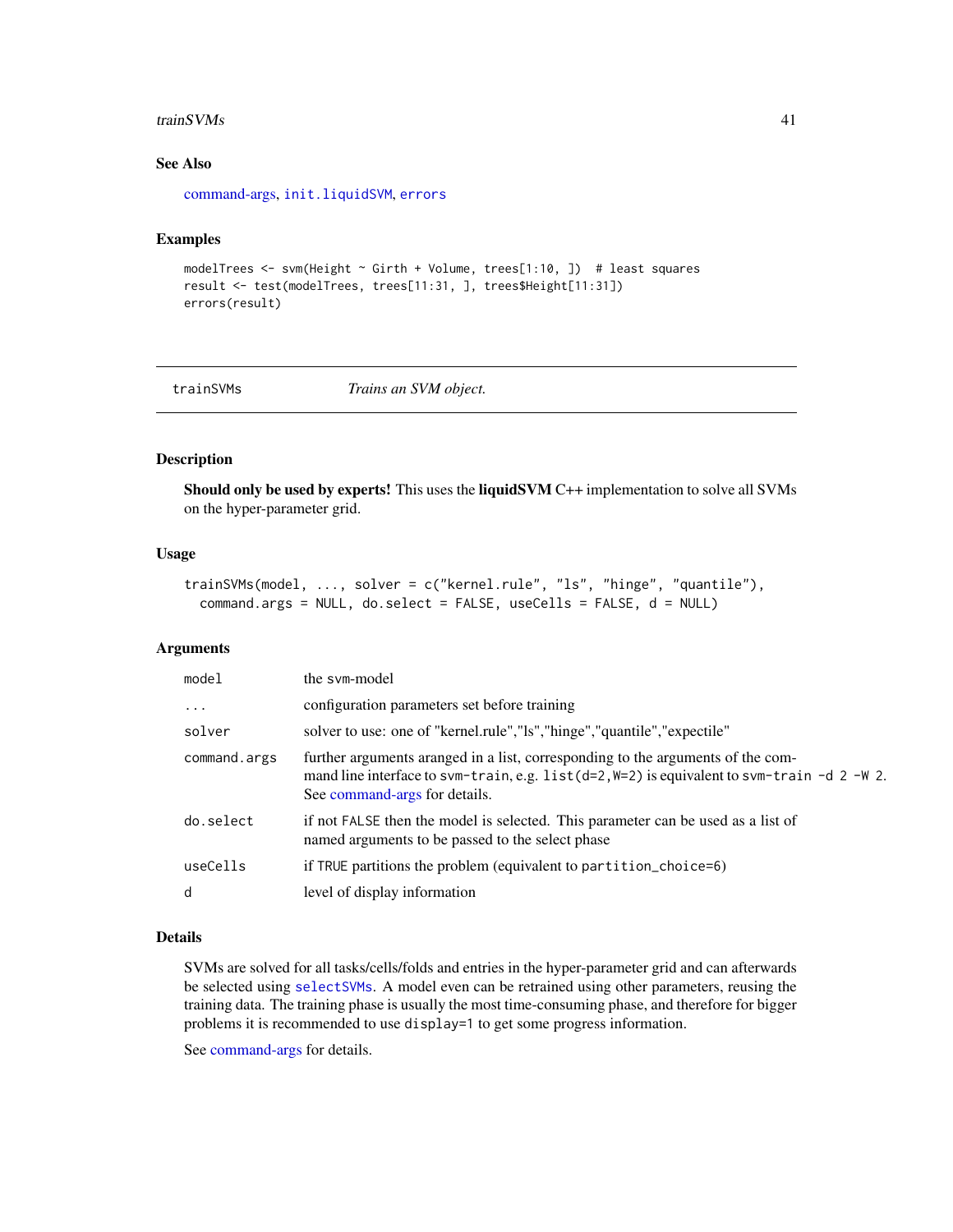## See Also

command-args, `init.liquidSVM`, `errors`

## Examples

```
modelTrees <- svm(Height ~ Girth + Volume, trees[1:10, ])  # least squares
result <- test(modelTrees, trees[11:31, ], trees$Height[11:31])
errors(result)
```

---

`trainSVMs` *Trains an SVM object.*

---

## Description

**Should only be used by experts!** This uses the **liquidSVM** C++ implementation to solve all SVMs on the hyper-parameter grid.

## Usage

```
trainSVMs(model, ..., solver = c("kernel.rule", "ls", "hinge", "quantile"),
  command.args = NULL, do.select = FALSE, useCells = FALSE, d = NULL)
```

## Arguments

| | |
|---|---|
| `model` | the svm-model |
| `...` | configuration parameters set before training |
| `solver` | solver to use: one of "kernel.rule","ls","hinge","quantile","expectile" |
| `command.args` | further arguments aranged in a list, corresponding to the arguments of the command line interface to `svm-train`, e.g. `list(d=2,W=2)` is equivalent to `svm-train -d 2 -W 2`. See command-args for details. |
| `do.select` | if not `FALSE` then the model is selected. This parameter can be used as a list of named arguments to be passed to the select phase |
| `useCells` | if `TRUE` partitions the problem (equivalent to `partition_choice=6`) |
| `d` | level of display information |

## Details

SVMs are solved for all tasks/cells/folds and entries in the hyper-parameter grid and can afterwards be selected using `selectSVMs`. A model even can be retrained using other parameters, reusing the training data. The training phase is usually the most time-consuming phase, and therefore for bigger problems it is recommended to use `display=1` to get some progress information.

See command-args for details.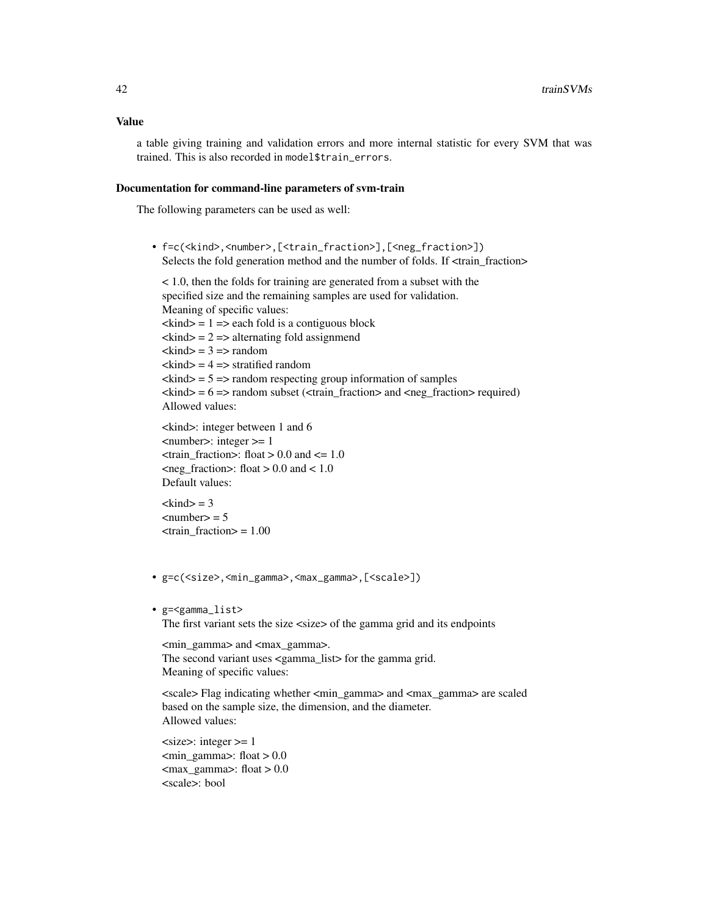### Value

a table giving training and validation errors and more internal statistic for every SVM that was trained. This is also recorded in `model$train_errors`.

### Documentation for command-line parameters of svm-train

The following parameters can be used as well:

- `f=c(<kind>,<number>,[<train_fraction>],[<neg_fraction>])`
  Selects the fold generation method and the number of folds. If <train_fraction>

  < 1.0, then the folds for training are generated from a subset with the
  specified size and the remaining samples are used for validation.
  Meaning of specific values:
  <kind> = 1 => each fold is a contiguous block
  <kind> = 2 => alternating fold assignmend
  <kind> = 3 => random
  <kind> = 4 => stratified random
  <kind> = 5 => random respecting group information of samples
  <kind> = 6 => random subset (<train_fraction> and <neg_fraction> required)
  Allowed values:

  <kind>: integer between 1 and 6
  <number>: integer >= 1
  <train_fraction>: float > 0.0 and <= 1.0
  <neg_fraction>: float > 0.0 and < 1.0
  Default values:

  <kind> = 3
  <number> = 5
  <train_fraction> = 1.00

- `g=c(<size>,<min_gamma>,<max_gamma>,[<scale>])`

- `g=<gamma_list>`
  The first variant sets the size <size> of the gamma grid and its endpoints

  <min_gamma> and <max_gamma>.
  The second variant uses <gamma_list> for the gamma grid.
  Meaning of specific values:

  <scale> Flag indicating whether <min_gamma> and <max_gamma> are scaled
  based on the sample size, the dimension, and the diameter.
  Allowed values:

  <size>: integer >= 1
  <min_gamma>: float > 0.0
  <max_gamma>: float > 0.0
  <scale>: bool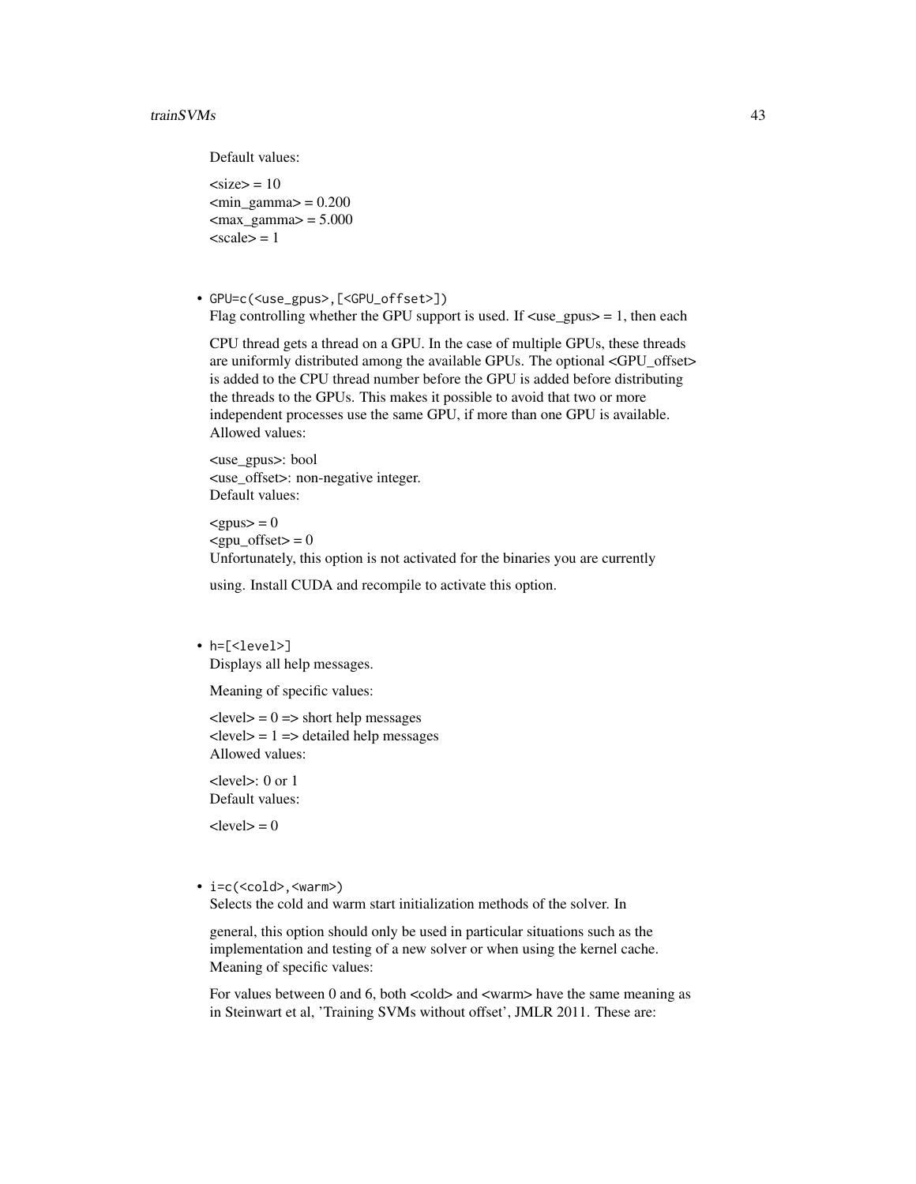Default values:

<size> = 10
<min_gamma> = 0.200
<max_gamma> = 5.000
<scale> = 1

- `GPU=c(<use_gpus>,[<GPU_offset>])`
  Flag controlling whether the GPU support is used. If <use_gpus> = 1, then each

  CPU thread gets a thread on a GPU. In the case of multiple GPUs, these threads are uniformly distributed among the available GPUs. The optional <GPU_offset> is added to the CPU thread number before the GPU is added before distributing the threads to the GPUs. This makes it possible to avoid that two or more independent processes use the same GPU, if more than one GPU is available.
  Allowed values:

  <use_gpus>: bool
  <use_offset>: non-negative integer.
  Default values:

  <gpus> = 0
  <gpu_offset> = 0
  Unfortunately, this option is not activated for the binaries you are currently

  using. Install CUDA and recompile to activate this option.

- `h=[<level>]`
  Displays all help messages.

  Meaning of specific values:

  <level> = 0 => short help messages
  <level> = 1 => detailed help messages
  Allowed values:

  <level>: 0 or 1
  Default values:

  <level> = 0

- `i=c(<cold>,<warm>)`
  Selects the cold and warm start initialization methods of the solver. In

  general, this option should only be used in particular situations such as the implementation and testing of a new solver or when using the kernel cache.
  Meaning of specific values:

  For values between 0 and 6, both <cold> and <warm> have the same meaning as in Steinwart et al, 'Training SVMs without offset', JMLR 2011. These are: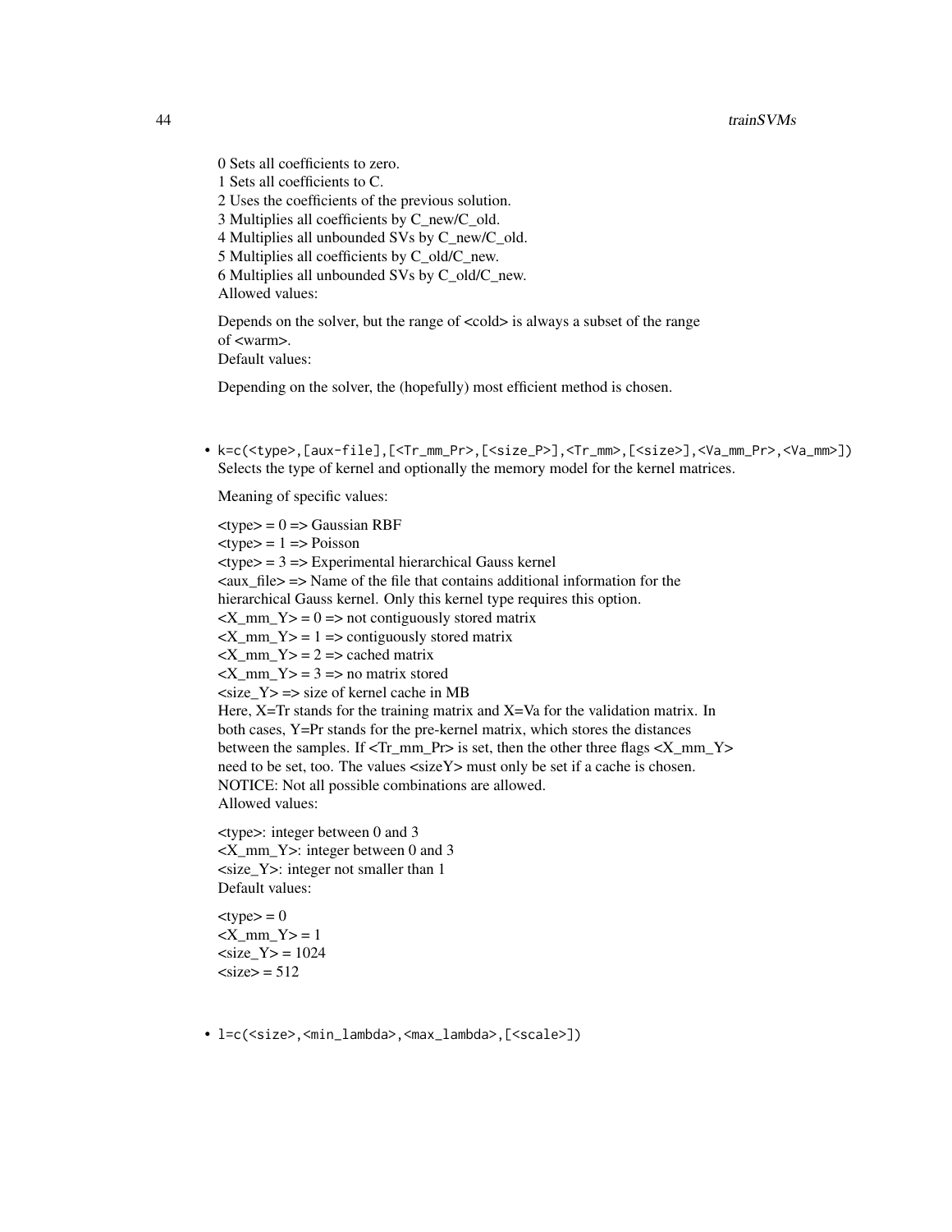0 Sets all coefficients to zero.
1 Sets all coefficients to C.
2 Uses the coefficients of the previous solution.
3 Multiplies all coefficients by C_new/C_old.
4 Multiplies all unbounded SVs by C_new/C_old.
5 Multiplies all coefficients by C_old/C_new.
6 Multiplies all unbounded SVs by C_old/C_new.
Allowed values:

Depends on the solver, but the range of <cold> is always a subset of the range of <warm>.
Default values:

Depending on the solver, the (hopefully) most efficient method is chosen.

- `k=c(<type>,[aux-file],[<Tr_mm_Pr>,[<size_P>],<Tr_mm>,[<size>],<Va_mm_Pr>,<Va_mm>])`
  Selects the type of kernel and optionally the memory model for the kernel matrices.

  Meaning of specific values:

  <type> = 0 => Gaussian RBF
  <type> = 1 => Poisson
  <type> = 3 => Experimental hierarchical Gauss kernel
  <aux_file> => Name of the file that contains additional information for the hierarchical Gauss kernel. Only this kernel type requires this option.
  <X_mm_Y> = 0 => not contiguously stored matrix
  <X_mm_Y> = 1 => contiguously stored matrix
  <X_mm_Y> = 2 => cached matrix
  <X_mm_Y> = 3 => no matrix stored
  <size_Y> => size of kernel cache in MB
  Here, X=Tr stands for the training matrix and X=Va for the validation matrix. In both cases, Y=Pr stands for the pre-kernel matrix, which stores the distances between the samples. If <Tr_mm_Pr> is set, then the other three flags <X_mm_Y> need to be set, too. The values <sizeY> must only be set if a cache is chosen. NOTICE: Not all possible combinations are allowed.
  Allowed values:

  <type>: integer between 0 and 3
  <X_mm_Y>: integer between 0 and 3
  <size_Y>: integer not smaller than 1
  Default values:

  <type> = 0
  <X_mm_Y> = 1
  <size_Y> = 1024
  <size> = 512

- `l=c(<size>,<min_lambda>,<max_lambda>,[<scale>])`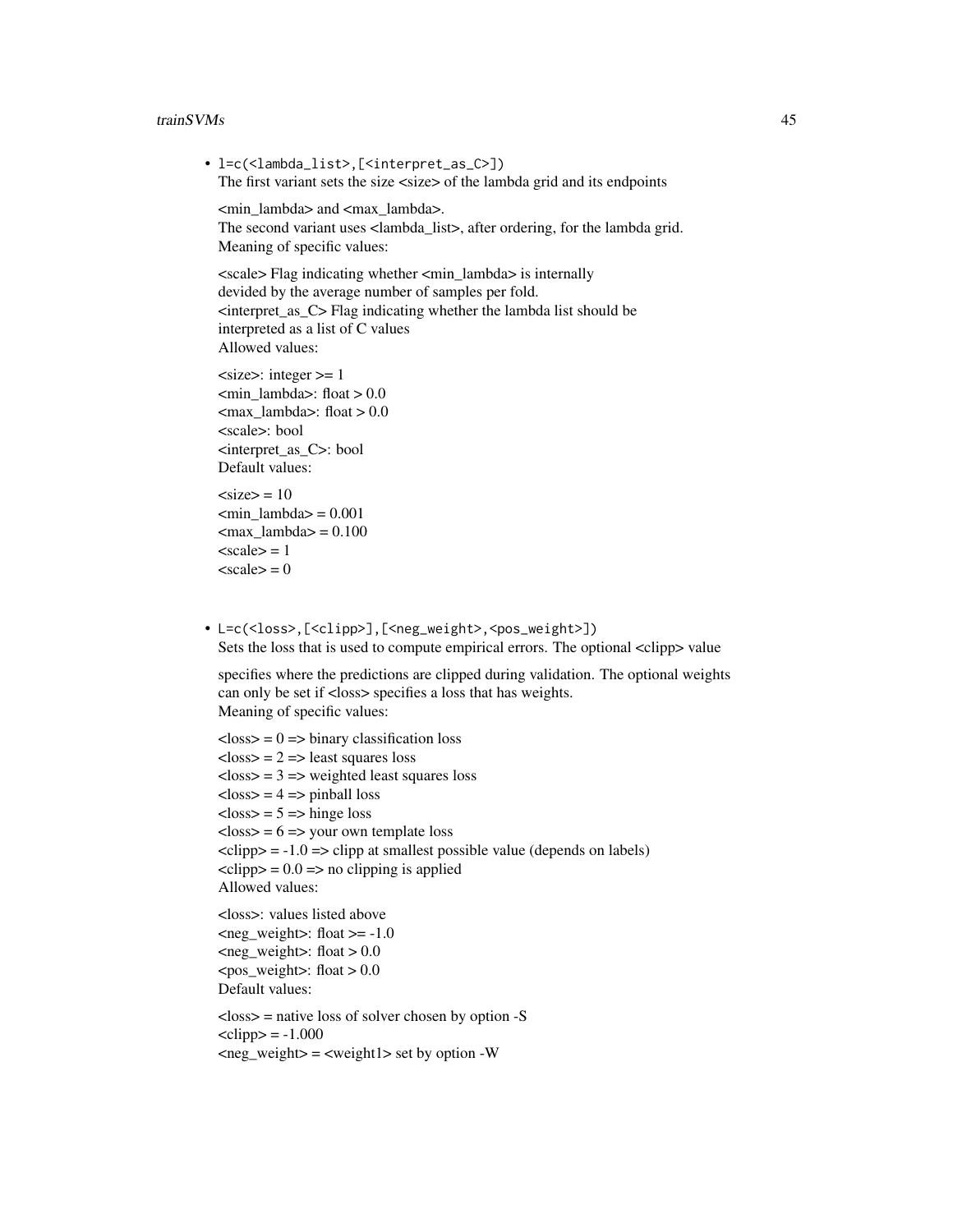- `l=c(<lambda_list>,[<interpret_as_C>])`
  The first variant sets the size <size> of the lambda grid and its endpoints

  <min_lambda> and <max_lambda>.
  The second variant uses <lambda_list>, after ordering, for the lambda grid.
  Meaning of specific values:

  <scale> Flag indicating whether <min_lambda> is internally
  devided by the average number of samples per fold.
  <interpret_as_C> Flag indicating whether the lambda list should be
  interpreted as a list of C values
  Allowed values:

  <size>: integer >= 1
  <min_lambda>: float > 0.0
  <max_lambda>: float > 0.0
  <scale>: bool
  <interpret_as_C>: bool
  Default values:

  <size> = 10
  <min_lambda> = 0.001
  <max_lambda> = 0.100
  <scale> = 1
  <scale> = 0

- `L=c(<loss>,[<clipp>],[<neg_weight>,<pos_weight>])`
  Sets the loss that is used to compute empirical errors. The optional <clipp> value

  specifies where the predictions are clipped during validation. The optional weights
  can only be set if <loss> specifies a loss that has weights.
  Meaning of specific values:

  <loss> = 0 => binary classification loss
  <loss> = 2 => least squares loss
  <loss> = 3 => weighted least squares loss
  <loss> = 4 => pinball loss
  <loss> = 5 => hinge loss
  <loss> = 6 => your own template loss
  <clipp> = -1.0 => clipp at smallest possible value (depends on labels)
  <clipp> = 0.0 => no clipping is applied
  Allowed values:

  <loss>: values listed above
  <neg_weight>: float >= -1.0
  <neg_weight>: float > 0.0
  <pos_weight>: float > 0.0
  Default values:

  <loss> = native loss of solver chosen by option -S
  <clipp> = -1.000
  <neg_weight> = <weight1> set by option -W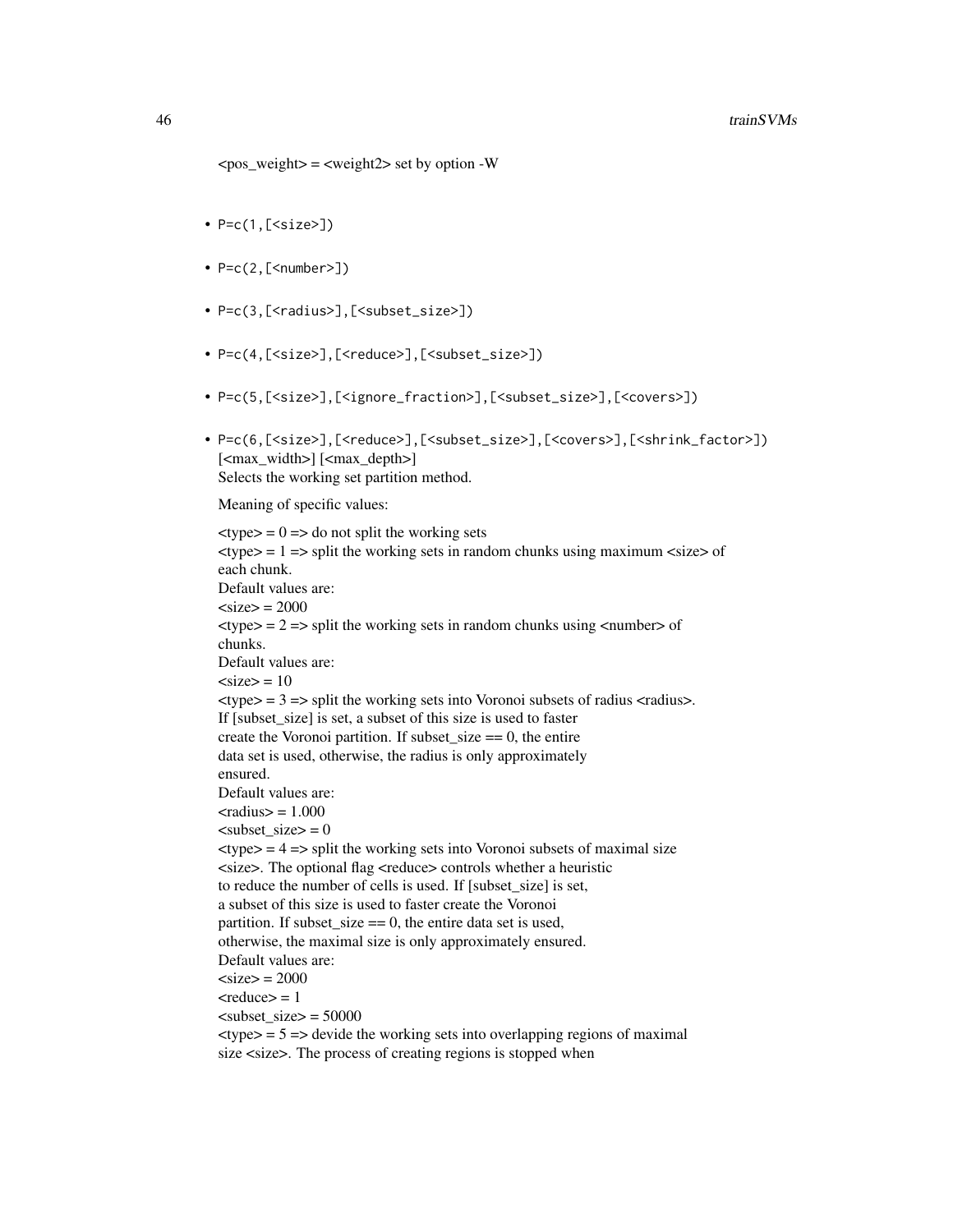<pos_weight> = <weight2> set by option -W

- `P=c(1,[<size>])`
- `P=c(2,[<number>])`
- `P=c(3,[<radius>],[<subset_size>])`
- `P=c(4,[<size>],[<reduce>],[<subset_size>])`
- `P=c(5,[<size>],[<ignore_fraction>],[<subset_size>],[<covers>])`
- `P=c(6,[<size>],[<reduce>],[<subset_size>],[<covers>],[<shrink_factor>])`
  [<max_width>] [<max_depth>]
  Selects the working set partition method.

  Meaning of specific values:

  <type> = 0 => do not split the working sets
  <type> = 1 => split the working sets in random chunks using maximum <size> of
  each chunk.
  Default values are:
  <size> = 2000
  <type> = 2 => split the working sets in random chunks using <number> of
  chunks.
  Default values are:
  <size> = 10
  <type> = 3 => split the working sets into Voronoi subsets of radius <radius>.
  If [subset_size] is set, a subset of this size is used to faster
  create the Voronoi partition. If subset_size == 0, the entire
  data set is used, otherwise, the radius is only approximately
  ensured.
  Default values are:
  <radius> = 1.000
  <subset_size> = 0
  <type> = 4 => split the working sets into Voronoi subsets of maximal size
  <size>. The optional flag <reduce> controls whether a heuristic
  to reduce the number of cells is used. If [subset_size] is set,
  a subset of this size is used to faster create the Voronoi
  partition. If subset_size == 0, the entire data set is used,
  otherwise, the maximal size is only approximately ensured.
  Default values are:
  <size> = 2000
  <reduce> = 1
  <subset_size> = 50000
  <type> = 5 => devide the working sets into overlapping regions of maximal
  size <size>. The process of creating regions is stopped when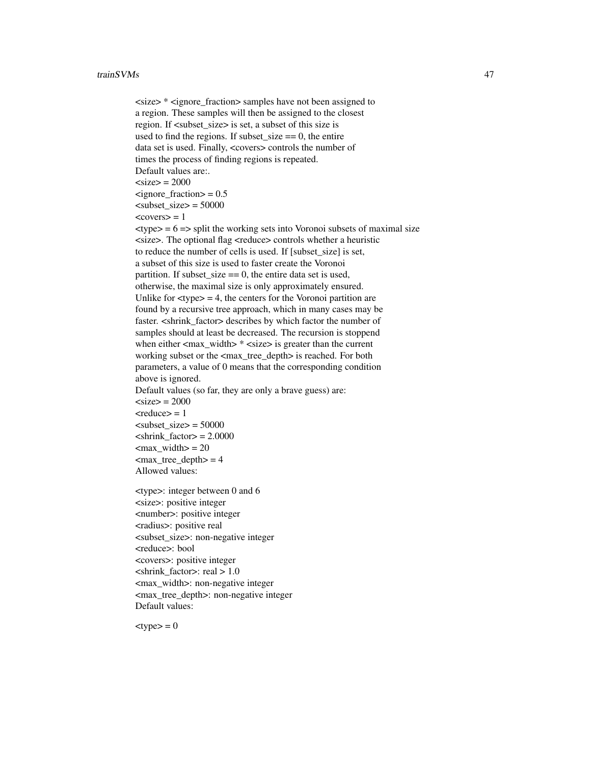<size> * <ignore_fraction> samples have not been assigned to
a region. These samples will then be assigned to the closest
region. If <subset_size> is set, a subset of this size is
used to find the regions. If subset_size == 0, the entire
data set is used. Finally, <covers> controls the number of
times the process of finding regions is repeated.
Default values are:.
<size> = 2000
<ignore_fraction> = 0.5
<subset_size> = 50000
<covers> = 1
<type> = 6 => split the working sets into Voronoi subsets of maximal size
<size>. The optional flag <reduce> controls whether a heuristic
to reduce the number of cells is used. If [subset_size] is set,
a subset of this size is used to faster create the Voronoi
partition. If subset_size == 0, the entire data set is used,
otherwise, the maximal size is only approximately ensured.
Unlike for <type> = 4, the centers for the Voronoi partition are
found by a recursive tree approach, which in many cases may be
faster. <shrink_factor> describes by which factor the number of
samples should at least be decreased. The recursion is stoppend
when either <max_width> * <size> is greater than the current
working subset or the <max_tree_depth> is reached. For both
parameters, a value of 0 means that the corresponding condition
above is ignored.
Default values (so far, they are only a brave guess) are:
<size> = 2000
<reduce> = 1
<subset_size> = 50000
<shrink_factor> = 2.0000
<max_width> = 20
<max_tree_depth> = 4
Allowed values:

<type>: integer between 0 and 6
<size>: positive integer
<number>: positive integer
<radius>: positive real
<subset_size>: non-negative integer
<reduce>: bool
<covers>: positive integer
<shrink_factor>: real > 1.0
<max_width>: non-negative integer
<max_tree_depth>: non-negative integer
Default values:

<type> = 0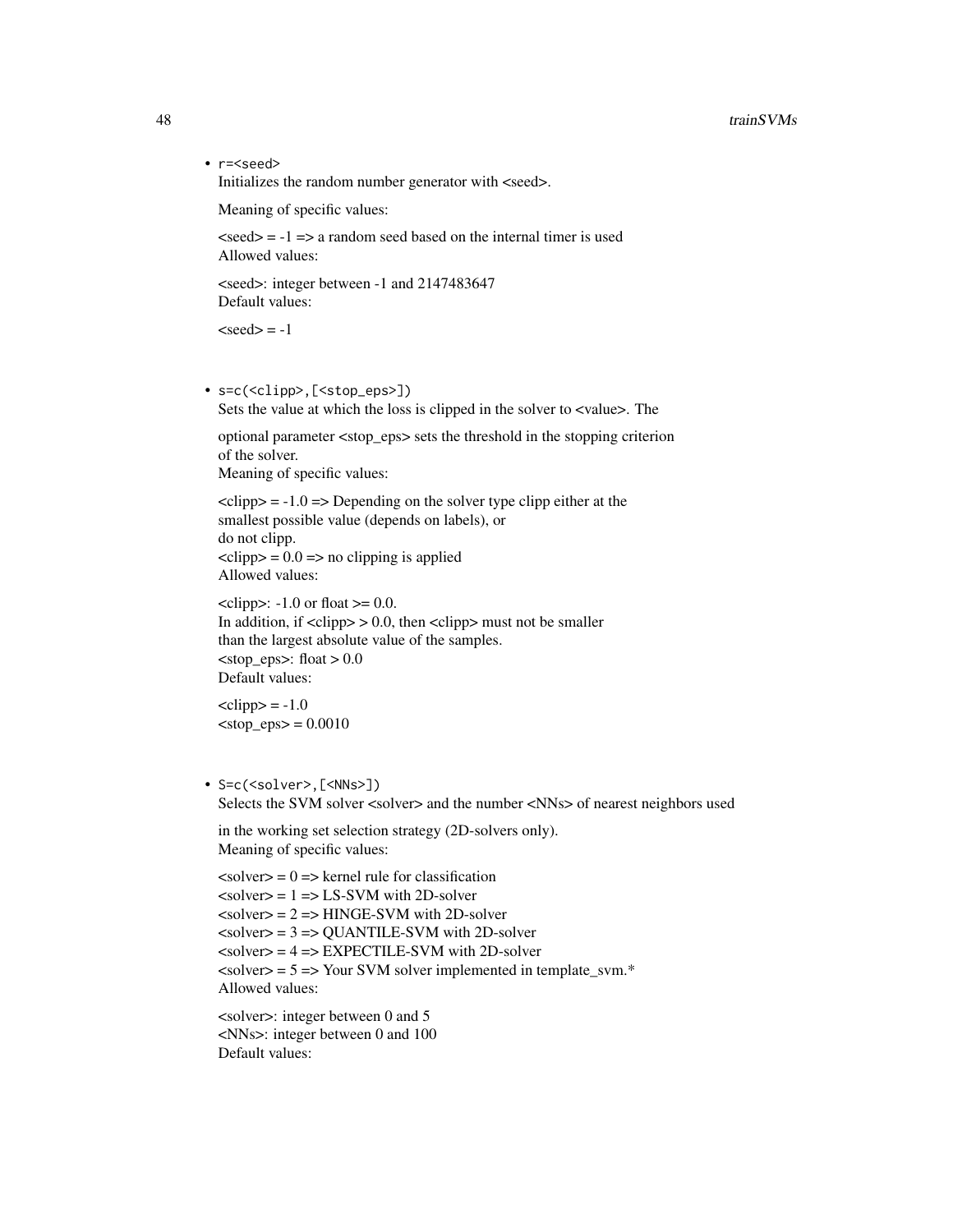- `r=<seed>`
  Initializes the random number generator with <seed>.

  Meaning of specific values:

  <seed> = -1 => a random seed based on the internal timer is used
  Allowed values:

  <seed>: integer between -1 and 2147483647
  Default values:

  <seed> = -1

- `s=c(<clipp>,[<stop_eps>])`
  Sets the value at which the loss is clipped in the solver to <value>. The

  optional parameter <stop_eps> sets the threshold in the stopping criterion
  of the solver.
  Meaning of specific values:

  <clipp> = -1.0 => Depending on the solver type clipp either at the
  smallest possible value (depends on labels), or
  do not clipp.
  <clipp> = 0.0 => no clipping is applied
  Allowed values:

  <clipp>: -1.0 or float >= 0.0.
  In addition, if <clipp> > 0.0, then <clipp> must not be smaller
  than the largest absolute value of the samples.
  <stop_eps>: float > 0.0
  Default values:

  <clipp> = -1.0
  <stop_eps> = 0.0010

- `S=c(<solver>,[<NNs>])`
  Selects the SVM solver <solver> and the number <NNs> of nearest neighbors used

  in the working set selection strategy (2D-solvers only).
  Meaning of specific values:

  <solver> = 0 => kernel rule for classification
  <solver> = 1 => LS-SVM with 2D-solver
  <solver> = 2 => HINGE-SVM with 2D-solver
  <solver> = 3 => QUANTILE-SVM with 2D-solver
  <solver> = 4 => EXPECTILE-SVM with 2D-solver
  <solver> = 5 => Your SVM solver implemented in template_svm.*
  Allowed values:

  <solver>: integer between 0 and 5
  <NNs>: integer between 0 and 100
  Default values: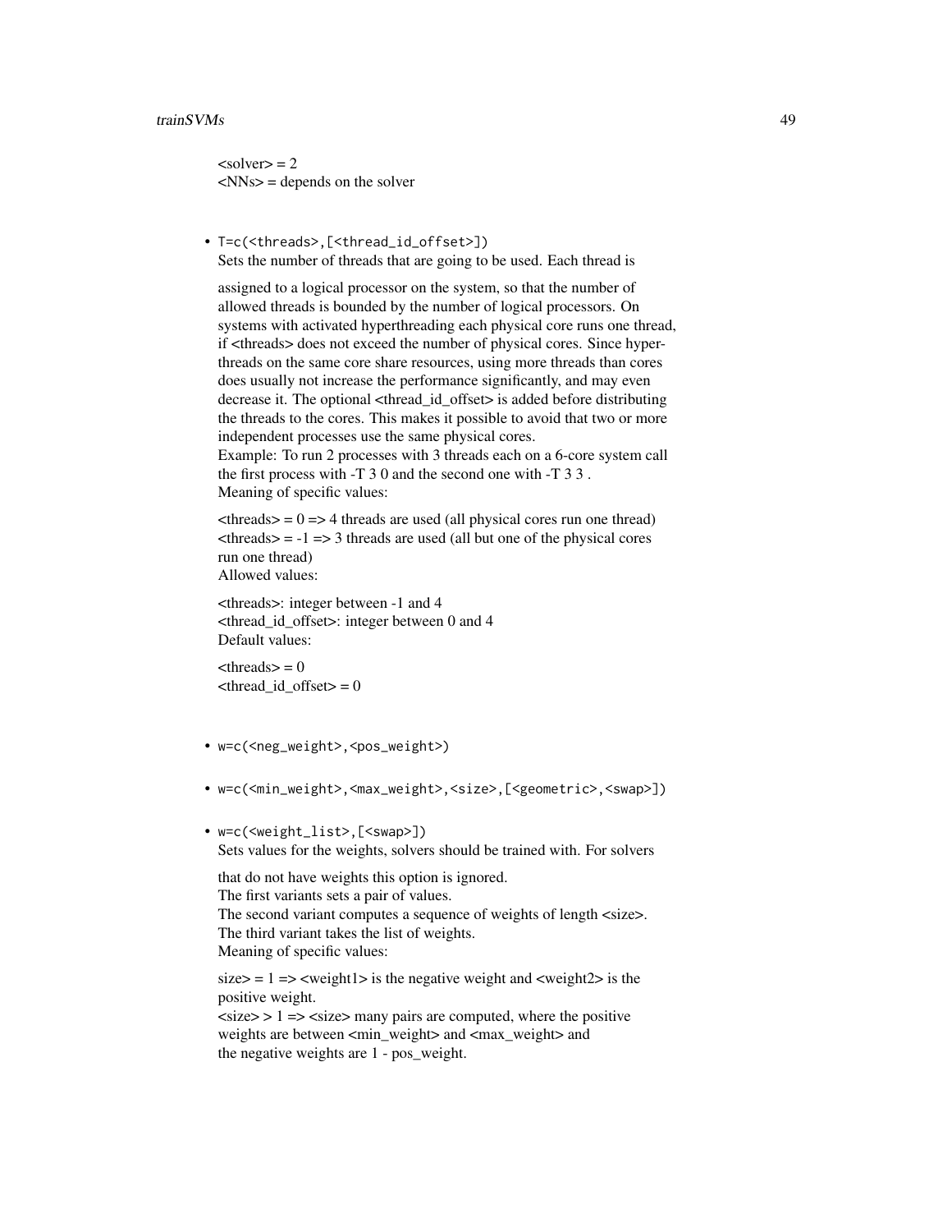<solver> = 2
<NNs> = depends on the solver

- `T=c(<threads>,[<thread_id_offset>])`
  Sets the number of threads that are going to be used. Each thread is

  assigned to a logical processor on the system, so that the number of allowed threads is bounded by the number of logical processors. On systems with activated hyperthreading each physical core runs one thread, if <threads> does not exceed the number of physical cores. Since hyper-threads on the same core share resources, using more threads than cores does usually not increase the performance significantly, and may even decrease it. The optional <thread_id_offset> is added before distributing the threads to the cores. This makes it possible to avoid that two or more independent processes use the same physical cores.
  Example: To run 2 processes with 3 threads each on a 6-core system call the first process with -T 3 0 and the second one with -T 3 3 .
  Meaning of specific values:

  <threads> = 0 => 4 threads are used (all physical cores run one thread)
  <threads> = -1 => 3 threads are used (all but one of the physical cores run one thread)
  Allowed values:

  <threads>: integer between -1 and 4
  <thread_id_offset>: integer between 0 and 4
  Default values:

  <threads> = 0
  <thread_id_offset> = 0

- `w=c(<neg_weight>,<pos_weight>)`

- `w=c(<min_weight>,<max_weight>,<size>,[<geometric>,<swap>])`

- `w=c(<weight_list>,[<swap>])`
  Sets values for the weights, solvers should be trained with. For solvers

  that do not have weights this option is ignored.
  The first variants sets a pair of values.
  The second variant computes a sequence of weights of length <size>.
  The third variant takes the list of weights.
  Meaning of specific values:

  size> = 1 => <weight1> is the negative weight and <weight2> is the positive weight.
  <size> > 1 => <size> many pairs are computed, where the positive weights are between <min_weight> and <max_weight> and the negative weights are 1 - pos_weight.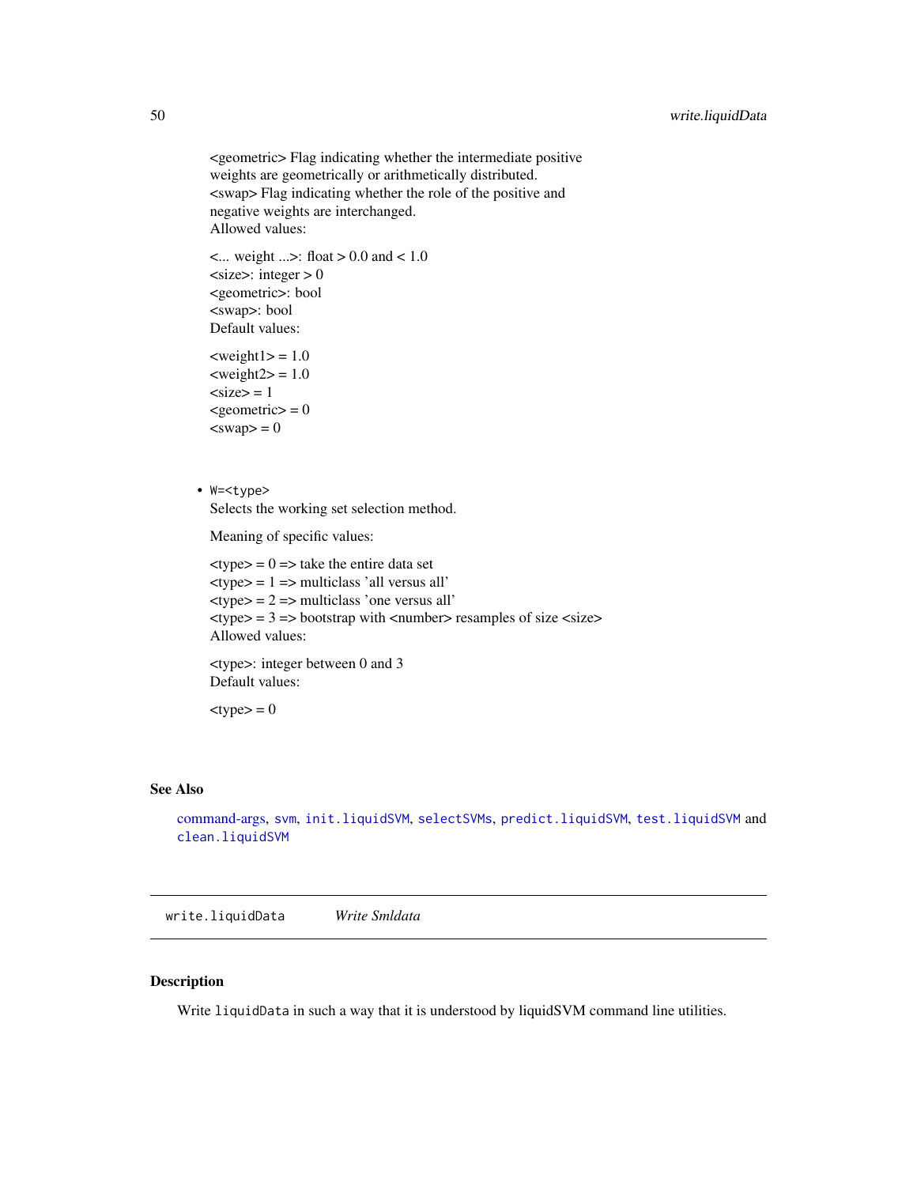<geometric> Flag indicating whether the intermediate positive weights are geometrically or arithmetically distributed.
<swap> Flag indicating whether the role of the positive and negative weights are interchanged.
Allowed values:

<... weight ...>: float > 0.0 and < 1.0
<size>: integer > 0
<geometric>: bool
<swap>: bool
Default values:

<weight1> = 1.0
<weight2> = 1.0
<size> = 1
<geometric> = 0
<swap> = 0

- `W=<type>`
  Selects the working set selection method.

  Meaning of specific values:

  <type> = 0 => take the entire data set
  <type> = 1 => multiclass 'all versus all'
  <type> = 2 => multiclass 'one versus all'
  <type> = 3 => bootstrap with <number> resamples of size <size>
  Allowed values:

  <type>: integer between 0 and 3
  Default values:

  <type> = 0

## See Also

command-args, `svm`, `init.liquidSVM`, `selectSVMs`, `predict.liquidSVM`, `test.liquidSVM` and `clean.liquidSVM`

---

# `write.liquidData` *Write Smldata*

## Description

Write `liquidData` in such a way that it is understood by liquidSVM command line utilities.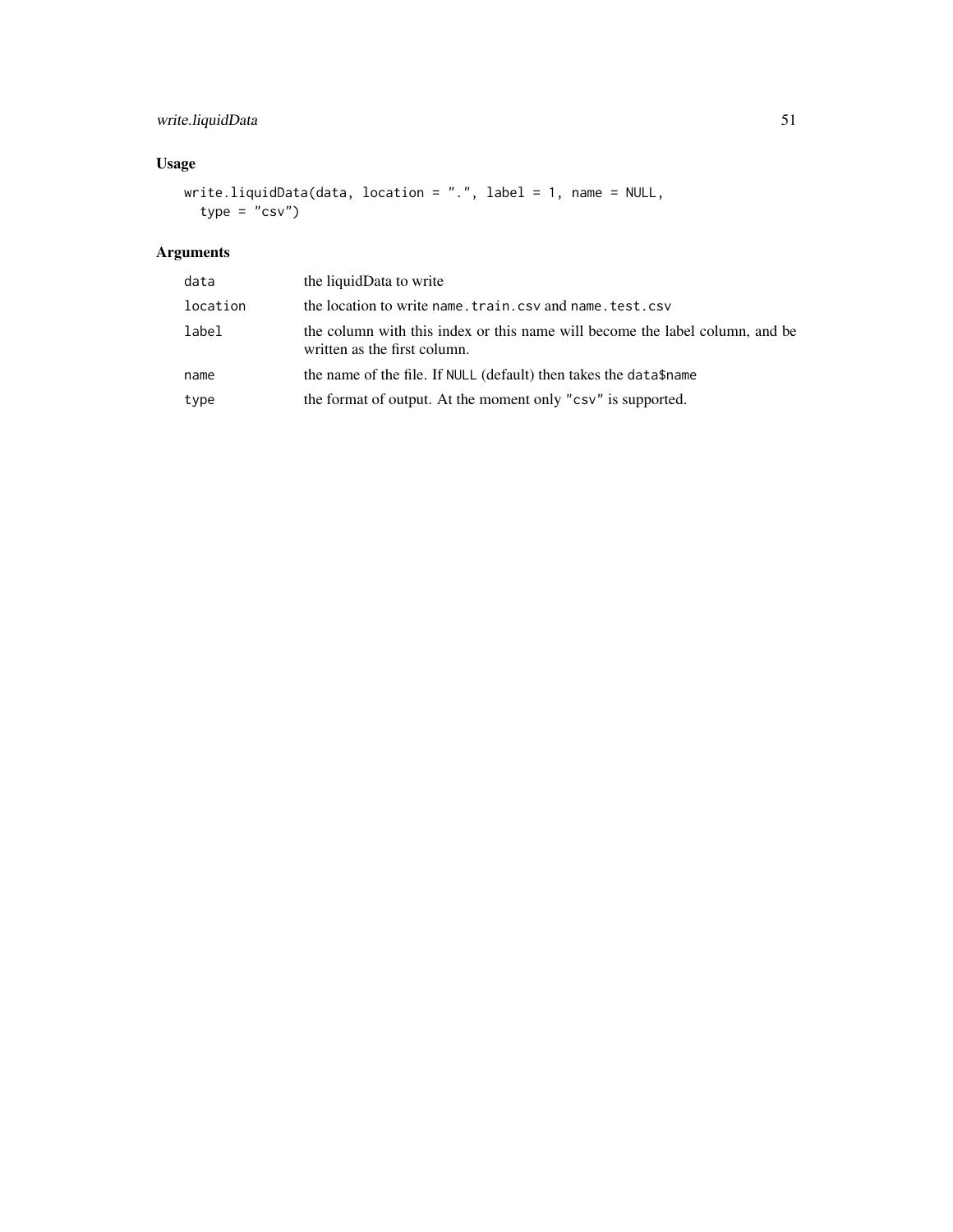## Usage

```
write.liquidData(data, location = ".", label = 1, name = NULL,
  type = "csv")
```

## Arguments

| | |
|---|---|
| data | the liquidData to write |
| location | the location to write `name.train.csv` and `name.test.csv` |
| label | the column with this index or this name will become the label column, and be written as the first column. |
| name | the name of the file. If `NULL` (default) then takes the `data$name` |
| type | the format of output. At the moment only `"csv"` is supported. |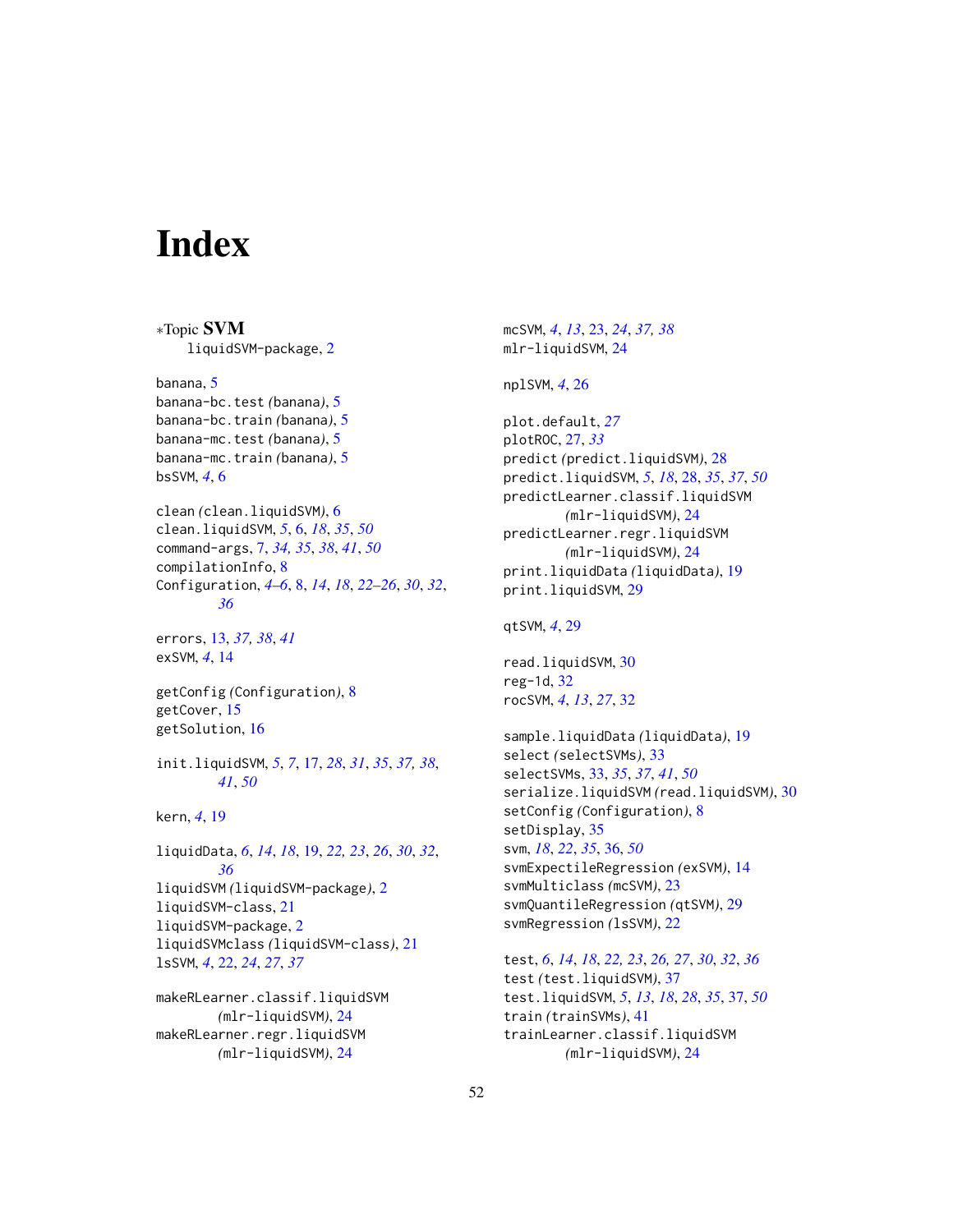# Index

*Topic **SVM**
liquidSVM-package, 2

banana, 5
banana-bc.test (banana), 5
banana-bc.train (banana), 5
banana-mc.test (banana), 5
banana-mc.train (banana), 5
bsSVM, *4*, 6

clean (clean.liquidSVM), 6
clean.liquidSVM, *5*, 6, *18*, *35*, *50*
command-args, 7, *34, 35*, *38*, *41*, *50*
compilationInfo, 8
Configuration, *4–6*, 8, *14*, *18*, *22–26*, *30*, *32*, *36*

errors, 13, *37, 38*, *41*
exSVM, *4*, 14

getConfig (Configuration), 8
getCover, 15
getSolution, 16

init.liquidSVM, *5*, *7*, 17, *28*, *31*, *35*, *37, 38*, *41*, *50*

kern, *4*, 19

liquidData, *6*, *14*, *18*, 19, *22, 23*, *26*, *30*, *32*, *36*
liquidSVM (liquidSVM-package), 2
liquidSVM-class, 21
liquidSVM-package, 2
liquidSVMclass (liquidSVM-class), 21
lsSVM, *4*, 22, *24*, *27*, *37*

makeRLearner.classif.liquidSVM (mlr-liquidSVM), 24
makeRLearner.regr.liquidSVM (mlr-liquidSVM), 24

mcSVM, *4*, *13*, 23, *24*, *37, 38*
mlr-liquidSVM, 24

nplSVM, *4*, 26

plot.default, *27*
plotROC, 27, *33*
predict (predict.liquidSVM), 28
predict.liquidSVM, *5*, *18*, 28, *35*, *37*, *50*
predictLearner.classif.liquidSVM (mlr-liquidSVM), 24
predictLearner.regr.liquidSVM (mlr-liquidSVM), 24
print.liquidData (liquidData), 19
print.liquidSVM, 29

qtSVM, *4*, 29

read.liquidSVM, 30
reg-1d, 32
rocSVM, *4*, *13*, *27*, 32

sample.liquidData (liquidData), 19
select (selectSVMs), 33
selectSVMs, 33, *35*, *37*, *41*, *50*
serialize.liquidSVM (read.liquidSVM), 30
setConfig (Configuration), 8
setDisplay, 35
svm, *18*, *22*, *35*, 36, *50*
svmExpectileRegression (exSVM), 14
svmMulticlass (mcSVM), 23
svmQuantileRegression (qtSVM), 29
svmRegression (lsSVM), 22

test, *6*, *14*, *18*, *22, 23*, *26, 27*, *30*, *32*, *36*
test (test.liquidSVM), 37
test.liquidSVM, *5*, *13*, *18*, *28*, *35*, 37, *50*
train (trainSVMs), 41
trainLearner.classif.liquidSVM (mlr-liquidSVM), 24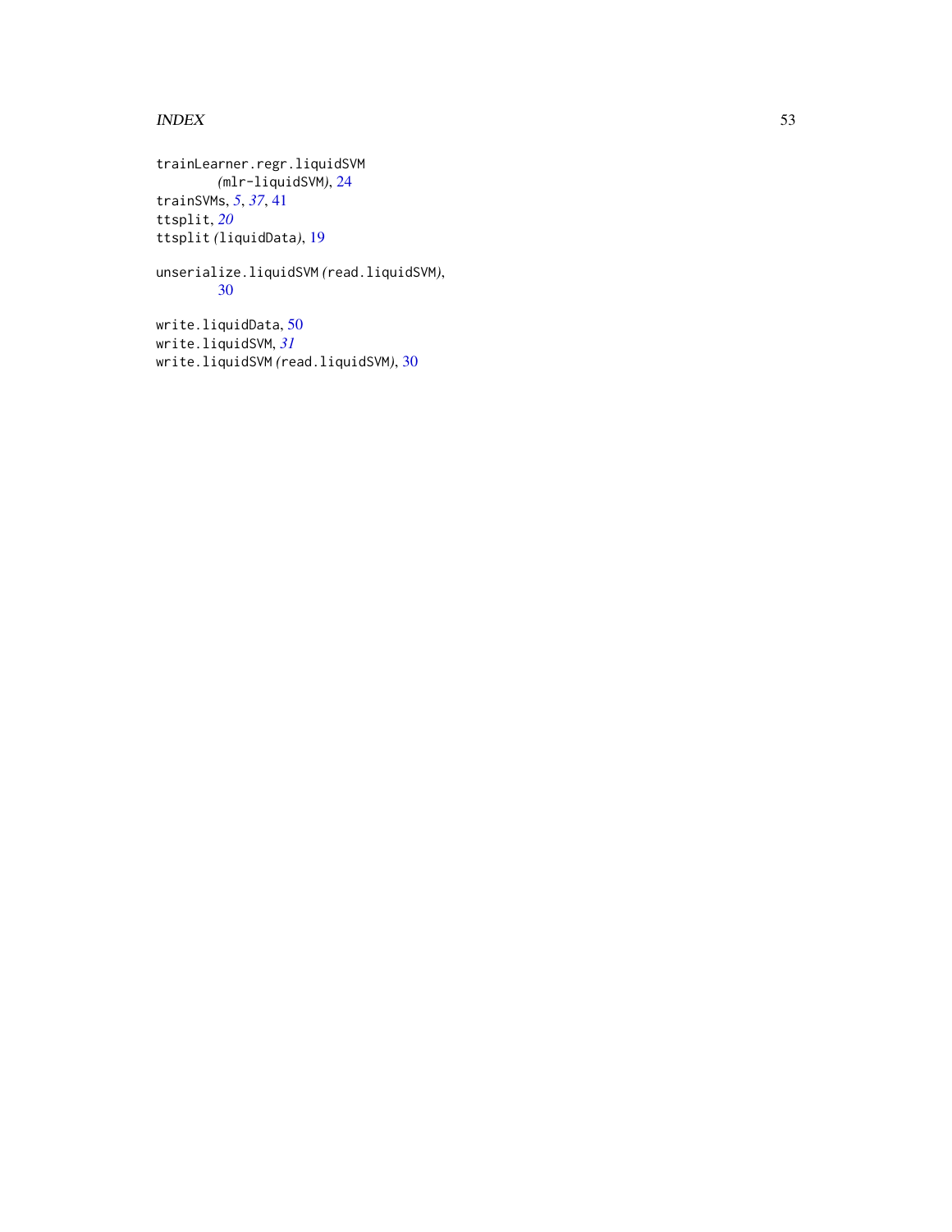trainLearner.regr.liquidSVM
    (mlr-liquidSVM), 24
trainSVMs, *5*, *37*, 41
ttsplit, *20*
ttsplit (liquidData), 19

unserialize.liquidSVM (read.liquidSVM),
    30

write.liquidData, 50
write.liquidSVM, *31*
write.liquidSVM (read.liquidSVM), 30